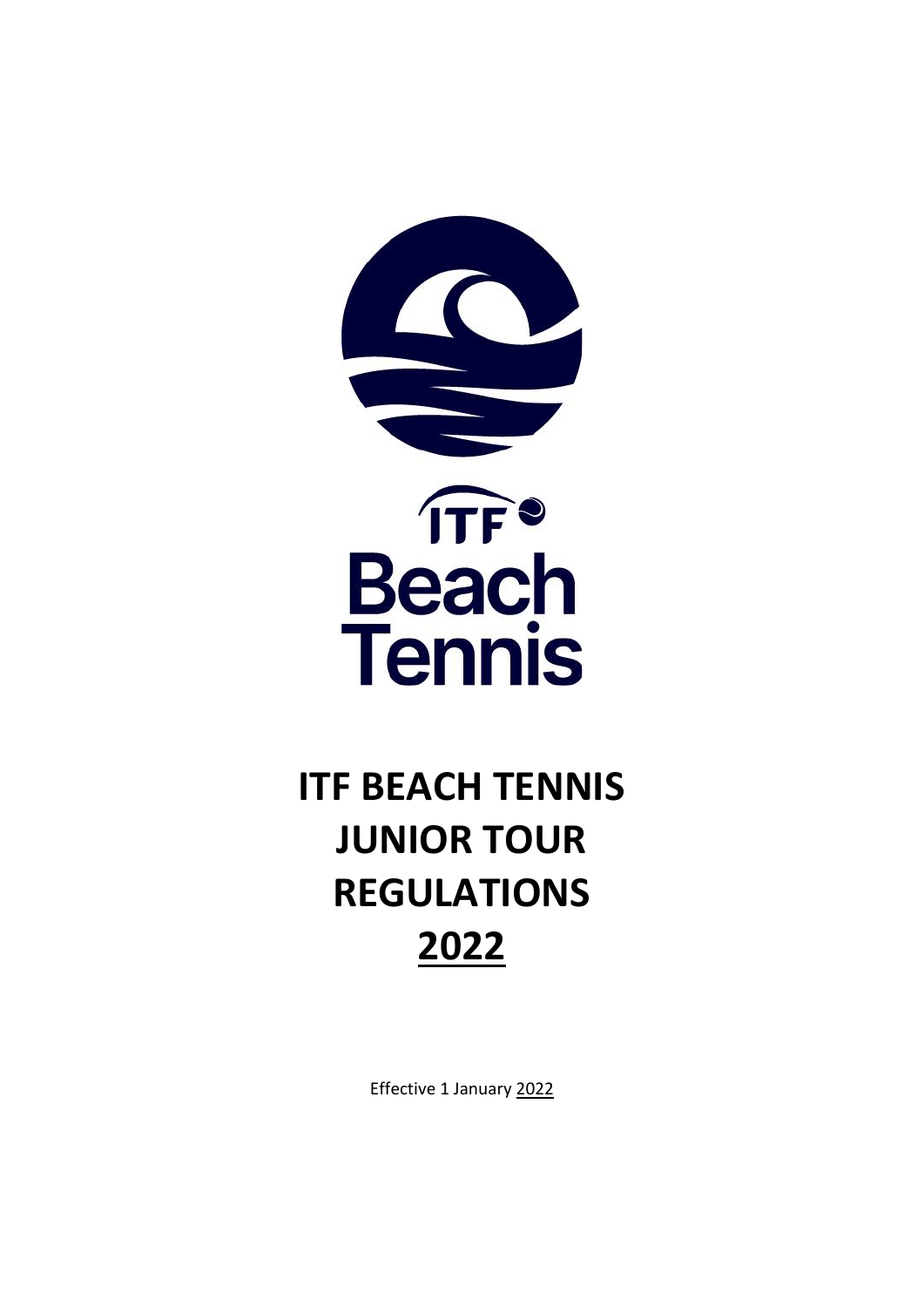ITF Beach Tennis

# ITF BEACH TENNIS JUNIOR TOUR REGULATIONS 2022

Effective 1 January 2022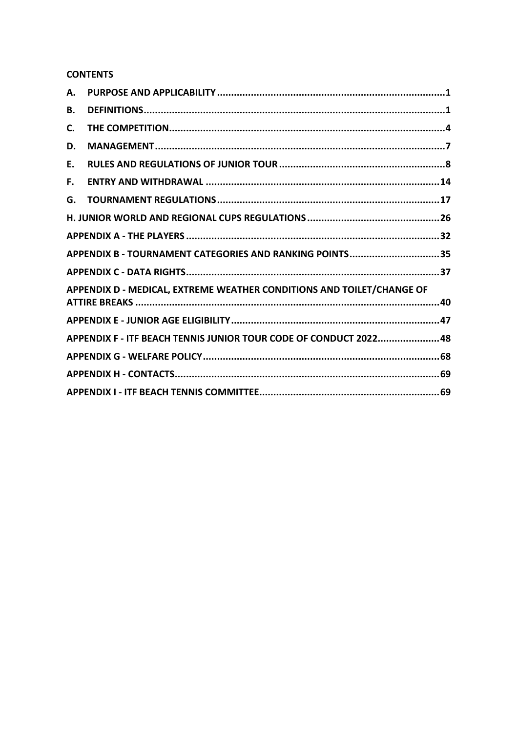**CONTENTS**

| | | |
|---|---|---|
| **A.** | **PURPOSE AND APPLICABILITY** | **1** |
| **B.** | **DEFINITIONS** | **1** |
| **C.** | **THE COMPETITION** | **4** |
| **D.** | **MANAGEMENT** | **7** |
| **E.** | **RULES AND REGULATIONS OF JUNIOR TOUR** | **8** |
| **F.** | **ENTRY AND WITHDRAWAL** | **14** |
| **G.** | **TOURNAMENT REGULATIONS** | **17** |
| **H. JUNIOR WORLD AND REGIONAL CUPS REGULATIONS** | | **26** |
| **APPENDIX A - THE PLAYERS** | | **32** |
| **APPENDIX B - TOURNAMENT CATEGORIES AND RANKING POINTS** | | **35** |
| **APPENDIX C - DATA RIGHTS** | | **37** |
| **APPENDIX D - MEDICAL, EXTREME WEATHER CONDITIONS AND TOILET/CHANGE OF ATTIRE BREAKS** | | **40** |
| **APPENDIX E - JUNIOR AGE ELIGIBILITY** | | **47** |
| **APPENDIX F - ITF BEACH TENNIS JUNIOR TOUR CODE OF CONDUCT 2022** | | **48** |
| **APPENDIX G - WELFARE POLICY** | | **68** |
| **APPENDIX H - CONTACTS** | | **69** |
| **APPENDIX I - ITF BEACH TENNIS COMMITTEE** | | **69** |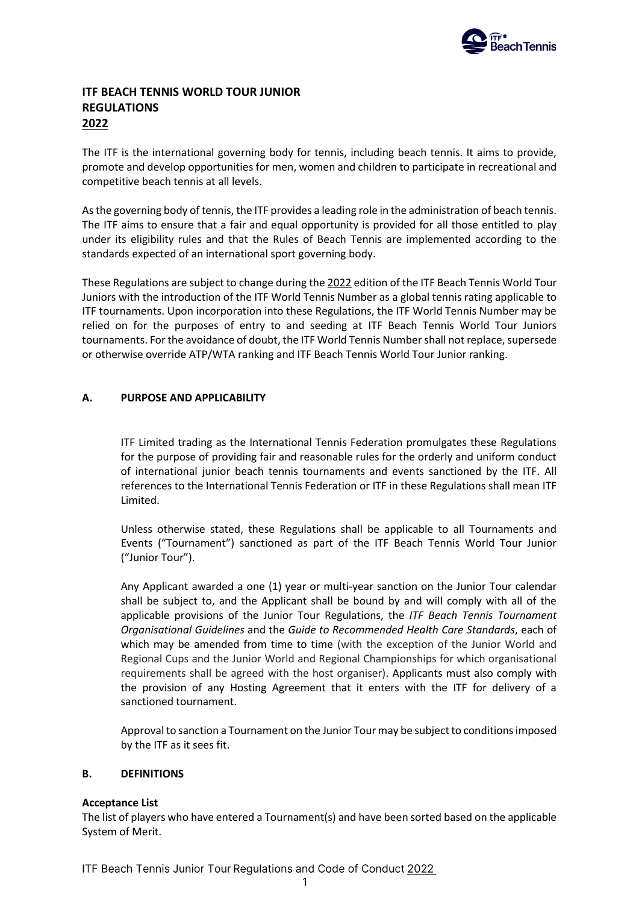# ITF BEACH TENNIS WORLD TOUR JUNIOR REGULATIONS 2022

The ITF is the international governing body for tennis, including beach tennis. It aims to provide, promote and develop opportunities for men, women and children to participate in recreational and competitive beach tennis at all levels.

As the governing body of tennis, the ITF provides a leading role in the administration of beach tennis. The ITF aims to ensure that a fair and equal opportunity is provided for all those entitled to play under its eligibility rules and that the Rules of Beach Tennis are implemented according to the standards expected of an international sport governing body.

These Regulations are subject to change during the 2022 edition of the ITF Beach Tennis World Tour Juniors with the introduction of the ITF World Tennis Number as a global tennis rating applicable to ITF tournaments. Upon incorporation into these Regulations, the ITF World Tennis Number may be relied on for the purposes of entry to and seeding at ITF Beach Tennis World Tour Juniors tournaments. For the avoidance of doubt, the ITF World Tennis Number shall not replace, supersede or otherwise override ATP/WTA ranking and ITF Beach Tennis World Tour Junior ranking.

## A. PURPOSE AND APPLICABILITY

ITF Limited trading as the International Tennis Federation promulgates these Regulations for the purpose of providing fair and reasonable rules for the orderly and uniform conduct of international junior beach tennis tournaments and events sanctioned by the ITF. All references to the International Tennis Federation or ITF in these Regulations shall mean ITF Limited.

Unless otherwise stated, these Regulations shall be applicable to all Tournaments and Events ("Tournament") sanctioned as part of the ITF Beach Tennis World Tour Junior ("Junior Tour").

Any Applicant awarded a one (1) year or multi-year sanction on the Junior Tour calendar shall be subject to, and the Applicant shall be bound by and will comply with all of the applicable provisions of the Junior Tour Regulations, the *ITF Beach Tennis Tournament Organisational Guidelines* and the *Guide to Recommended Health Care Standards*, each of which may be amended from time to time (with the exception of the Junior World and Regional Cups and the Junior World and Regional Championships for which organisational requirements shall be agreed with the host organiser). Applicants must also comply with the provision of any Hosting Agreement that it enters with the ITF for delivery of a sanctioned tournament.

Approval to sanction a Tournament on the Junior Tour may be subject to conditions imposed by the ITF as it sees fit.

## B. DEFINITIONS

**Acceptance List**
The list of players who have entered a Tournament(s) and have been sorted based on the applicable System of Merit.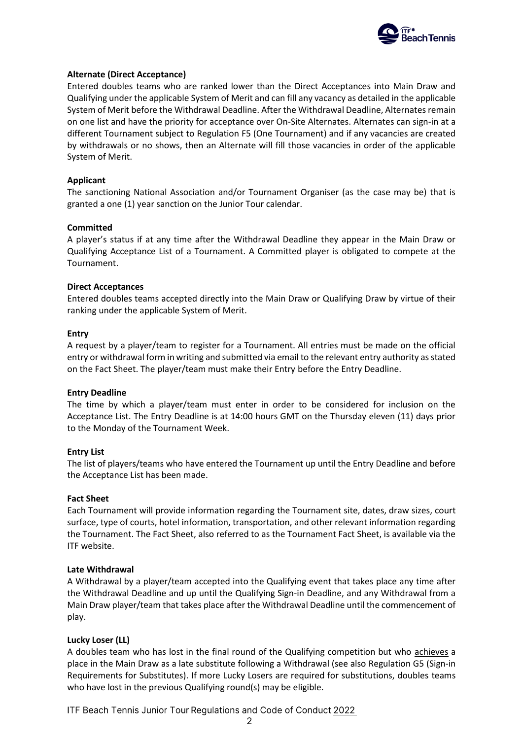**Alternate (Direct Acceptance)**

Entered doubles teams who are ranked lower than the Direct Acceptances into Main Draw and Qualifying under the applicable System of Merit and can fill any vacancy as detailed in the applicable System of Merit before the Withdrawal Deadline. After the Withdrawal Deadline, Alternates remain on one list and have the priority for acceptance over On-Site Alternates. Alternates can sign-in at a different Tournament subject to Regulation F5 (One Tournament) and if any vacancies are created by withdrawals or no shows, then an Alternate will fill those vacancies in order of the applicable System of Merit.

**Applicant**

The sanctioning National Association and/or Tournament Organiser (as the case may be) that is granted a one (1) year sanction on the Junior Tour calendar.

**Committed**

A player's status if at any time after the Withdrawal Deadline they appear in the Main Draw or Qualifying Acceptance List of a Tournament. A Committed player is obligated to compete at the Tournament.

**Direct Acceptances**

Entered doubles teams accepted directly into the Main Draw or Qualifying Draw by virtue of their ranking under the applicable System of Merit.

**Entry**

A request by a player/team to register for a Tournament. All entries must be made on the official entry or withdrawal form in writing and submitted via email to the relevant entry authority as stated on the Fact Sheet. The player/team must make their Entry before the Entry Deadline.

**Entry Deadline**

The time by which a player/team must enter in order to be considered for inclusion on the Acceptance List. The Entry Deadline is at 14:00 hours GMT on the Thursday eleven (11) days prior to the Monday of the Tournament Week.

**Entry List**

The list of players/teams who have entered the Tournament up until the Entry Deadline and before the Acceptance List has been made.

**Fact Sheet**

Each Tournament will provide information regarding the Tournament site, dates, draw sizes, court surface, type of courts, hotel information, transportation, and other relevant information regarding the Tournament. The Fact Sheet, also referred to as the Tournament Fact Sheet, is available via the ITF website.

**Late Withdrawal**

A Withdrawal by a player/team accepted into the Qualifying event that takes place any time after the Withdrawal Deadline and up until the Qualifying Sign-in Deadline, and any Withdrawal from a Main Draw player/team that takes place after the Withdrawal Deadline until the commencement of play.

**Lucky Loser (LL)**

A doubles team who has lost in the final round of the Qualifying competition but who achieves a place in the Main Draw as a late substitute following a Withdrawal (see also Regulation G5 (Sign-in Requirements for Substitutes). If more Lucky Losers are required for substitutions, doubles teams who have lost in the previous Qualifying round(s) may be eligible.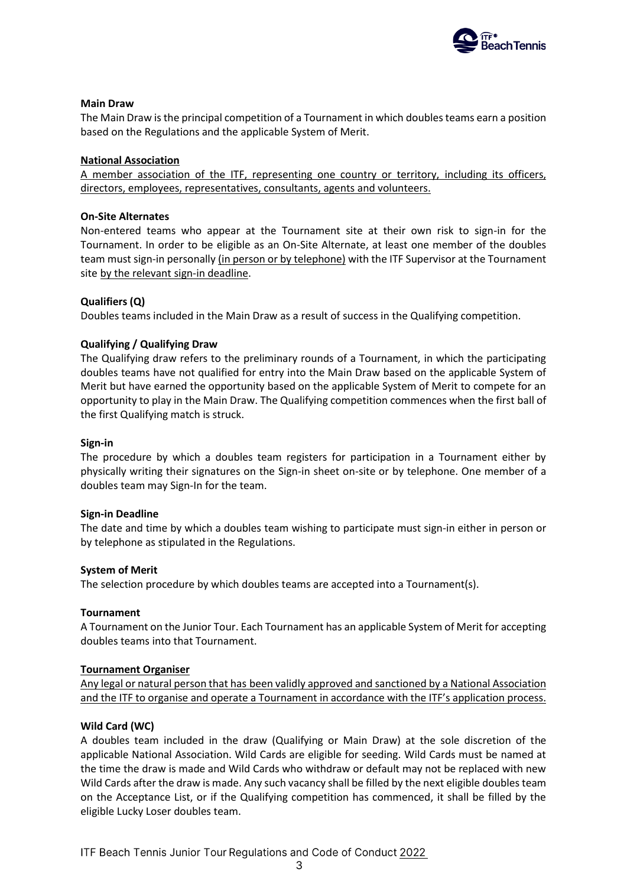**Main Draw**

The Main Draw is the principal competition of a Tournament in which doubles teams earn a position based on the Regulations and the applicable System of Merit.

**National Association**

A member association of the ITF, representing one country or territory, including its officers, directors, employees, representatives, consultants, agents and volunteers.

**On-Site Alternates**

Non-entered teams who appear at the Tournament site at their own risk to sign-in for the Tournament. In order to be eligible as an On-Site Alternate, at least one member of the doubles team must sign-in personally (in person or by telephone) with the ITF Supervisor at the Tournament site by the relevant sign-in deadline.

**Qualifiers (Q)**

Doubles teams included in the Main Draw as a result of success in the Qualifying competition.

**Qualifying / Qualifying Draw**

The Qualifying draw refers to the preliminary rounds of a Tournament, in which the participating doubles teams have not qualified for entry into the Main Draw based on the applicable System of Merit but have earned the opportunity based on the applicable System of Merit to compete for an opportunity to play in the Main Draw. The Qualifying competition commences when the first ball of the first Qualifying match is struck.

**Sign-in**

The procedure by which a doubles team registers for participation in a Tournament either by physically writing their signatures on the Sign-in sheet on-site or by telephone. One member of a doubles team may Sign-In for the team.

**Sign-in Deadline**

The date and time by which a doubles team wishing to participate must sign-in either in person or by telephone as stipulated in the Regulations.

**System of Merit**

The selection procedure by which doubles teams are accepted into a Tournament(s).

**Tournament**

A Tournament on the Junior Tour. Each Tournament has an applicable System of Merit for accepting doubles teams into that Tournament.

**Tournament Organiser**

Any legal or natural person that has been validly approved and sanctioned by a National Association and the ITF to organise and operate a Tournament in accordance with the ITF's application process.

**Wild Card (WC)**

A doubles team included in the draw (Qualifying or Main Draw) at the sole discretion of the applicable National Association. Wild Cards are eligible for seeding. Wild Cards must be named at the time the draw is made and Wild Cards who withdraw or default may not be replaced with new Wild Cards after the draw is made. Any such vacancy shall be filled by the next eligible doubles team on the Acceptance List, or if the Qualifying competition has commenced, it shall be filled by the eligible Lucky Loser doubles team.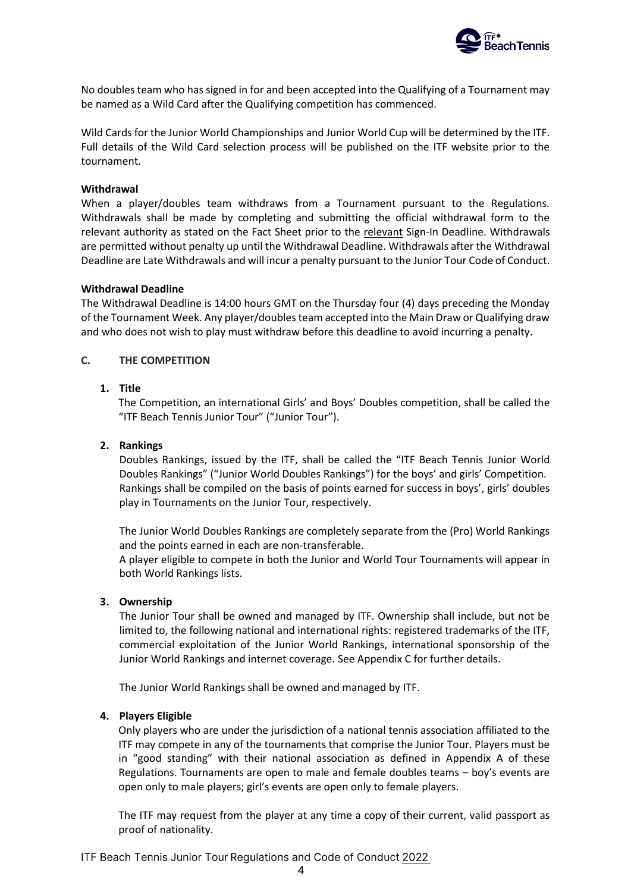No doubles team who has signed in for and been accepted into the Qualifying of a Tournament may be named as a Wild Card after the Qualifying competition has commenced.

Wild Cards for the Junior World Championships and Junior World Cup will be determined by the ITF. Full details of the Wild Card selection process will be published on the ITF website prior to the tournament.

**Withdrawal**

When a player/doubles team withdraws from a Tournament pursuant to the Regulations. Withdrawals shall be made by completing and submitting the official withdrawal form to the relevant authority as stated on the Fact Sheet prior to the relevant Sign-In Deadline. Withdrawals are permitted without penalty up until the Withdrawal Deadline. Withdrawals after the Withdrawal Deadline are Late Withdrawals and will incur a penalty pursuant to the Junior Tour Code of Conduct.

**Withdrawal Deadline**

The Withdrawal Deadline is 14:00 hours GMT on the Thursday four (4) days preceding the Monday of the Tournament Week. Any player/doubles team accepted into the Main Draw or Qualifying draw and who does not wish to play must withdraw before this deadline to avoid incurring a penalty.

## C. THE COMPETITION

### 1. Title

The Competition, an international Girls' and Boys' Doubles competition, shall be called the "ITF Beach Tennis Junior Tour" ("Junior Tour").

### 2. Rankings

Doubles Rankings, issued by the ITF, shall be called the "ITF Beach Tennis Junior World Doubles Rankings" ("Junior World Doubles Rankings") for the boys' and girls' Competition. Rankings shall be compiled on the basis of points earned for success in boys', girls' doubles play in Tournaments on the Junior Tour, respectively.

The Junior World Doubles Rankings are completely separate from the (Pro) World Rankings and the points earned in each are non-transferable.

A player eligible to compete in both the Junior and World Tour Tournaments will appear in both World Rankings lists.

### 3. Ownership

The Junior Tour shall be owned and managed by ITF. Ownership shall include, but not be limited to, the following national and international rights: registered trademarks of the ITF, commercial exploitation of the Junior World Rankings, international sponsorship of the Junior World Rankings and internet coverage. See Appendix C for further details.

The Junior World Rankings shall be owned and managed by ITF.

### 4. Players Eligible

Only players who are under the jurisdiction of a national tennis association affiliated to the ITF may compete in any of the tournaments that comprise the Junior Tour. Players must be in "good standing" with their national association as defined in Appendix A of these Regulations. Tournaments are open to male and female doubles teams – boy's events are open only to male players; girl's events are open only to female players.

The ITF may request from the player at any time a copy of their current, valid passport as proof of nationality.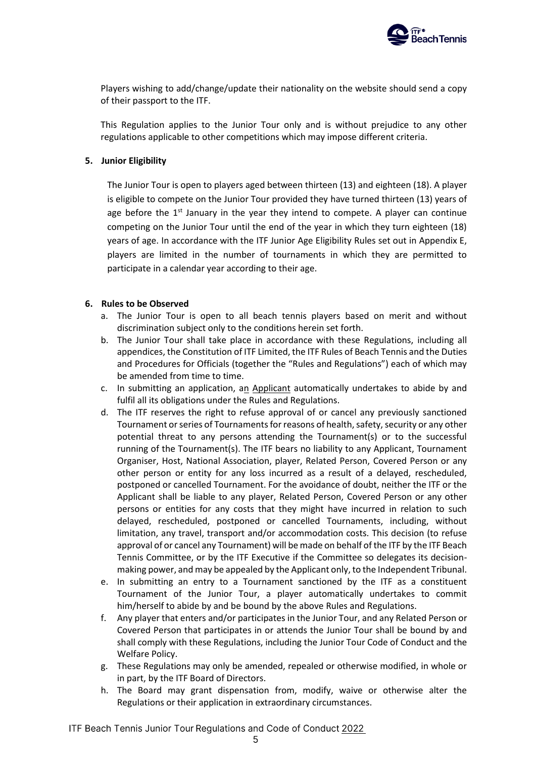Players wishing to add/change/update their nationality on the website should send a copy of their passport to the ITF.

This Regulation applies to the Junior Tour only and is without prejudice to any other regulations applicable to other competitions which may impose different criteria.

**5. Junior Eligibility**

The Junior Tour is open to players aged between thirteen (13) and eighteen (18). A player is eligible to compete on the Junior Tour provided they have turned thirteen (13) years of age before the 1st January in the year they intend to compete. A player can continue competing on the Junior Tour until the end of the year in which they turn eighteen (18) years of age. In accordance with the ITF Junior Age Eligibility Rules set out in Appendix E, players are limited in the number of tournaments in which they are permitted to participate in a calendar year according to their age.

**6. Rules to be Observed**

a. The Junior Tour is open to all beach tennis players based on merit and without discrimination subject only to the conditions herein set forth.

b. The Junior Tour shall take place in accordance with these Regulations, including all appendices, the Constitution of ITF Limited, the ITF Rules of Beach Tennis and the Duties and Procedures for Officials (together the "Rules and Regulations") each of which may be amended from time to time.

c. In submitting an application, an Applicant automatically undertakes to abide by and fulfil all its obligations under the Rules and Regulations.

d. The ITF reserves the right to refuse approval of or cancel any previously sanctioned Tournament or series of Tournaments for reasons of health, safety, security or any other potential threat to any persons attending the Tournament(s) or to the successful running of the Tournament(s). The ITF bears no liability to any Applicant, Tournament Organiser, Host, National Association, player, Related Person, Covered Person or any other person or entity for any loss incurred as a result of a delayed, rescheduled, postponed or cancelled Tournament. For the avoidance of doubt, neither the ITF or the Applicant shall be liable to any player, Related Person, Covered Person or any other persons or entities for any costs that they might have incurred in relation to such delayed, rescheduled, postponed or cancelled Tournaments, including, without limitation, any travel, transport and/or accommodation costs. This decision (to refuse approval of or cancel any Tournament) will be made on behalf of the ITF by the ITF Beach Tennis Committee, or by the ITF Executive if the Committee so delegates its decision-making power, and may be appealed by the Applicant only, to the Independent Tribunal.

e. In submitting an entry to a Tournament sanctioned by the ITF as a constituent Tournament of the Junior Tour, a player automatically undertakes to commit him/herself to abide by and be bound by the above Rules and Regulations.

f. Any player that enters and/or participates in the Junior Tour, and any Related Person or Covered Person that participates in or attends the Junior Tour shall be bound by and shall comply with these Regulations, including the Junior Tour Code of Conduct and the Welfare Policy.

g. These Regulations may only be amended, repealed or otherwise modified, in whole or in part, by the ITF Board of Directors.

h. The Board may grant dispensation from, modify, waive or otherwise alter the Regulations or their application in extraordinary circumstances.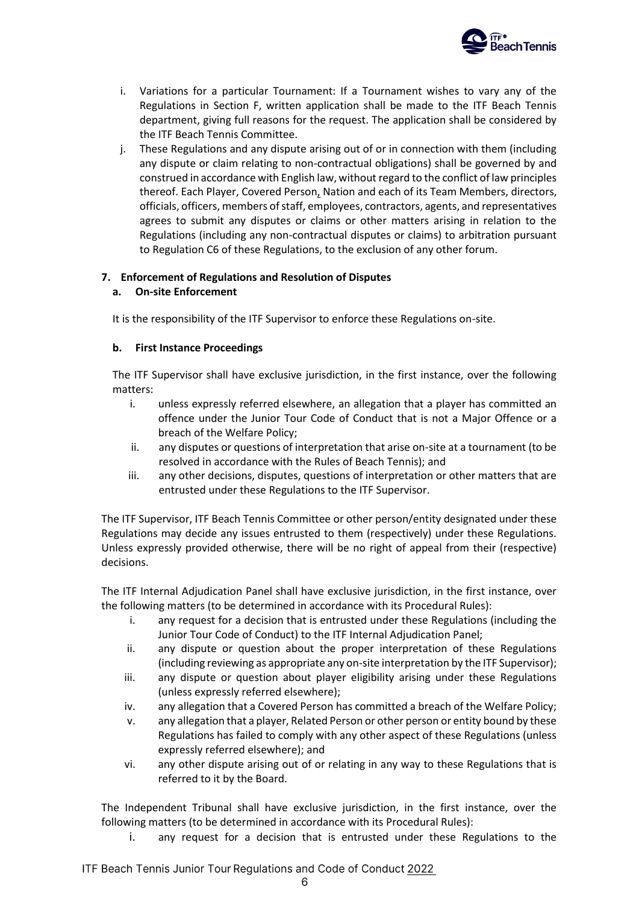i. Variations for a particular Tournament: If a Tournament wishes to vary any of the Regulations in Section F, written application shall be made to the ITF Beach Tennis department, giving full reasons for the request. The application shall be considered by the ITF Beach Tennis Committee.

j. These Regulations and any dispute arising out of or in connection with them (including any dispute or claim relating to non-contractual obligations) shall be governed by and construed in accordance with English law, without regard to the conflict of law principles thereof. Each Player, Covered Person, Nation and each of its Team Members, directors, officials, officers, members of staff, employees, contractors, agents, and representatives agrees to submit any disputes or claims or other matters arising in relation to the Regulations (including any non-contractual disputes or claims) to arbitration pursuant to Regulation C6 of these Regulations, to the exclusion of any other forum.

### 7. Enforcement of Regulations and Resolution of Disputes

#### a. On-site Enforcement

It is the responsibility of the ITF Supervisor to enforce these Regulations on-site.

#### b. First Instance Proceedings

The ITF Supervisor shall have exclusive jurisdiction, in the first instance, over the following matters:

i. unless expressly referred elsewhere, an allegation that a player has committed an offence under the Junior Tour Code of Conduct that is not a Major Offence or a breach of the Welfare Policy;

ii. any disputes or questions of interpretation that arise on-site at a tournament (to be resolved in accordance with the Rules of Beach Tennis); and

iii. any other decisions, disputes, questions of interpretation or other matters that are entrusted under these Regulations to the ITF Supervisor.

The ITF Supervisor, ITF Beach Tennis Committee or other person/entity designated under these Regulations may decide any issues entrusted to them (respectively) under these Regulations. Unless expressly provided otherwise, there will be no right of appeal from their (respective) decisions.

The ITF Internal Adjudication Panel shall have exclusive jurisdiction, in the first instance, over the following matters (to be determined in accordance with its Procedural Rules):

i. any request for a decision that is entrusted under these Regulations (including the Junior Tour Code of Conduct) to the ITF Internal Adjudication Panel;

ii. any dispute or question about the proper interpretation of these Regulations (including reviewing as appropriate any on-site interpretation by the ITF Supervisor);

iii. any dispute or question about player eligibility arising under these Regulations (unless expressly referred elsewhere);

iv. any allegation that a Covered Person has committed a breach of the Welfare Policy;

v. any allegation that a player, Related Person or other person or entity bound by these Regulations has failed to comply with any other aspect of these Regulations (unless expressly referred elsewhere); and

vi. any other dispute arising out of or relating in any way to these Regulations that is referred to it by the Board.

The Independent Tribunal shall have exclusive jurisdiction, in the first instance, over the following matters (to be determined in accordance with its Procedural Rules):

i. any request for a decision that is entrusted under these Regulations to the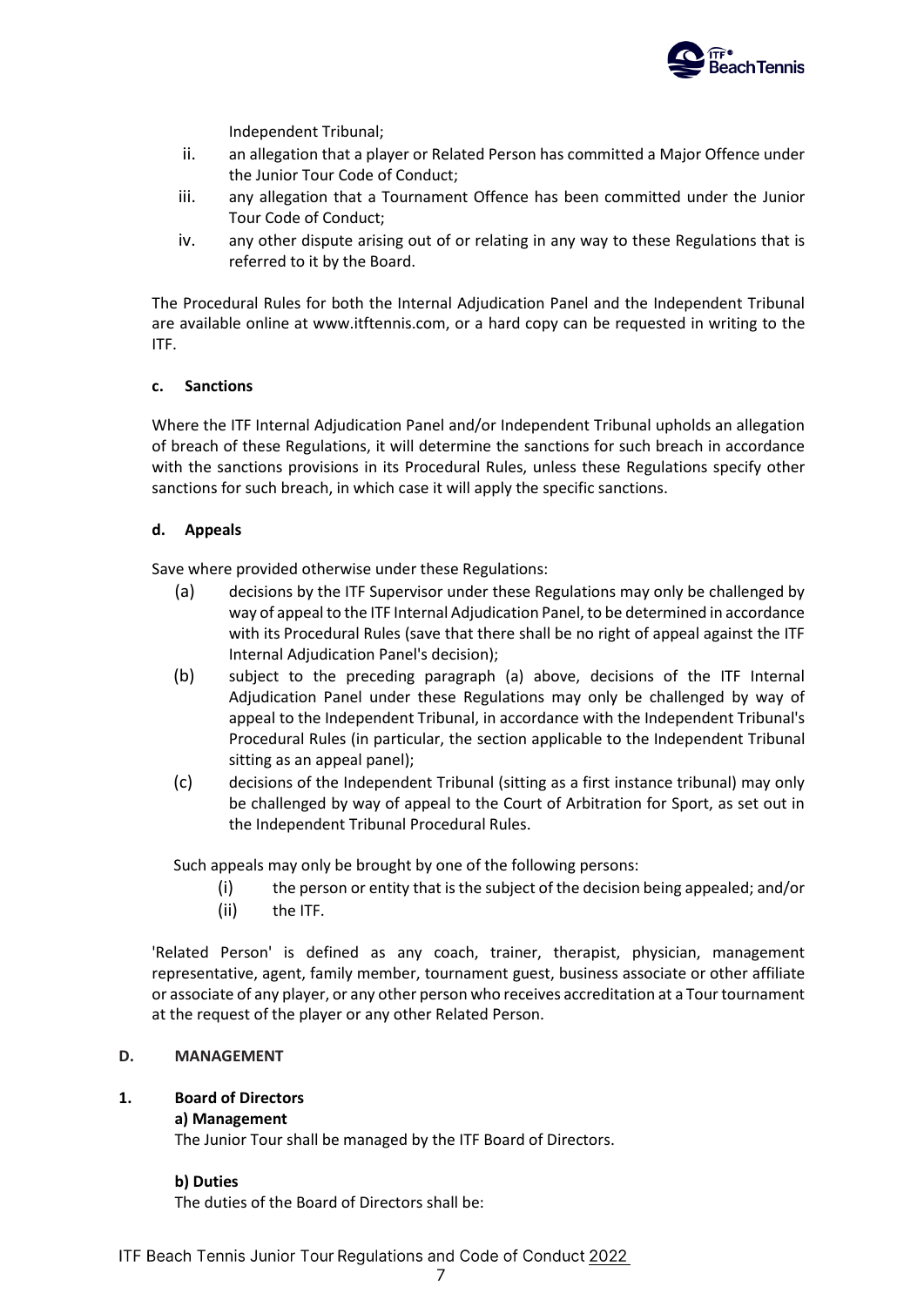Independent Tribunal;

ii. an allegation that a player or Related Person has committed a Major Offence under the Junior Tour Code of Conduct;

iii. any allegation that a Tournament Offence has been committed under the Junior Tour Code of Conduct;

iv. any other dispute arising out of or relating in any way to these Regulations that is referred to it by the Board.

The Procedural Rules for both the Internal Adjudication Panel and the Independent Tribunal are available online at www.itftennis.com, or a hard copy can be requested in writing to the ITF.

#### c. Sanctions

Where the ITF Internal Adjudication Panel and/or Independent Tribunal upholds an allegation of breach of these Regulations, it will determine the sanctions for such breach in accordance with the sanctions provisions in its Procedural Rules, unless these Regulations specify other sanctions for such breach, in which case it will apply the specific sanctions.

#### d. Appeals

Save where provided otherwise under these Regulations:

(a) decisions by the ITF Supervisor under these Regulations may only be challenged by way of appeal to the ITF Internal Adjudication Panel, to be determined in accordance with its Procedural Rules (save that there shall be no right of appeal against the ITF Internal Adjudication Panel's decision);

(b) subject to the preceding paragraph (a) above, decisions of the ITF Internal Adjudication Panel under these Regulations may only be challenged by way of appeal to the Independent Tribunal, in accordance with the Independent Tribunal's Procedural Rules (in particular, the section applicable to the Independent Tribunal sitting as an appeal panel);

(c) decisions of the Independent Tribunal (sitting as a first instance tribunal) may only be challenged by way of appeal to the Court of Arbitration for Sport, as set out in the Independent Tribunal Procedural Rules.

Such appeals may only be brought by one of the following persons:

(i) the person or entity that is the subject of the decision being appealed; and/or

(ii) the ITF.

'Related Person' is defined as any coach, trainer, therapist, physician, management representative, agent, family member, tournament guest, business associate or other affiliate or associate of any player, or any other person who receives accreditation at a Tour tournament at the request of the player or any other Related Person.

## D. MANAGEMENT

### 1. Board of Directors

**a) Management**

The Junior Tour shall be managed by the ITF Board of Directors.

**b) Duties**

The duties of the Board of Directors shall be: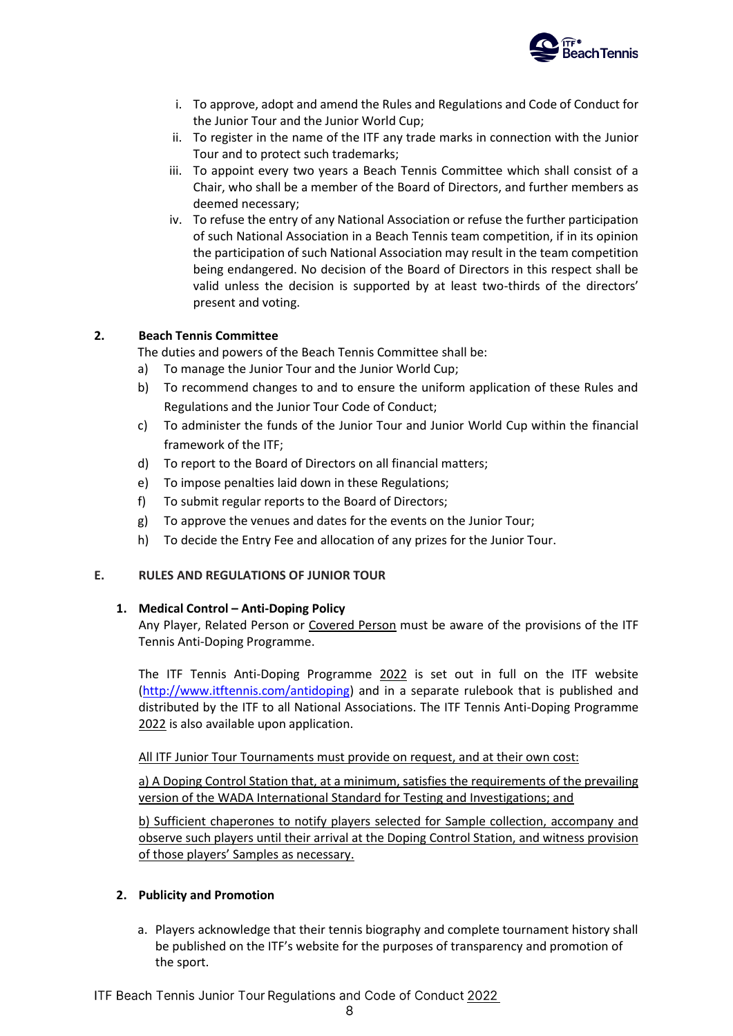i. To approve, adopt and amend the Rules and Regulations and Code of Conduct for the Junior Tour and the Junior World Cup;
ii. To register in the name of the ITF any trade marks in connection with the Junior Tour and to protect such trademarks;
iii. To appoint every two years a Beach Tennis Committee which shall consist of a Chair, who shall be a member of the Board of Directors, and further members as deemed necessary;
iv. To refuse the entry of any National Association or refuse the further participation of such National Association in a Beach Tennis team competition, if in its opinion the participation of such National Association may result in the team competition being endangered. No decision of the Board of Directors in this respect shall be valid unless the decision is supported by at least two-thirds of the directors' present and voting.

**2. Beach Tennis Committee**

The duties and powers of the Beach Tennis Committee shall be:

a) To manage the Junior Tour and the Junior World Cup;
b) To recommend changes to and to ensure the uniform application of these Rules and Regulations and the Junior Tour Code of Conduct;
c) To administer the funds of the Junior Tour and Junior World Cup within the financial framework of the ITF;
d) To report to the Board of Directors on all financial matters;
e) To impose penalties laid down in these Regulations;
f) To submit regular reports to the Board of Directors;
g) To approve the venues and dates for the events on the Junior Tour;
h) To decide the Entry Fee and allocation of any prizes for the Junior Tour.

## E. RULES AND REGULATIONS OF JUNIOR TOUR

### 1. Medical Control – Anti-Doping Policy

Any Player, Related Person or Covered Person must be aware of the provisions of the ITF Tennis Anti-Doping Programme.

The ITF Tennis Anti-Doping Programme 2022 is set out in full on the ITF website (http://www.itftennis.com/antidoping) and in a separate rulebook that is published and distributed by the ITF to all National Associations. The ITF Tennis Anti-Doping Programme 2022 is also available upon application.

All ITF Junior Tour Tournaments must provide on request, and at their own cost:

a) A Doping Control Station that, at a minimum, satisfies the requirements of the prevailing version of the WADA International Standard for Testing and Investigations; and

b) Sufficient chaperones to notify players selected for Sample collection, accompany and observe such players until their arrival at the Doping Control Station, and witness provision of those players' Samples as necessary.

### 2. Publicity and Promotion

a. Players acknowledge that their tennis biography and complete tournament history shall be published on the ITF's website for the purposes of transparency and promotion of the sport.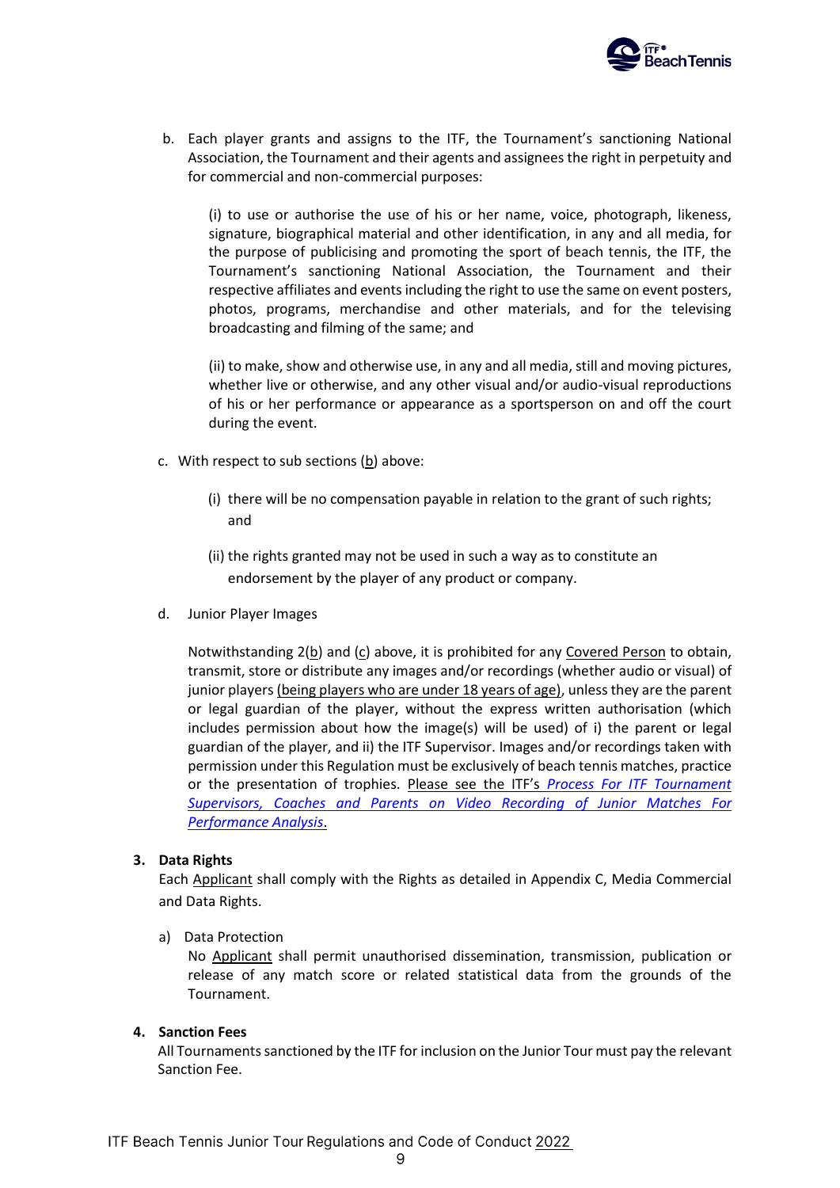b. Each player grants and assigns to the ITF, the Tournament's sanctioning National Association, the Tournament and their agents and assignees the right in perpetuity and for commercial and non-commercial purposes:

   (i) to use or authorise the use of his or her name, voice, photograph, likeness, signature, biographical material and other identification, in any and all media, for the purpose of publicising and promoting the sport of beach tennis, the ITF, the Tournament's sanctioning National Association, the Tournament and their respective affiliates and events including the right to use the same on event posters, photos, programs, merchandise and other materials, and for the televising broadcasting and filming of the same; and

   (ii) to make, show and otherwise use, in any and all media, still and moving pictures, whether live or otherwise, and any other visual and/or audio-visual reproductions of his or her performance or appearance as a sportsperson on and off the court during the event.

c. With respect to sub sections (b) above:

   (i) there will be no compensation payable in relation to the grant of such rights; and

   (ii) the rights granted may not be used in such a way as to constitute an endorsement by the player of any product or company.

d. Junior Player Images

   Notwithstanding 2(b) and (c) above, it is prohibited for any Covered Person to obtain, transmit, store or distribute any images and/or recordings (whether audio or visual) of junior players (being players who are under 18 years of age), unless they are the parent or legal guardian of the player, without the express written authorisation (which includes permission about how the image(s) will be used) of i) the parent or legal guardian of the player, and ii) the ITF Supervisor. Images and/or recordings taken with permission under this Regulation must be exclusively of beach tennis matches, practice or the presentation of trophies. Please see the ITF's *Process For ITF Tournament Supervisors, Coaches and Parents on Video Recording of Junior Matches For Performance Analysis*.

**3. Data Rights**

Each Applicant shall comply with the Rights as detailed in Appendix C, Media Commercial and Data Rights.

a) Data Protection

   No Applicant shall permit unauthorised dissemination, transmission, publication or release of any match score or related statistical data from the grounds of the Tournament.

**4. Sanction Fees**

All Tournaments sanctioned by the ITF for inclusion on the Junior Tour must pay the relevant Sanction Fee.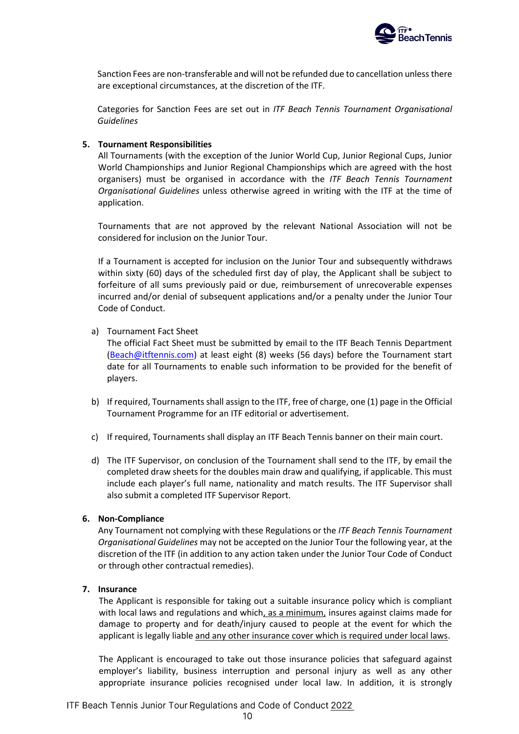Sanction Fees are non-transferable and will not be refunded due to cancellation unless there are exceptional circumstances, at the discretion of the ITF.

Categories for Sanction Fees are set out in *ITF Beach Tennis Tournament Organisational Guidelines*

**5. Tournament Responsibilities**

All Tournaments (with the exception of the Junior World Cup, Junior Regional Cups, Junior World Championships and Junior Regional Championships which are agreed with the host organisers) must be organised in accordance with the *ITF Beach Tennis Tournament Organisational Guidelines* unless otherwise agreed in writing with the ITF at the time of application.

Tournaments that are not approved by the relevant National Association will not be considered for inclusion on the Junior Tour.

If a Tournament is accepted for inclusion on the Junior Tour and subsequently withdraws within sixty (60) days of the scheduled first day of play, the Applicant shall be subject to forfeiture of all sums previously paid or due, reimbursement of unrecoverable expenses incurred and/or denial of subsequent applications and/or a penalty under the Junior Tour Code of Conduct.

a) Tournament Fact Sheet
The official Fact Sheet must be submitted by email to the ITF Beach Tennis Department (Beach@itftennis.com) at least eight (8) weeks (56 days) before the Tournament start date for all Tournaments to enable such information to be provided for the benefit of players.

b) If required, Tournaments shall assign to the ITF, free of charge, one (1) page in the Official Tournament Programme for an ITF editorial or advertisement.

c) If required, Tournaments shall display an ITF Beach Tennis banner on their main court.

d) The ITF Supervisor, on conclusion of the Tournament shall send to the ITF, by email the completed draw sheets for the doubles main draw and qualifying, if applicable. This must include each player's full name, nationality and match results. The ITF Supervisor shall also submit a completed ITF Supervisor Report.

**6. Non-Compliance**

Any Tournament not complying with these Regulations or the *ITF Beach Tennis Tournament Organisational Guidelines* may not be accepted on the Junior Tour the following year, at the discretion of the ITF (in addition to any action taken under the Junior Tour Code of Conduct or through other contractual remedies).

**7. Insurance**

The Applicant is responsible for taking out a suitable insurance policy which is compliant with local laws and regulations and which, as a minimum, insures against claims made for damage to property and for death/injury caused to people at the event for which the applicant is legally liable and any other insurance cover which is required under local laws.

The Applicant is encouraged to take out those insurance policies that safeguard against employer's liability, business interruption and personal injury as well as any other appropriate insurance policies recognised under local law. In addition, it is strongly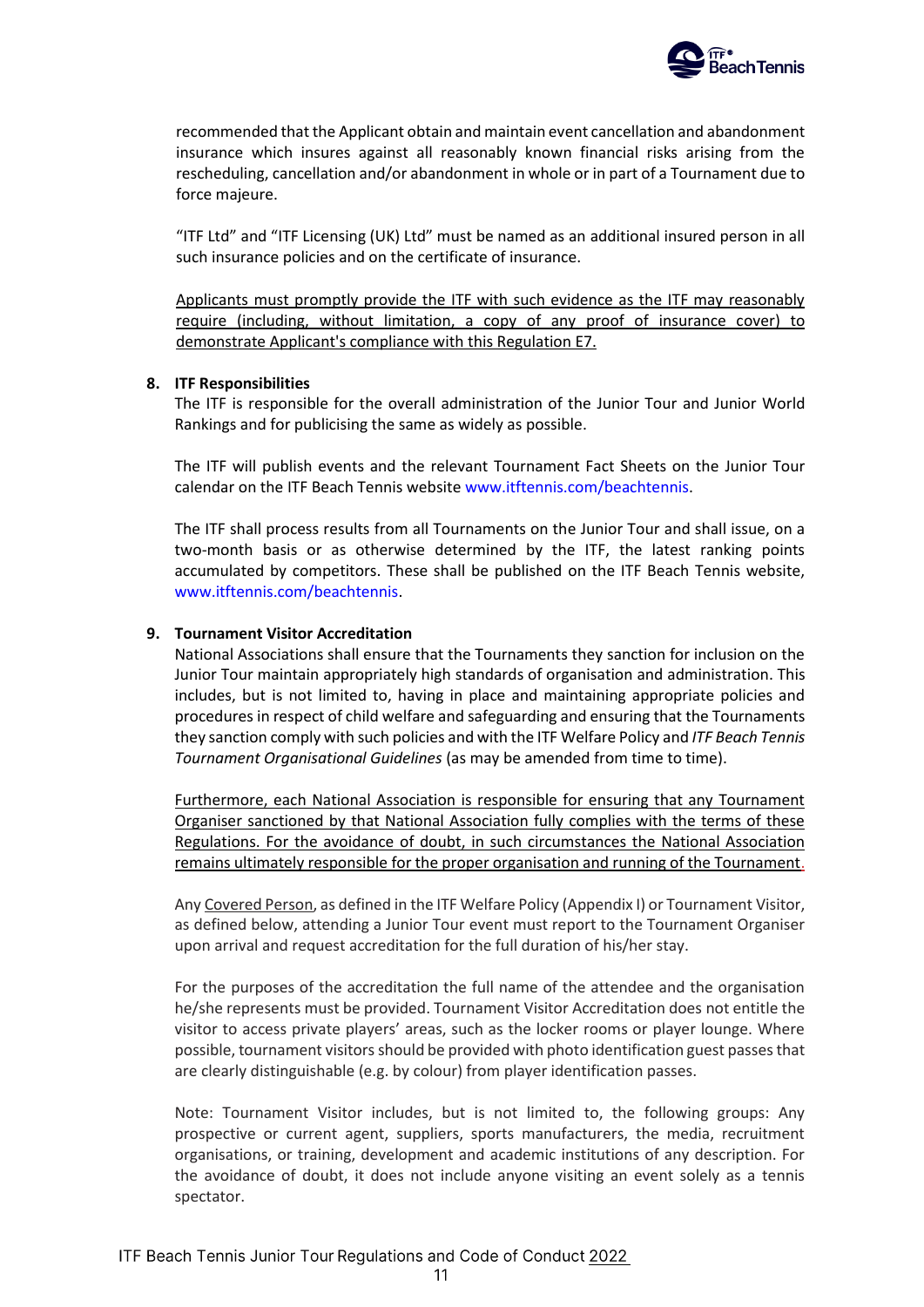recommended that the Applicant obtain and maintain event cancellation and abandonment insurance which insures against all reasonably known financial risks arising from the rescheduling, cancellation and/or abandonment in whole or in part of a Tournament due to force majeure.

"ITF Ltd" and "ITF Licensing (UK) Ltd" must be named as an additional insured person in all such insurance policies and on the certificate of insurance.

Applicants must promptly provide the ITF with such evidence as the ITF may reasonably require (including, without limitation, a copy of any proof of insurance cover) to demonstrate Applicant's compliance with this Regulation E7.

**8. ITF Responsibilities**

The ITF is responsible for the overall administration of the Junior Tour and Junior World Rankings and for publicising the same as widely as possible.

The ITF will publish events and the relevant Tournament Fact Sheets on the Junior Tour calendar on the ITF Beach Tennis website www.itftennis.com/beachtennis.

The ITF shall process results from all Tournaments on the Junior Tour and shall issue, on a two-month basis or as otherwise determined by the ITF, the latest ranking points accumulated by competitors. These shall be published on the ITF Beach Tennis website, www.itftennis.com/beachtennis.

**9. Tournament Visitor Accreditation**

National Associations shall ensure that the Tournaments they sanction for inclusion on the Junior Tour maintain appropriately high standards of organisation and administration. This includes, but is not limited to, having in place and maintaining appropriate policies and procedures in respect of child welfare and safeguarding and ensuring that the Tournaments they sanction comply with such policies and with the ITF Welfare Policy and *ITF Beach Tennis Tournament Organisational Guidelines* (as may be amended from time to time).

Furthermore, each National Association is responsible for ensuring that any Tournament Organiser sanctioned by that National Association fully complies with the terms of these Regulations. For the avoidance of doubt, in such circumstances the National Association remains ultimately responsible for the proper organisation and running of the Tournament.

Any Covered Person, as defined in the ITF Welfare Policy (Appendix I) or Tournament Visitor, as defined below, attending a Junior Tour event must report to the Tournament Organiser upon arrival and request accreditation for the full duration of his/her stay.

For the purposes of the accreditation the full name of the attendee and the organisation he/she represents must be provided. Tournament Visitor Accreditation does not entitle the visitor to access private players' areas, such as the locker rooms or player lounge. Where possible, tournament visitors should be provided with photo identification guest passes that are clearly distinguishable (e.g. by colour) from player identification passes.

Note: Tournament Visitor includes, but is not limited to, the following groups: Any prospective or current agent, suppliers, sports manufacturers, the media, recruitment organisations, or training, development and academic institutions of any description. For the avoidance of doubt, it does not include anyone visiting an event solely as a tennis spectator.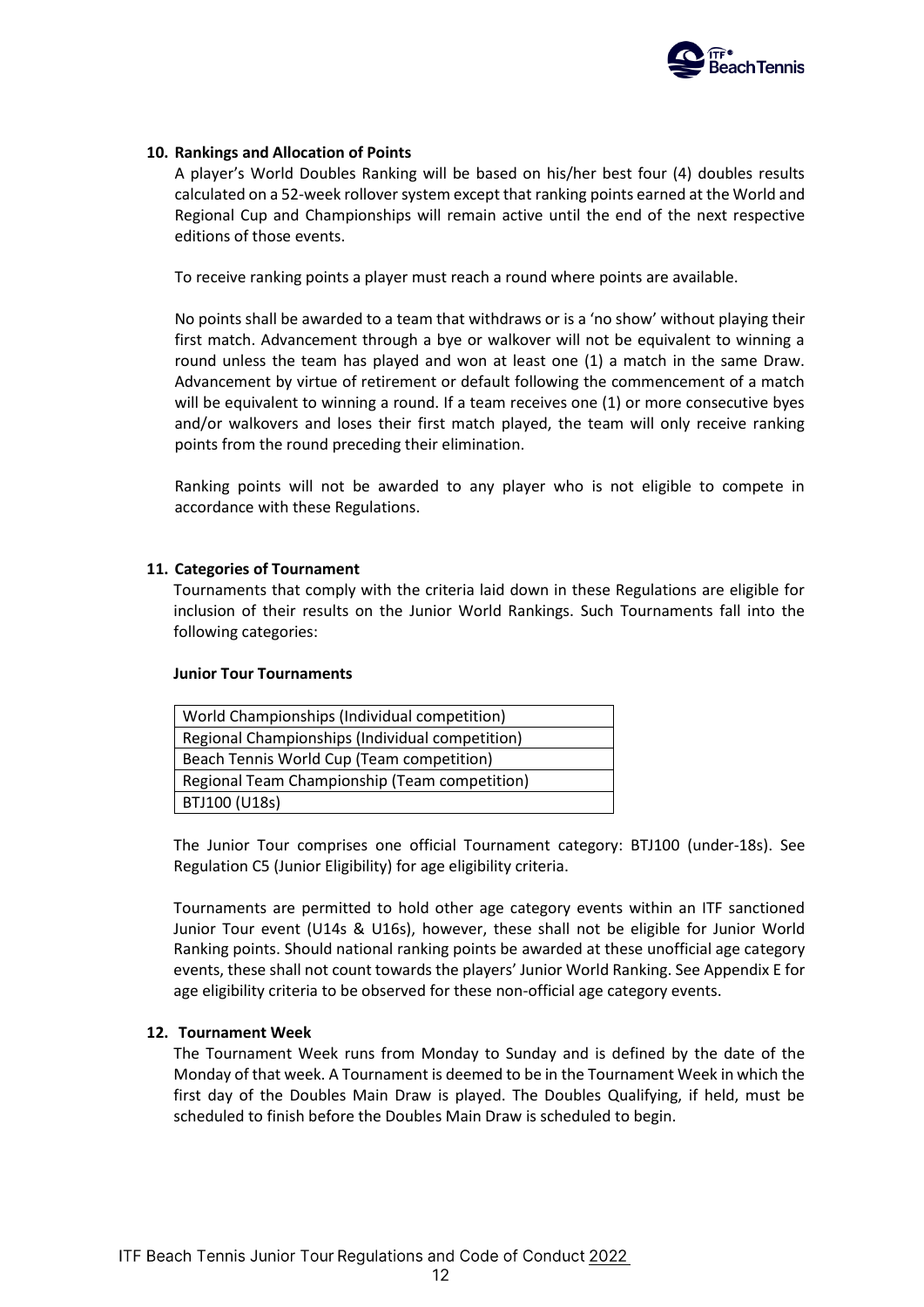### 10. Rankings and Allocation of Points

A player's World Doubles Ranking will be based on his/her best four (4) doubles results calculated on a 52-week rollover system except that ranking points earned at the World and Regional Cup and Championships will remain active until the end of the next respective editions of those events.

To receive ranking points a player must reach a round where points are available.

No points shall be awarded to a team that withdraws or is a 'no show' without playing their first match. Advancement through a bye or walkover will not be equivalent to winning a round unless the team has played and won at least one (1) a match in the same Draw. Advancement by virtue of retirement or default following the commencement of a match will be equivalent to winning a round. If a team receives one (1) or more consecutive byes and/or walkovers and loses their first match played, the team will only receive ranking points from the round preceding their elimination.

Ranking points will not be awarded to any player who is not eligible to compete in accordance with these Regulations.

### 11. Categories of Tournament

Tournaments that comply with the criteria laid down in these Regulations are eligible for inclusion of their results on the Junior World Rankings. Such Tournaments fall into the following categories:

**Junior Tour Tournaments**

| World Championships (Individual competition) |
|---|
| Regional Championships (Individual competition) |
| Beach Tennis World Cup (Team competition) |
| Regional Team Championship (Team competition) |
| BTJ100 (U18s) |

The Junior Tour comprises one official Tournament category: BTJ100 (under-18s). See Regulation C5 (Junior Eligibility) for age eligibility criteria.

Tournaments are permitted to hold other age category events within an ITF sanctioned Junior Tour event (U14s & U16s), however, these shall not be eligible for Junior World Ranking points. Should national ranking points be awarded at these unofficial age category events, these shall not count towards the players' Junior World Ranking. See Appendix E for age eligibility criteria to be observed for these non-official age category events.

### 12. Tournament Week

The Tournament Week runs from Monday to Sunday and is defined by the date of the Monday of that week. A Tournament is deemed to be in the Tournament Week in which the first day of the Doubles Main Draw is played. The Doubles Qualifying, if held, must be scheduled to finish before the Doubles Main Draw is scheduled to begin.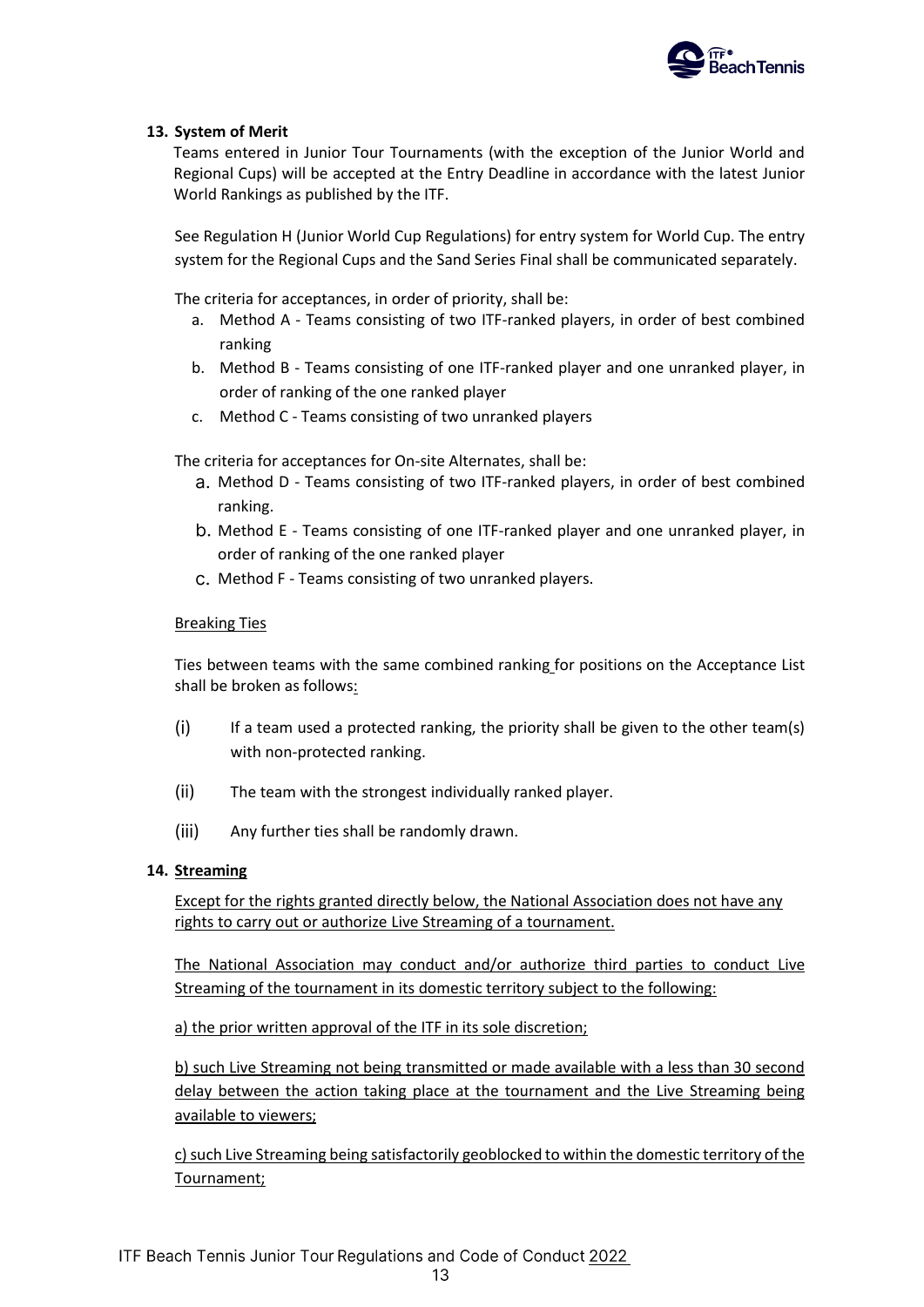## 13. System of Merit

Teams entered in Junior Tour Tournaments (with the exception of the Junior World and Regional Cups) will be accepted at the Entry Deadline in accordance with the latest Junior World Rankings as published by the ITF.

See Regulation H (Junior World Cup Regulations) for entry system for World Cup. The entry system for the Regional Cups and the Sand Series Final shall be communicated separately.

The criteria for acceptances, in order of priority, shall be:

a. Method A - Teams consisting of two ITF-ranked players, in order of best combined ranking
b. Method B - Teams consisting of one ITF-ranked player and one unranked player, in order of ranking of the one ranked player
c. Method C - Teams consisting of two unranked players

The criteria for acceptances for On-site Alternates, shall be:

a. Method D - Teams consisting of two ITF-ranked players, in order of best combined ranking.
b. Method E - Teams consisting of one ITF-ranked player and one unranked player, in order of ranking of the one ranked player
c. Method F - Teams consisting of two unranked players.

<u>Breaking Ties</u>

Ties between teams with the same combined ranking for positions on the Acceptance List shall be broken as follows:

(i) If a team used a protected ranking, the priority shall be given to the other team(s) with non-protected ranking.

(ii) The team with the strongest individually ranked player.

(iii) Any further ties shall be randomly drawn.

## 14. <u>Streaming</u>

<u>Except for the rights granted directly below, the National Association does not have any rights to carry out or authorize Live Streaming of a tournament.</u>

<u>The National Association may conduct and/or authorize third parties to conduct Live Streaming of the tournament in its domestic territory subject to the following:</u>

<u>a) the prior written approval of the ITF in its sole discretion;</u>

<u>b) such Live Streaming not being transmitted or made available with a less than 30 second delay between the action taking place at the tournament and the Live Streaming being available to viewers;</u>

<u>c) such Live Streaming being satisfactorily geoblocked to within the domestic territory of the Tournament;</u>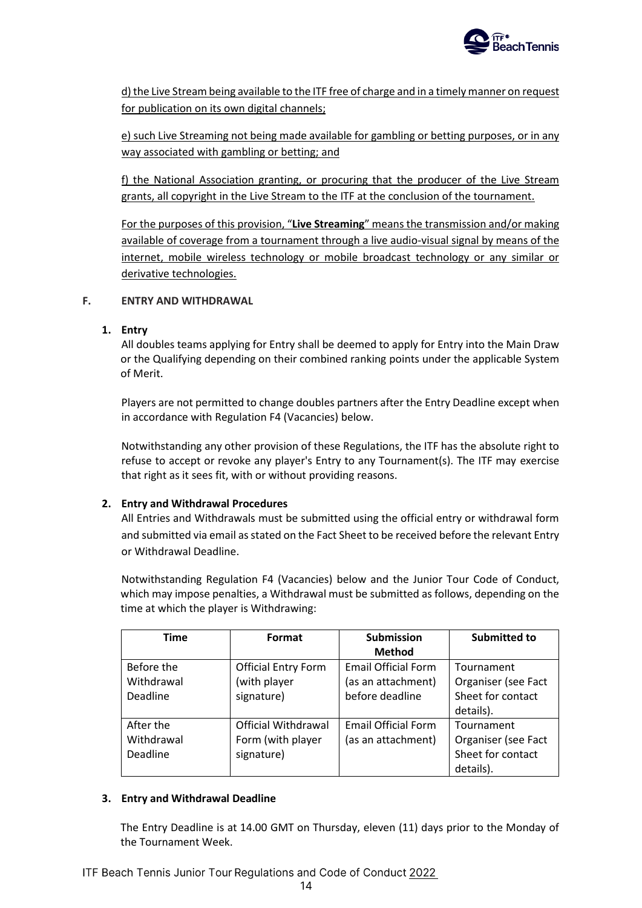d) the Live Stream being available to the ITF free of charge and in a timely manner on request for publication on its own digital channels;

e) such Live Streaming not being made available for gambling or betting purposes, or in any way associated with gambling or betting; and

f) the National Association granting, or procuring that the producer of the Live Stream grants, all copyright in the Live Stream to the ITF at the conclusion of the tournament.

For the purposes of this provision, "**Live Streaming**" means the transmission and/or making available of coverage from a tournament through a live audio-visual signal by means of the internet, mobile wireless technology or mobile broadcast technology or any similar or derivative technologies.

## F. ENTRY AND WITHDRAWAL

### 1. Entry

All doubles teams applying for Entry shall be deemed to apply for Entry into the Main Draw or the Qualifying depending on their combined ranking points under the applicable System of Merit.

Players are not permitted to change doubles partners after the Entry Deadline except when in accordance with Regulation F4 (Vacancies) below.

Notwithstanding any other provision of these Regulations, the ITF has the absolute right to refuse to accept or revoke any player's Entry to any Tournament(s). The ITF may exercise that right as it sees fit, with or without providing reasons.

### 2. Entry and Withdrawal Procedures

All Entries and Withdrawals must be submitted using the official entry or withdrawal form and submitted via email as stated on the Fact Sheet to be received before the relevant Entry or Withdrawal Deadline.

Notwithstanding Regulation F4 (Vacancies) below and the Junior Tour Code of Conduct, which may impose penalties, a Withdrawal must be submitted as follows, depending on the time at which the player is Withdrawing:

| Time | Format | Submission Method | Submitted to |
|---|---|---|---|
| Before the Withdrawal Deadline | Official Entry Form (with player signature) | Email Official Form (as an attachment) before deadline | Tournament Organiser (see Fact Sheet for contact details). |
| After the Withdrawal Deadline | Official Withdrawal Form (with player signature) | Email Official Form (as an attachment) | Tournament Organiser (see Fact Sheet for contact details). |

### 3. Entry and Withdrawal Deadline

The Entry Deadline is at 14.00 GMT on Thursday, eleven (11) days prior to the Monday of the Tournament Week.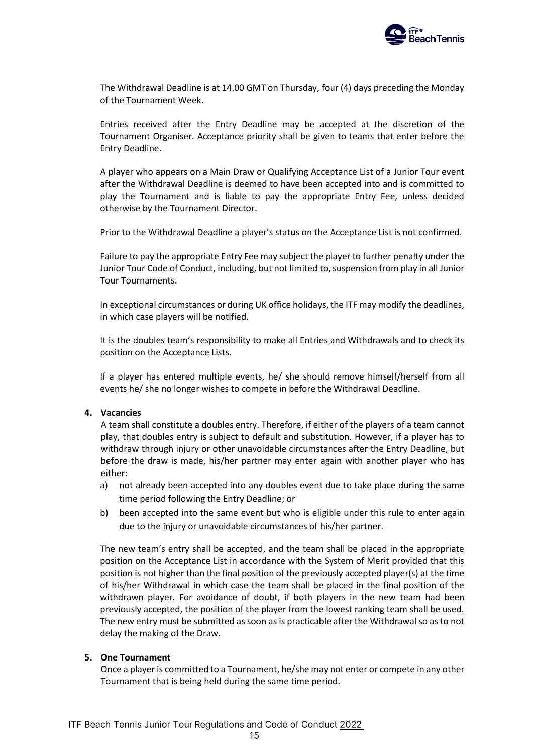The Withdrawal Deadline is at 14.00 GMT on Thursday, four (4) days preceding the Monday of the Tournament Week.

Entries received after the Entry Deadline may be accepted at the discretion of the Tournament Organiser. Acceptance priority shall be given to teams that enter before the Entry Deadline.

A player who appears on a Main Draw or Qualifying Acceptance List of a Junior Tour event after the Withdrawal Deadline is deemed to have been accepted into and is committed to play the Tournament and is liable to pay the appropriate Entry Fee, unless decided otherwise by the Tournament Director.

Prior to the Withdrawal Deadline a player's status on the Acceptance List is not confirmed.

Failure to pay the appropriate Entry Fee may subject the player to further penalty under the Junior Tour Code of Conduct, including, but not limited to, suspension from play in all Junior Tour Tournaments.

In exceptional circumstances or during UK office holidays, the ITF may modify the deadlines, in which case players will be notified.

It is the doubles team's responsibility to make all Entries and Withdrawals and to check its position on the Acceptance Lists.

If a player has entered multiple events, he/ she should remove himself/herself from all events he/ she no longer wishes to compete in before the Withdrawal Deadline.

**4. Vacancies**

A team shall constitute a doubles entry. Therefore, if either of the players of a team cannot play, that doubles entry is subject to default and substitution. However, if a player has to withdraw through injury or other unavoidable circumstances after the Entry Deadline, but before the draw is made, his/her partner may enter again with another player who has either:

a) not already been accepted into any doubles event due to take place during the same time period following the Entry Deadline; or
b) been accepted into the same event but who is eligible under this rule to enter again due to the injury or unavoidable circumstances of his/her partner.

The new team's entry shall be accepted, and the team shall be placed in the appropriate position on the Acceptance List in accordance with the System of Merit provided that this position is not higher than the final position of the previously accepted player(s) at the time of his/her Withdrawal in which case the team shall be placed in the final position of the withdrawn player. For avoidance of doubt, if both players in the new team had been previously accepted, the position of the player from the lowest ranking team shall be used. The new entry must be submitted as soon as is practicable after the Withdrawal so as to not delay the making of the Draw.

**5. One Tournament**

Once a player is committed to a Tournament, he/she may not enter or compete in any other Tournament that is being held during the same time period.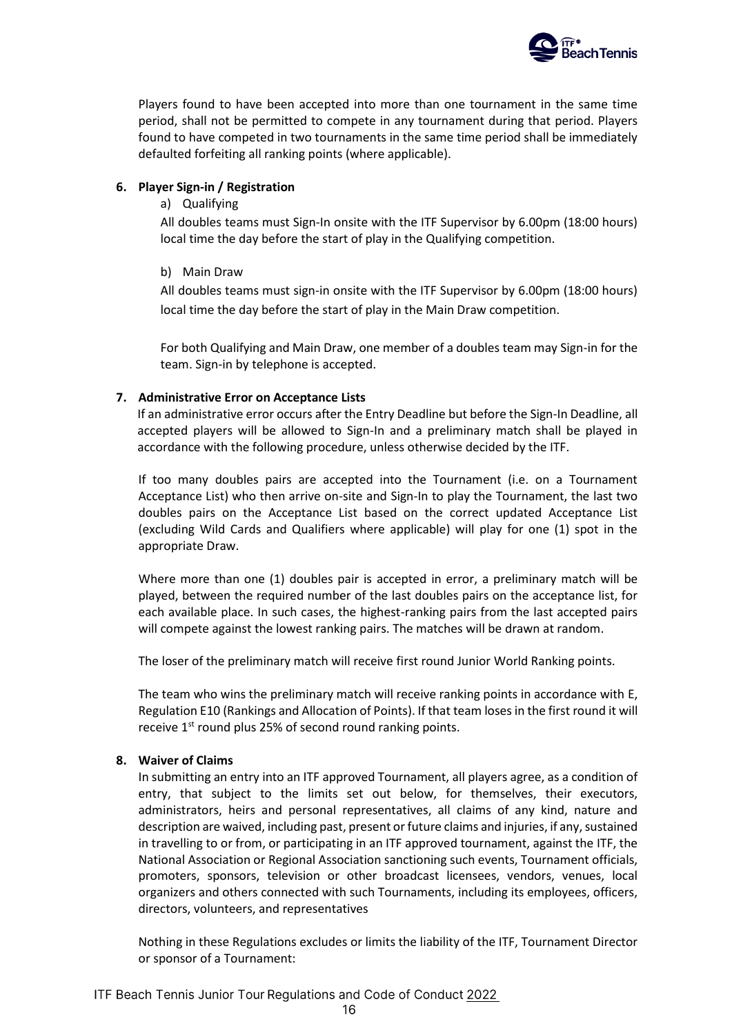Players found to have been accepted into more than one tournament in the same time period, shall not be permitted to compete in any tournament during that period. Players found to have competed in two tournaments in the same time period shall be immediately defaulted forfeiting all ranking points (where applicable).

**6. Player Sign-in / Registration**

a) Qualifying

All doubles teams must Sign-In onsite with the ITF Supervisor by 6.00pm (18:00 hours) local time the day before the start of play in the Qualifying competition.

b) Main Draw

All doubles teams must sign-in onsite with the ITF Supervisor by 6.00pm (18:00 hours) local time the day before the start of play in the Main Draw competition.

For both Qualifying and Main Draw, one member of a doubles team may Sign-in for the team. Sign-in by telephone is accepted.

**7. Administrative Error on Acceptance Lists**

If an administrative error occurs after the Entry Deadline but before the Sign-In Deadline, all accepted players will be allowed to Sign-In and a preliminary match shall be played in accordance with the following procedure, unless otherwise decided by the ITF.

If too many doubles pairs are accepted into the Tournament (i.e. on a Tournament Acceptance List) who then arrive on-site and Sign-In to play the Tournament, the last two doubles pairs on the Acceptance List based on the correct updated Acceptance List (excluding Wild Cards and Qualifiers where applicable) will play for one (1) spot in the appropriate Draw.

Where more than one (1) doubles pair is accepted in error, a preliminary match will be played, between the required number of the last doubles pairs on the acceptance list, for each available place. In such cases, the highest-ranking pairs from the last accepted pairs will compete against the lowest ranking pairs. The matches will be drawn at random.

The loser of the preliminary match will receive first round Junior World Ranking points.

The team who wins the preliminary match will receive ranking points in accordance with E, Regulation E10 (Rankings and Allocation of Points). If that team loses in the first round it will receive 1st round plus 25% of second round ranking points.

**8. Waiver of Claims**

In submitting an entry into an ITF approved Tournament, all players agree, as a condition of entry, that subject to the limits set out below, for themselves, their executors, administrators, heirs and personal representatives, all claims of any kind, nature and description are waived, including past, present or future claims and injuries, if any, sustained in travelling to or from, or participating in an ITF approved tournament, against the ITF, the National Association or Regional Association sanctioning such events, Tournament officials, promoters, sponsors, television or other broadcast licensees, vendors, venues, local organizers and others connected with such Tournaments, including its employees, officers, directors, volunteers, and representatives

Nothing in these Regulations excludes or limits the liability of the ITF, Tournament Director or sponsor of a Tournament: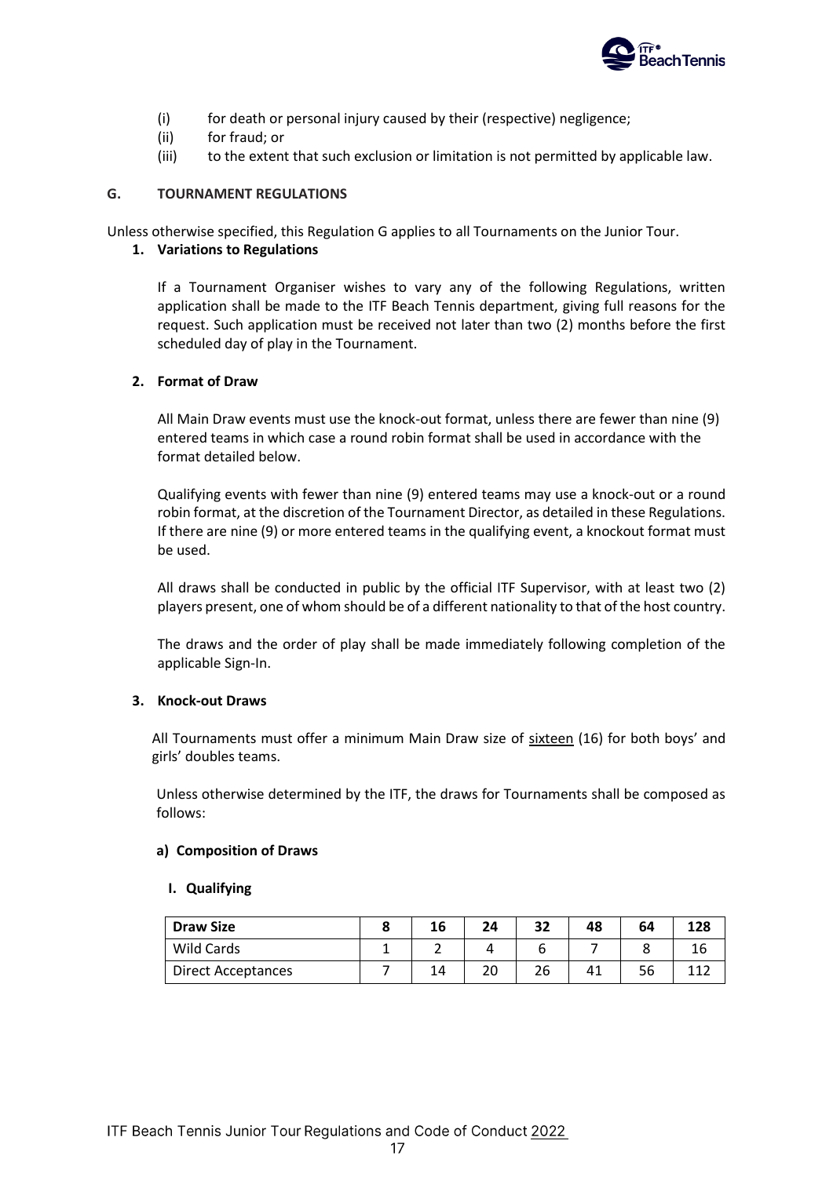(i) for death or personal injury caused by their (respective) negligence;
(ii) for fraud; or
(iii) to the extent that such exclusion or limitation is not permitted by applicable law.

## G. TOURNAMENT REGULATIONS

Unless otherwise specified, this Regulation G applies to all Tournaments on the Junior Tour.

### 1. Variations to Regulations

If a Tournament Organiser wishes to vary any of the following Regulations, written application shall be made to the ITF Beach Tennis department, giving full reasons for the request. Such application must be received not later than two (2) months before the first scheduled day of play in the Tournament.

### 2. Format of Draw

All Main Draw events must use the knock-out format, unless there are fewer than nine (9) entered teams in which case a round robin format shall be used in accordance with the format detailed below.

Qualifying events with fewer than nine (9) entered teams may use a knock-out or a round robin format, at the discretion of the Tournament Director, as detailed in these Regulations. If there are nine (9) or more entered teams in the qualifying event, a knockout format must be used.

All draws shall be conducted in public by the official ITF Supervisor, with at least two (2) players present, one of whom should be of a different nationality to that of the host country.

The draws and the order of play shall be made immediately following completion of the applicable Sign-In.

### 3. Knock-out Draws

All Tournaments must offer a minimum Main Draw size of sixteen (16) for both boys' and girls' doubles teams.

Unless otherwise determined by the ITF, the draws for Tournaments shall be composed as follows:

#### a) Composition of Draws

##### I. Qualifying

| Draw Size | 8 | 16 | 24 | 32 | 48 | 64 | 128 |
|---|---|---|---|---|---|---|---|
| Wild Cards | 1 | 2 | 4 | 6 | 7 | 8 | 16 |
| Direct Acceptances | 7 | 14 | 20 | 26 | 41 | 56 | 112 |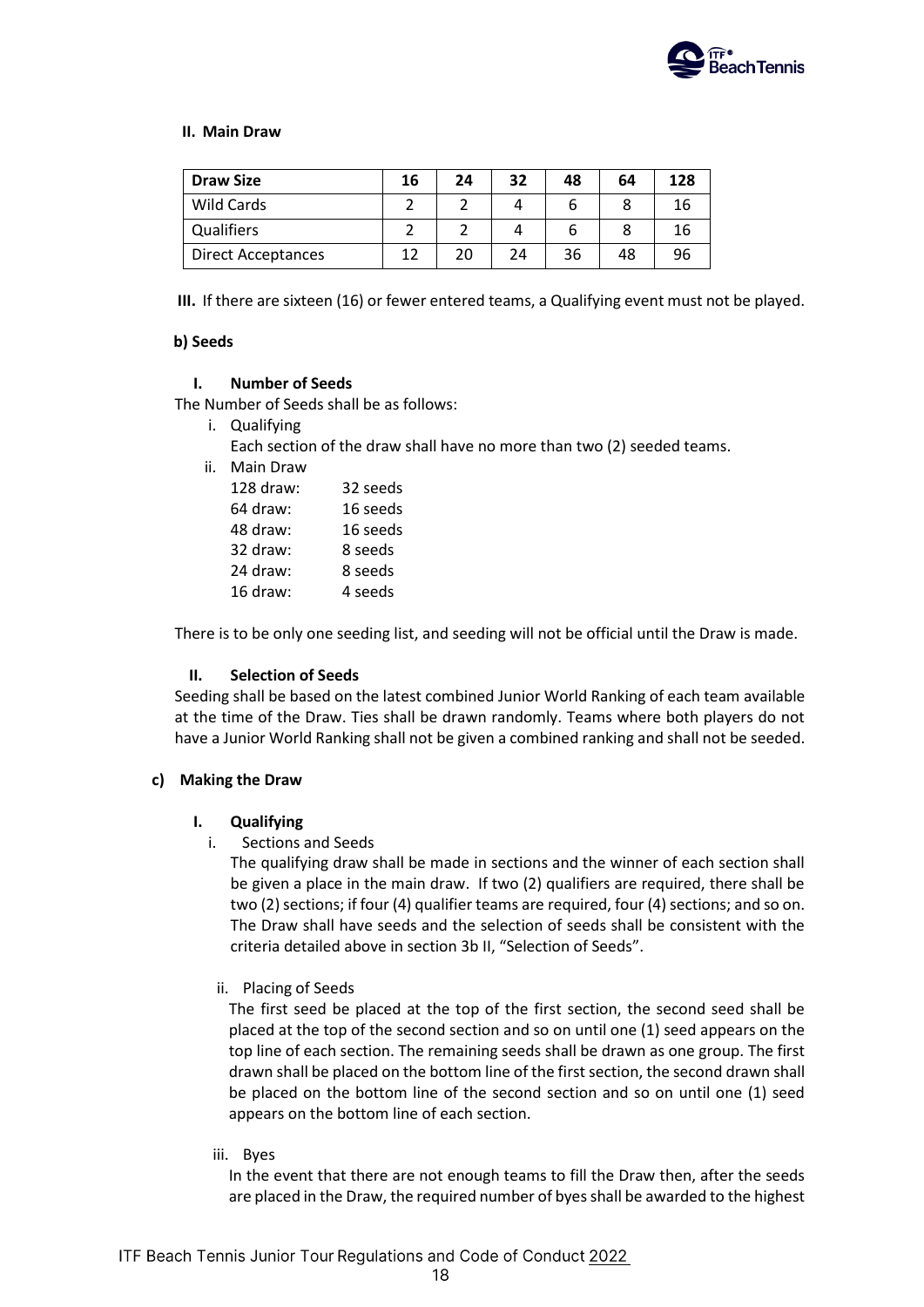**II. Main Draw**

| Draw Size | 16 | 24 | 32 | 48 | 64 | 128 |
|---|---|---|---|---|---|---|
| Wild Cards | 2 | 2 | 4 | 6 | 8 | 16 |
| Qualifiers | 2 | 2 | 4 | 6 | 8 | 16 |
| Direct Acceptances | 12 | 20 | 24 | 36 | 48 | 96 |

**III.** If there are sixteen (16) or fewer entered teams, a Qualifying event must not be played.

**b) Seeds**

**I. Number of Seeds**

The Number of Seeds shall be as follows:

i. Qualifying
   Each section of the draw shall have no more than two (2) seeded teams.

ii. Main Draw
   128 draw: 32 seeds
   64 draw: 16 seeds
   48 draw: 16 seeds
   32 draw: 8 seeds
   24 draw: 8 seeds
   16 draw: 4 seeds

There is to be only one seeding list, and seeding will not be official until the Draw is made.

**II. Selection of Seeds**

Seeding shall be based on the latest combined Junior World Ranking of each team available at the time of the Draw. Ties shall be drawn randomly. Teams where both players do not have a Junior World Ranking shall not be given a combined ranking and shall not be seeded.

**c) Making the Draw**

**I. Qualifying**

i. Sections and Seeds
   The qualifying draw shall be made in sections and the winner of each section shall be given a place in the main draw. If two (2) qualifiers are required, there shall be two (2) sections; if four (4) qualifier teams are required, four (4) sections; and so on. The Draw shall have seeds and the selection of seeds shall be consistent with the criteria detailed above in section 3b II, "Selection of Seeds".

ii. Placing of Seeds
   The first seed be placed at the top of the first section, the second seed shall be placed at the top of the second section and so on until one (1) seed appears on the top line of each section. The remaining seeds shall be drawn as one group. The first drawn shall be placed on the bottom line of the first section, the second drawn shall be placed on the bottom line of the second section and so on until one (1) seed appears on the bottom line of each section.

iii. Byes
   In the event that there are not enough teams to fill the Draw then, after the seeds are placed in the Draw, the required number of byes shall be awarded to the highest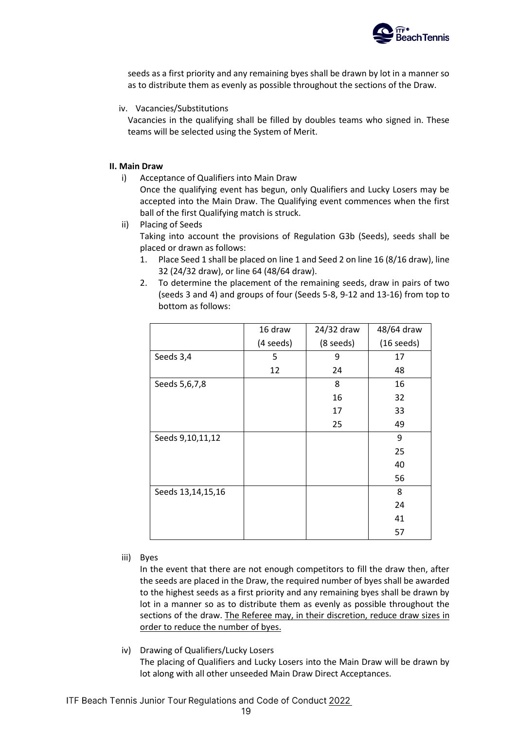seeds as a first priority and any remaining byes shall be drawn by lot in a manner so as to distribute them as evenly as possible throughout the sections of the Draw.

iv. Vacancies/Substitutions

Vacancies in the qualifying shall be filled by doubles teams who signed in. These teams will be selected using the System of Merit.

**II. Main Draw**

i) Acceptance of Qualifiers into Main Draw

Once the qualifying event has begun, only Qualifiers and Lucky Losers may be accepted into the Main Draw. The Qualifying event commences when the first ball of the first Qualifying match is struck.

ii) Placing of Seeds

Taking into account the provisions of Regulation G3b (Seeds), seeds shall be placed or drawn as follows:

1. Place Seed 1 shall be placed on line 1 and Seed 2 on line 16 (8/16 draw), line 32 (24/32 draw), or line 64 (48/64 draw).
2. To determine the placement of the remaining seeds, draw in pairs of two (seeds 3 and 4) and groups of four (Seeds 5-8, 9-12 and 13-16) from top to bottom as follows:

| | 16 draw (4 seeds) | 24/32 draw (8 seeds) | 48/64 draw (16 seeds) |
|---|---|---|---|
| Seeds 3,4 | 5 | 9 | 17 |
| | 12 | 24 | 48 |
| Seeds 5,6,7,8 | | 8 | 16 |
| | | 16 | 32 |
| | | 17 | 33 |
| | | 25 | 49 |
| Seeds 9,10,11,12 | | | 9 |
| | | | 25 |
| | | | 40 |
| | | | 56 |
| Seeds 13,14,15,16 | | | 8 |
| | | | 24 |
| | | | 41 |
| | | | 57 |

iii) Byes

In the event that there are not enough competitors to fill the draw then, after the seeds are placed in the Draw, the required number of byes shall be awarded to the highest seeds as a first priority and any remaining byes shall be drawn by lot in a manner so as to distribute them as evenly as possible throughout the sections of the draw. The Referee may, in their discretion, reduce draw sizes in order to reduce the number of byes.

iv) Drawing of Qualifiers/Lucky Losers

The placing of Qualifiers and Lucky Losers into the Main Draw will be drawn by lot along with all other unseeded Main Draw Direct Acceptances.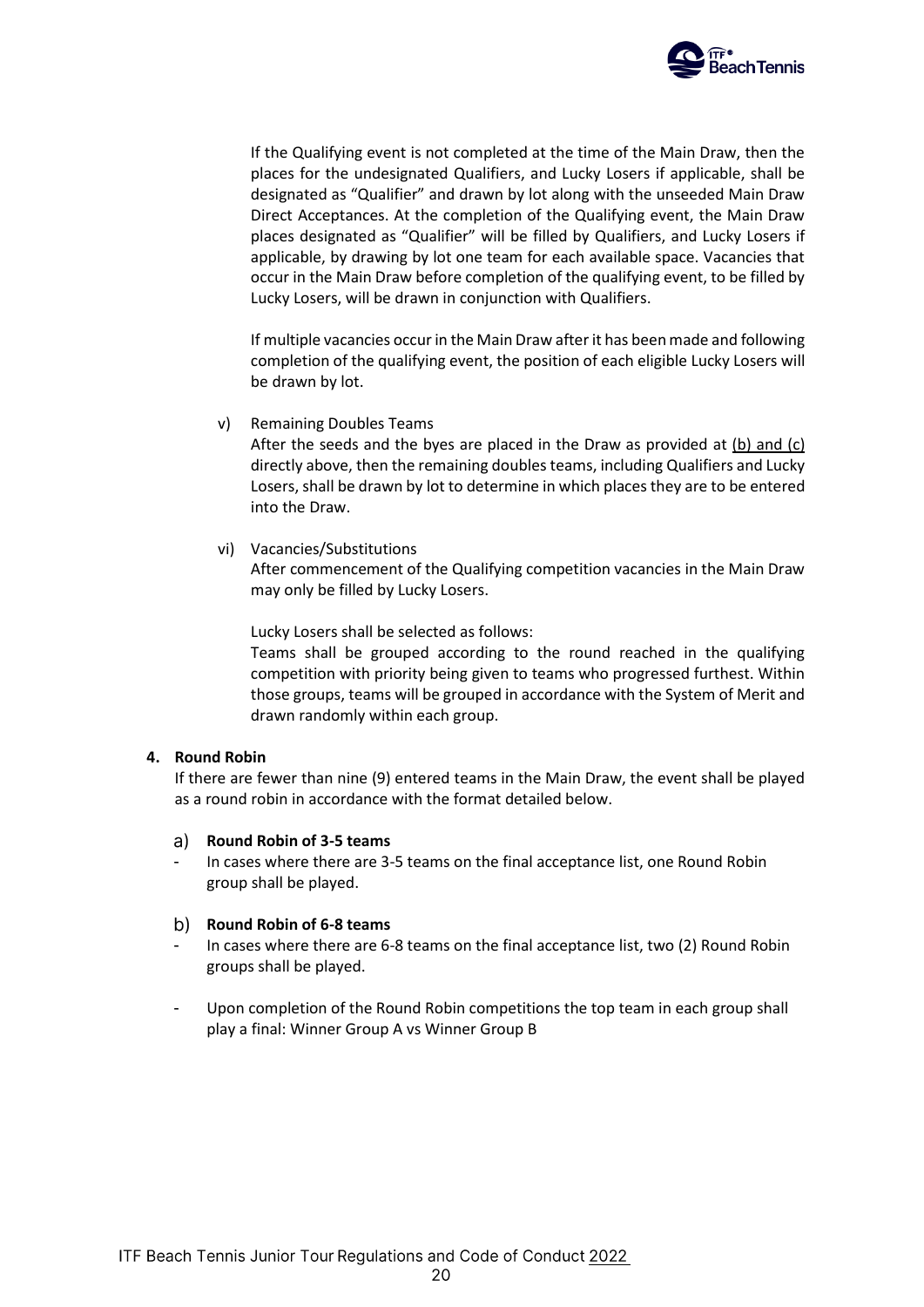If the Qualifying event is not completed at the time of the Main Draw, then the places for the undesignated Qualifiers, and Lucky Losers if applicable, shall be designated as "Qualifier" and drawn by lot along with the unseeded Main Draw Direct Acceptances. At the completion of the Qualifying event, the Main Draw places designated as "Qualifier" will be filled by Qualifiers, and Lucky Losers if applicable, by drawing by lot one team for each available space. Vacancies that occur in the Main Draw before completion of the qualifying event, to be filled by Lucky Losers, will be drawn in conjunction with Qualifiers.

If multiple vacancies occur in the Main Draw after it has been made and following completion of the qualifying event, the position of each eligible Lucky Losers will be drawn by lot.

v) Remaining Doubles Teams
After the seeds and the byes are placed in the Draw as provided at (b) and (c) directly above, then the remaining doubles teams, including Qualifiers and Lucky Losers, shall be drawn by lot to determine in which places they are to be entered into the Draw.

vi) Vacancies/Substitutions
After commencement of the Qualifying competition vacancies in the Main Draw may only be filled by Lucky Losers.

Lucky Losers shall be selected as follows:
Teams shall be grouped according to the round reached in the qualifying competition with priority being given to teams who progressed furthest. Within those groups, teams will be grouped in accordance with the System of Merit and drawn randomly within each group.

**4. Round Robin**

If there are fewer than nine (9) entered teams in the Main Draw, the event shall be played as a round robin in accordance with the format detailed below.

a) **Round Robin of 3-5 teams**

- In cases where there are 3-5 teams on the final acceptance list, one Round Robin group shall be played.

b) **Round Robin of 6-8 teams**

- In cases where there are 6-8 teams on the final acceptance list, two (2) Round Robin groups shall be played.

- Upon completion of the Round Robin competitions the top team in each group shall play a final: Winner Group A vs Winner Group B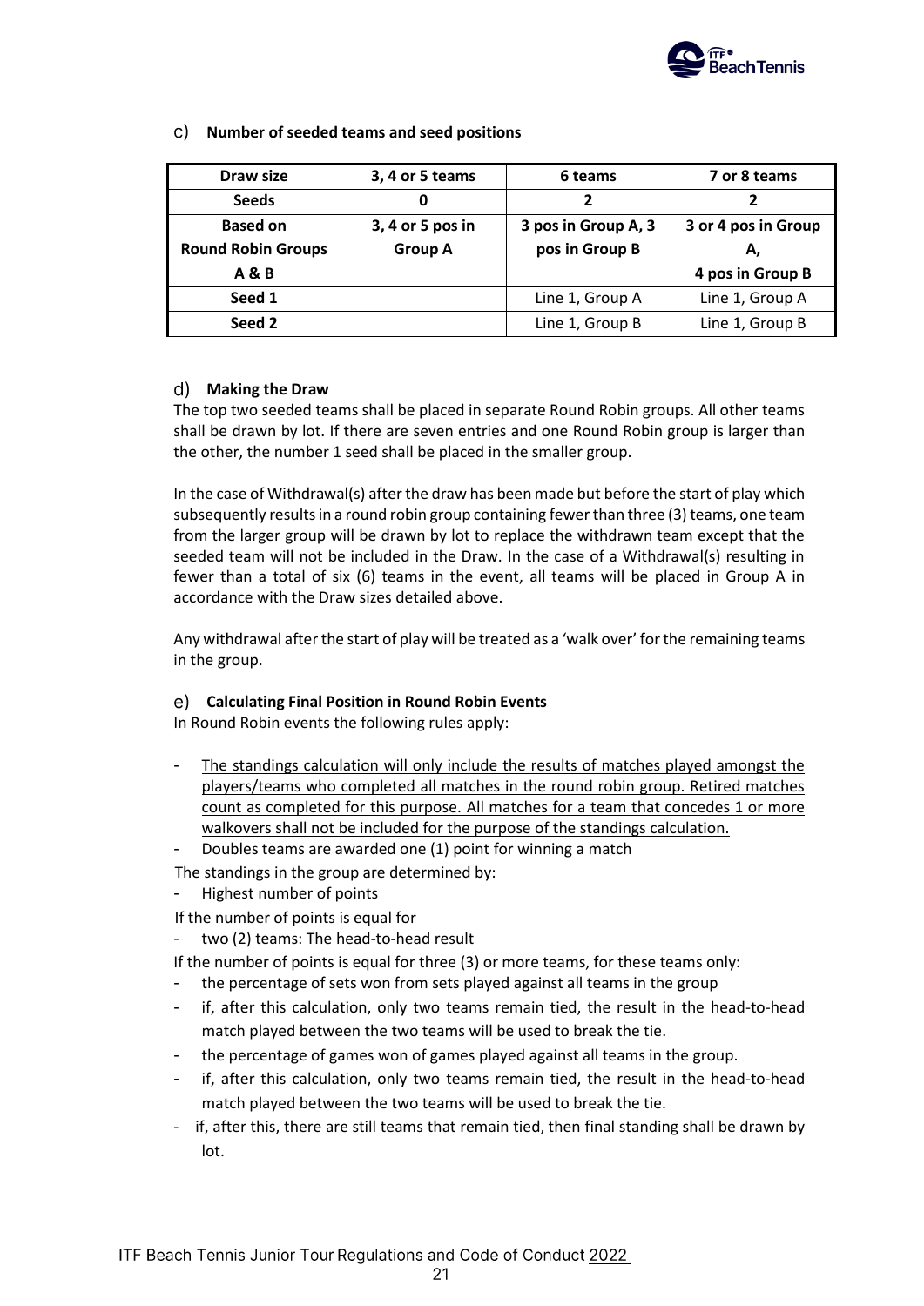### c) **Number of seeded teams and seed positions**

| Draw size | 3, 4 or 5 teams | 6 teams | 7 or 8 teams |
|---|---|---|---|
| **Seeds** | **0** | **2** | **2** |
| **Based on Round Robin Groups A & B** | **3, 4 or 5 pos in Group A** | **3 pos in Group A, 3 pos in Group B** | **3 or 4 pos in Group A, 4 pos in Group B** |
| **Seed 1** | | Line 1, Group A | Line 1, Group A |
| **Seed 2** | | Line 1, Group B | Line 1, Group B |

### d) **Making the Draw**

The top two seeded teams shall be placed in separate Round Robin groups. All other teams shall be drawn by lot. If there are seven entries and one Round Robin group is larger than the other, the number 1 seed shall be placed in the smaller group.

In the case of Withdrawal(s) after the draw has been made but before the start of play which subsequently results in a round robin group containing fewer than three (3) teams, one team from the larger group will be drawn by lot to replace the withdrawn team except that the seeded team will not be included in the Draw. In the case of a Withdrawal(s) resulting in fewer than a total of six (6) teams in the event, all teams will be placed in Group A in accordance with the Draw sizes detailed above.

Any withdrawal after the start of play will be treated as a 'walk over' for the remaining teams in the group.

### e) **Calculating Final Position in Round Robin Events**

In Round Robin events the following rules apply:

- The standings calculation will only include the results of matches played amongst the players/teams who completed all matches in the round robin group. Retired matches count as completed for this purpose. All matches for a team that concedes 1 or more walkovers shall not be included for the purpose of the standings calculation.
- Doubles teams are awarded one (1) point for winning a match

The standings in the group are determined by:

- Highest number of points

If the number of points is equal for

- two (2) teams: The head-to-head result

If the number of points is equal for three (3) or more teams, for these teams only:

- the percentage of sets won from sets played against all teams in the group
- if, after this calculation, only two teams remain tied, the result in the head-to-head match played between the two teams will be used to break the tie.
- the percentage of games won of games played against all teams in the group.
- if, after this calculation, only two teams remain tied, the result in the head-to-head match played between the two teams will be used to break the tie.
- if, after this, there are still teams that remain tied, then final standing shall be drawn by lot.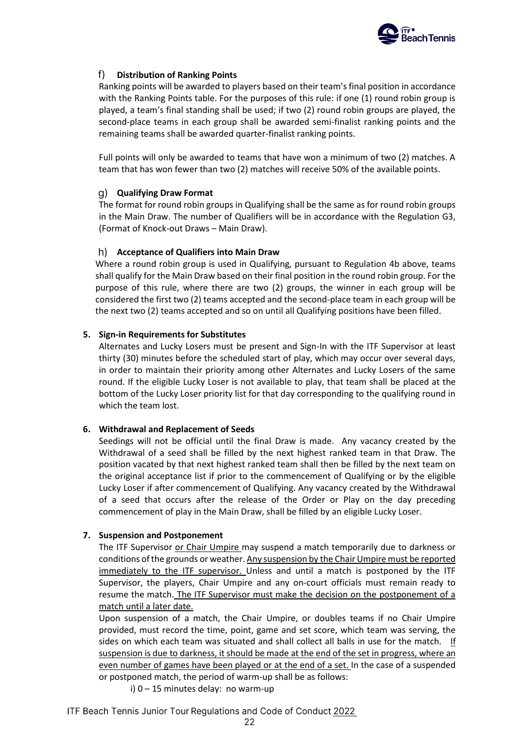### f) Distribution of Ranking Points

Ranking points will be awarded to players based on their team's final position in accordance with the Ranking Points table. For the purposes of this rule: if one (1) round robin group is played, a team's final standing shall be used; if two (2) round robin groups are played, the second-place teams in each group shall be awarded semi-finalist ranking points and the remaining teams shall be awarded quarter-finalist ranking points.

Full points will only be awarded to teams that have won a minimum of two (2) matches. A team that has won fewer than two (2) matches will receive 50% of the available points.

### g) Qualifying Draw Format

The format for round robin groups in Qualifying shall be the same as for round robin groups in the Main Draw. The number of Qualifiers will be in accordance with the Regulation G3, (Format of Knock-out Draws – Main Draw).

### h) Acceptance of Qualifiers into Main Draw

Where a round robin group is used in Qualifying, pursuant to Regulation 4b above, teams shall qualify for the Main Draw based on their final position in the round robin group. For the purpose of this rule, where there are two (2) groups, the winner in each group will be considered the first two (2) teams accepted and the second-place team in each group will be the next two (2) teams accepted and so on until all Qualifying positions have been filled.

### 5. Sign-in Requirements for Substitutes

Alternates and Lucky Losers must be present and Sign-In with the ITF Supervisor at least thirty (30) minutes before the scheduled start of play, which may occur over several days, in order to maintain their priority among other Alternates and Lucky Losers of the same round. If the eligible Lucky Loser is not available to play, that team shall be placed at the bottom of the Lucky Loser priority list for that day corresponding to the qualifying round in which the team lost.

### 6. Withdrawal and Replacement of Seeds

Seedings will not be official until the final Draw is made. Any vacancy created by the Withdrawal of a seed shall be filled by the next highest ranked team in that Draw. The position vacated by that next highest ranked team shall then be filled by the next team on the original acceptance list if prior to the commencement of Qualifying or by the eligible Lucky Loser if after commencement of Qualifying. Any vacancy created by the Withdrawal of a seed that occurs after the release of the Order or Play on the day preceding commencement of play in the Main Draw, shall be filled by an eligible Lucky Loser.

### 7. Suspension and Postponement

The ITF Supervisor or Chair Umpire may suspend a match temporarily due to darkness or conditions of the grounds or weather. Any suspension by the Chair Umpire must be reported immediately to the ITF supervisor. Unless and until a match is postponed by the ITF Supervisor, the players, Chair Umpire and any on-court officials must remain ready to resume the match. The ITF Supervisor must make the decision on the postponement of a match until a later date.

Upon suspension of a match, the Chair Umpire, or doubles teams if no Chair Umpire provided, must record the time, point, game and set score, which team was serving, the sides on which each team was situated and shall collect all balls in use for the match. If suspension is due to darkness, it should be made at the end of the set in progress, where an even number of games have been played or at the end of a set. In the case of a suspended or postponed match, the period of warm-up shall be as follows:

i) 0 – 15 minutes delay: no warm-up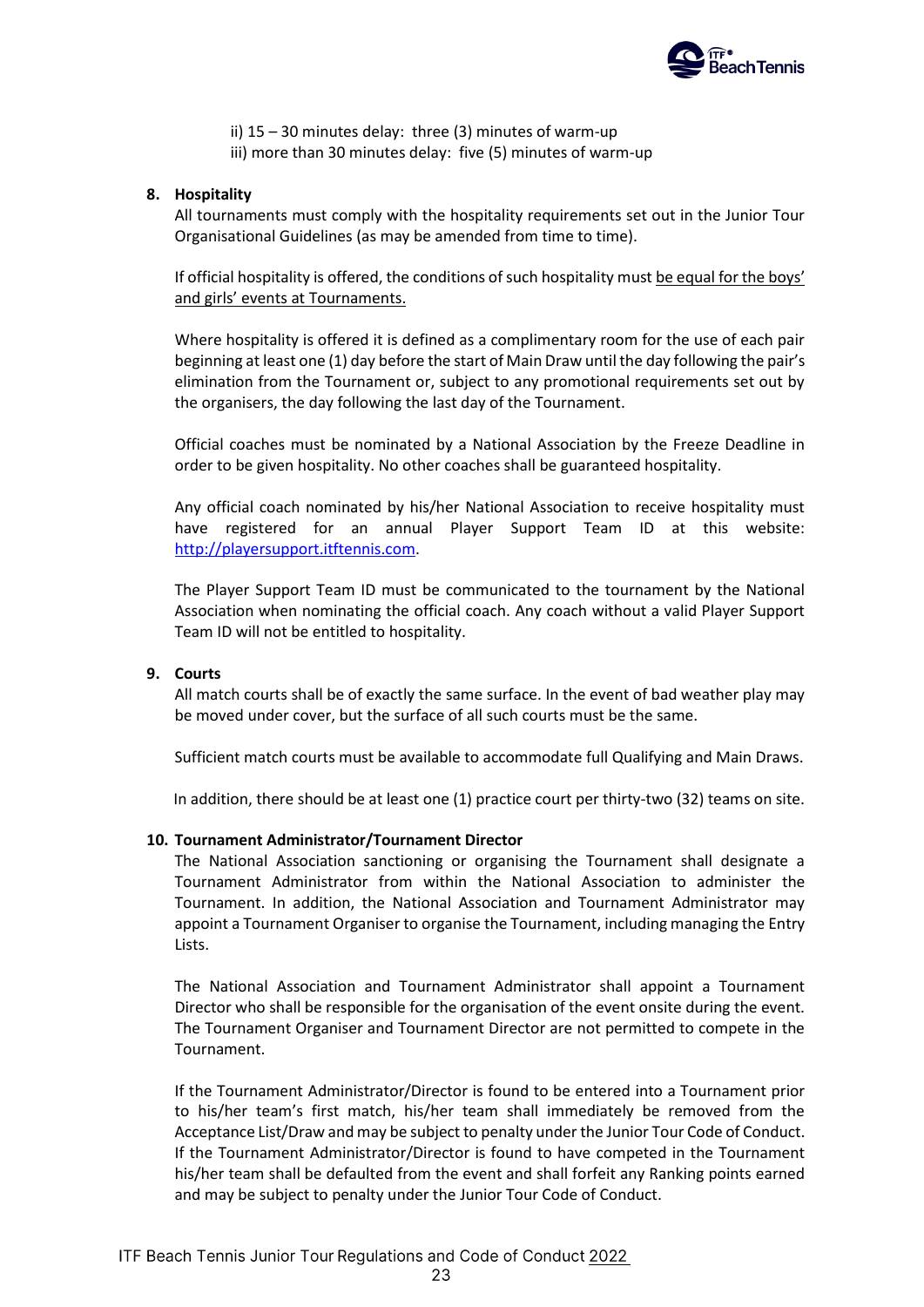ii) 15 – 30 minutes delay: three (3) minutes of warm-up

iii) more than 30 minutes delay: five (5) minutes of warm-up

**8. Hospitality**

All tournaments must comply with the hospitality requirements set out in the Junior Tour Organisational Guidelines (as may be amended from time to time).

If official hospitality is offered, the conditions of such hospitality must be equal for the boys' and girls' events at Tournaments.

Where hospitality is offered it is defined as a complimentary room for the use of each pair beginning at least one (1) day before the start of Main Draw until the day following the pair's elimination from the Tournament or, subject to any promotional requirements set out by the organisers, the day following the last day of the Tournament.

Official coaches must be nominated by a National Association by the Freeze Deadline in order to be given hospitality. No other coaches shall be guaranteed hospitality.

Any official coach nominated by his/her National Association to receive hospitality must have registered for an annual Player Support Team ID at this website: [http://playersupport.itftennis.com](http://playersupport.itftennis.com).

The Player Support Team ID must be communicated to the tournament by the National Association when nominating the official coach. Any coach without a valid Player Support Team ID will not be entitled to hospitality.

**9. Courts**

All match courts shall be of exactly the same surface. In the event of bad weather play may be moved under cover, but the surface of all such courts must be the same.

Sufficient match courts must be available to accommodate full Qualifying and Main Draws.

In addition, there should be at least one (1) practice court per thirty-two (32) teams on site.

**10. Tournament Administrator/Tournament Director**

The National Association sanctioning or organising the Tournament shall designate a Tournament Administrator from within the National Association to administer the Tournament. In addition, the National Association and Tournament Administrator may appoint a Tournament Organiser to organise the Tournament, including managing the Entry Lists.

The National Association and Tournament Administrator shall appoint a Tournament Director who shall be responsible for the organisation of the event onsite during the event. The Tournament Organiser and Tournament Director are not permitted to compete in the Tournament.

If the Tournament Administrator/Director is found to be entered into a Tournament prior to his/her team's first match, his/her team shall immediately be removed from the Acceptance List/Draw and may be subject to penalty under the Junior Tour Code of Conduct. If the Tournament Administrator/Director is found to have competed in the Tournament his/her team shall be defaulted from the event and shall forfeit any Ranking points earned and may be subject to penalty under the Junior Tour Code of Conduct.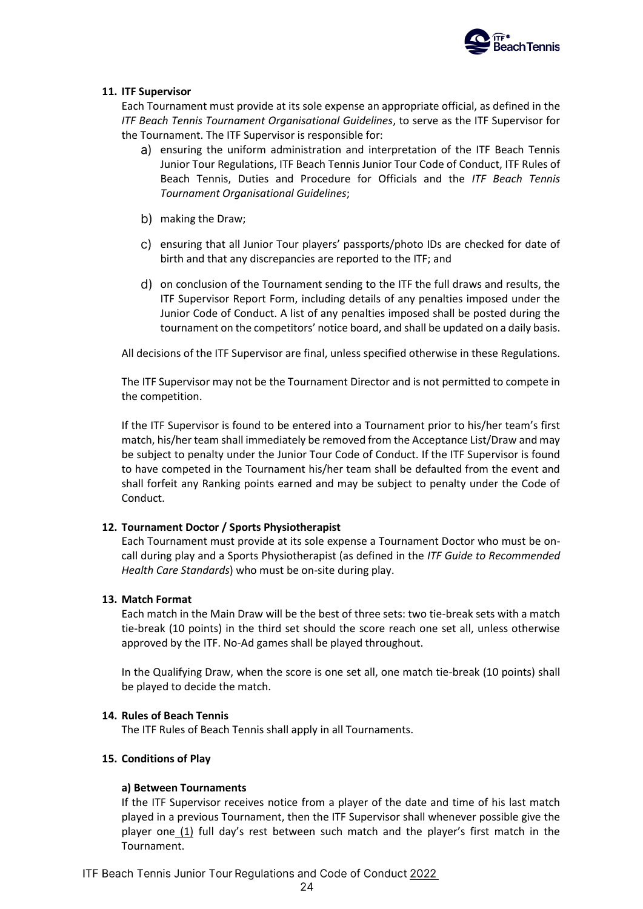**11. ITF Supervisor**

Each Tournament must provide at its sole expense an appropriate official, as defined in the *ITF Beach Tennis Tournament Organisational Guidelines*, to serve as the ITF Supervisor for the Tournament. The ITF Supervisor is responsible for:

a) ensuring the uniform administration and interpretation of the ITF Beach Tennis Junior Tour Regulations, ITF Beach Tennis Junior Tour Code of Conduct, ITF Rules of Beach Tennis, Duties and Procedure for Officials and the *ITF Beach Tennis Tournament Organisational Guidelines*;

b) making the Draw;

c) ensuring that all Junior Tour players' passports/photo IDs are checked for date of birth and that any discrepancies are reported to the ITF; and

d) on conclusion of the Tournament sending to the ITF the full draws and results, the ITF Supervisor Report Form, including details of any penalties imposed under the Junior Code of Conduct. A list of any penalties imposed shall be posted during the tournament on the competitors' notice board, and shall be updated on a daily basis.

All decisions of the ITF Supervisor are final, unless specified otherwise in these Regulations.

The ITF Supervisor may not be the Tournament Director and is not permitted to compete in the competition.

If the ITF Supervisor is found to be entered into a Tournament prior to his/her team's first match, his/her team shall immediately be removed from the Acceptance List/Draw and may be subject to penalty under the Junior Tour Code of Conduct. If the ITF Supervisor is found to have competed in the Tournament his/her team shall be defaulted from the event and shall forfeit any Ranking points earned and may be subject to penalty under the Code of Conduct.

**12. Tournament Doctor / Sports Physiotherapist**

Each Tournament must provide at its sole expense a Tournament Doctor who must be on-call during play and a Sports Physiotherapist (as defined in the *ITF Guide to Recommended Health Care Standards*) who must be on-site during play.

**13. Match Format**

Each match in the Main Draw will be the best of three sets: two tie-break sets with a match tie-break (10 points) in the third set should the score reach one set all, unless otherwise approved by the ITF. No-Ad games shall be played throughout.

In the Qualifying Draw, when the score is one set all, one match tie-break (10 points) shall be played to decide the match.

**14. Rules of Beach Tennis**

The ITF Rules of Beach Tennis shall apply in all Tournaments.

**15. Conditions of Play**

**a) Between Tournaments**

If the ITF Supervisor receives notice from a player of the date and time of his last match played in a previous Tournament, then the ITF Supervisor shall whenever possible give the player one (1) full day's rest between such match and the player's first match in the Tournament.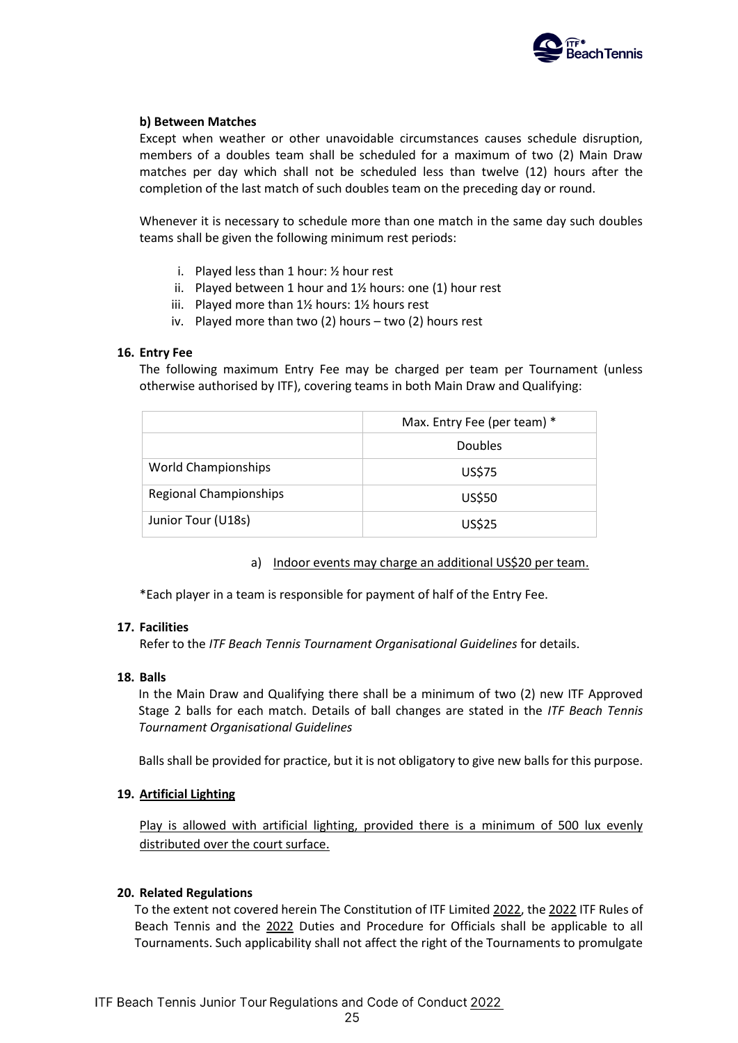**b) Between Matches**

Except when weather or other unavoidable circumstances causes schedule disruption, members of a doubles team shall be scheduled for a maximum of two (2) Main Draw matches per day which shall not be scheduled less than twelve (12) hours after the completion of the last match of such doubles team on the preceding day or round.

Whenever it is necessary to schedule more than one match in the same day such doubles teams shall be given the following minimum rest periods:

i. Played less than 1 hour: ½ hour rest
ii. Played between 1 hour and 1½ hours: one (1) hour rest
iii. Played more than 1½ hours: 1½ hours rest
iv. Played more than two (2) hours – two (2) hours rest

**16. Entry Fee**

The following maximum Entry Fee may be charged per team per Tournament (unless otherwise authorised by ITF), covering teams in both Main Draw and Qualifying:

| | Max. Entry Fee (per team) * |
|---|---|
| | Doubles |
| World Championships | US$75 |
| Regional Championships | US$50 |
| Junior Tour (U18s) | US$25 |

a) Indoor events may charge an additional US$20 per team.

*Each player in a team is responsible for payment of half of the Entry Fee.

**17. Facilities**

Refer to the *ITF Beach Tennis Tournament Organisational Guidelines* for details.

**18. Balls**

In the Main Draw and Qualifying there shall be a minimum of two (2) new ITF Approved Stage 2 balls for each match. Details of ball changes are stated in the *ITF Beach Tennis Tournament Organisational Guidelines*

Balls shall be provided for practice, but it is not obligatory to give new balls for this purpose.

**19. Artificial Lighting**

Play is allowed with artificial lighting, provided there is a minimum of 500 lux evenly distributed over the court surface.

**20. Related Regulations**

To the extent not covered herein The Constitution of ITF Limited 2022, the 2022 ITF Rules of Beach Tennis and the 2022 Duties and Procedure for Officials shall be applicable to all Tournaments. Such applicability shall not affect the right of the Tournaments to promulgate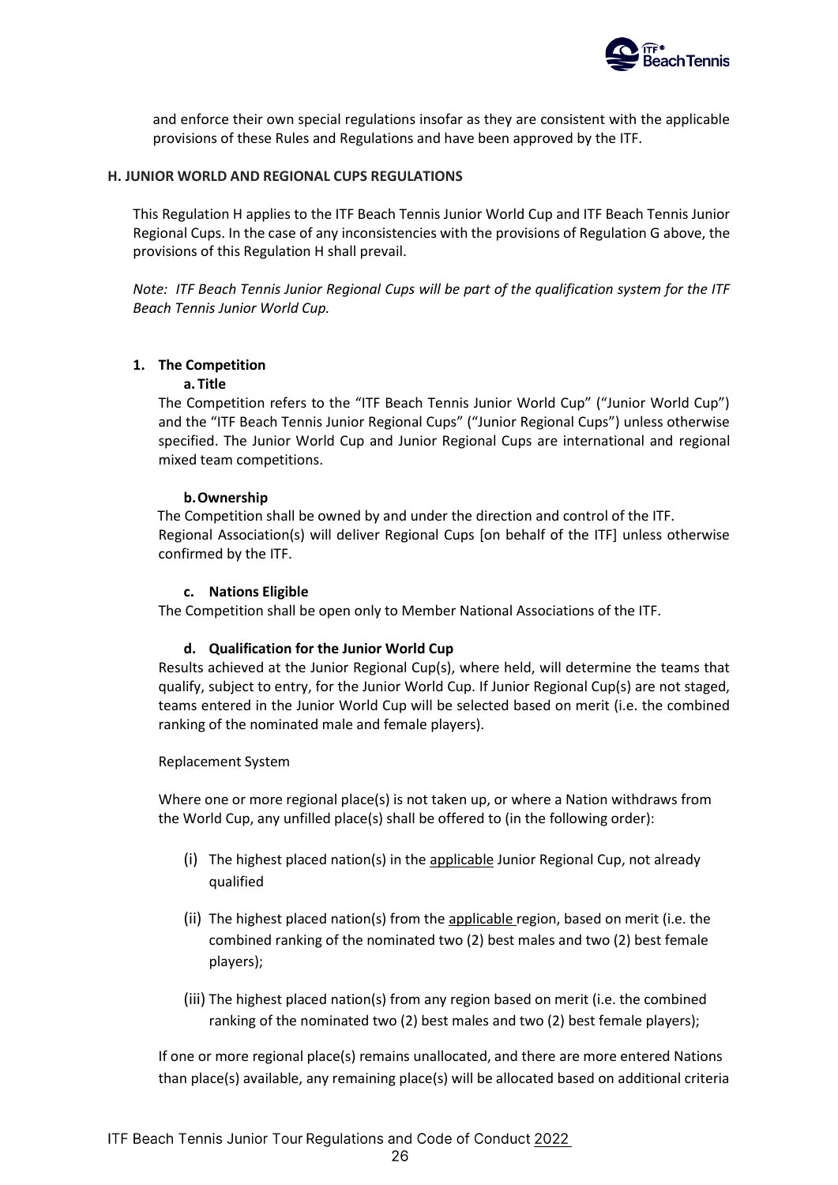and enforce their own special regulations insofar as they are consistent with the applicable provisions of these Rules and Regulations and have been approved by the ITF.

## H. JUNIOR WORLD AND REGIONAL CUPS REGULATIONS

This Regulation H applies to the ITF Beach Tennis Junior World Cup and ITF Beach Tennis Junior Regional Cups. In the case of any inconsistencies with the provisions of Regulation G above, the provisions of this Regulation H shall prevail.

*Note: ITF Beach Tennis Junior Regional Cups will be part of the qualification system for the ITF Beach Tennis Junior World Cup.*

### 1. The Competition

#### a. Title

The Competition refers to the "ITF Beach Tennis Junior World Cup" ("Junior World Cup") and the "ITF Beach Tennis Junior Regional Cups" ("Junior Regional Cups") unless otherwise specified. The Junior World Cup and Junior Regional Cups are international and regional mixed team competitions.

#### b. Ownership

The Competition shall be owned by and under the direction and control of the ITF. Regional Association(s) will deliver Regional Cups [on behalf of the ITF] unless otherwise confirmed by the ITF.

#### c. Nations Eligible

The Competition shall be open only to Member National Associations of the ITF.

#### d. Qualification for the Junior World Cup

Results achieved at the Junior Regional Cup(s), where held, will determine the teams that qualify, subject to entry, for the Junior World Cup. If Junior Regional Cup(s) are not staged, teams entered in the Junior World Cup will be selected based on merit (i.e. the combined ranking of the nominated male and female players).

Replacement System

Where one or more regional place(s) is not taken up, or where a Nation withdraws from the World Cup, any unfilled place(s) shall be offered to (in the following order):

(i) The highest placed nation(s) in the applicable Junior Regional Cup, not already qualified

(ii) The highest placed nation(s) from the applicable region, based on merit (i.e. the combined ranking of the nominated two (2) best males and two (2) best female players);

(iii) The highest placed nation(s) from any region based on merit (i.e. the combined ranking of the nominated two (2) best males and two (2) best female players);

If one or more regional place(s) remains unallocated, and there are more entered Nations than place(s) available, any remaining place(s) will be allocated based on additional criteria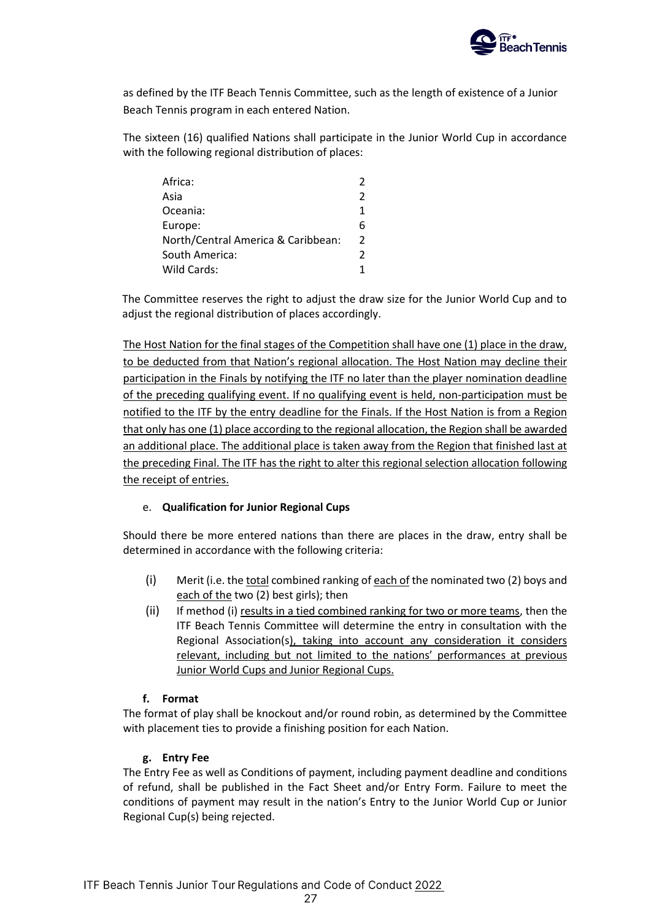as defined by the ITF Beach Tennis Committee, such as the length of existence of a Junior Beach Tennis program in each entered Nation.

The sixteen (16) qualified Nations shall participate in the Junior World Cup in accordance with the following regional distribution of places:

| | |
|---|---|
| Africa: | 2 |
| Asia | 2 |
| Oceania: | 1 |
| Europe: | 6 |
| North/Central America & Caribbean: | 2 |
| South America: | 2 |
| Wild Cards: | 1 |

The Committee reserves the right to adjust the draw size for the Junior World Cup and to adjust the regional distribution of places accordingly.

The Host Nation for the final stages of the Competition shall have one (1) place in the draw, to be deducted from that Nation's regional allocation. The Host Nation may decline their participation in the Finals by notifying the ITF no later than the player nomination deadline of the preceding qualifying event. If no qualifying event is held, non-participation must be notified to the ITF by the entry deadline for the Finals. If the Host Nation is from a Region that only has one (1) place according to the regional allocation, the Region shall be awarded an additional place. The additional place is taken away from the Region that finished last at the preceding Final. The ITF has the right to alter this regional selection allocation following the receipt of entries.

e. **Qualification for Junior Regional Cups**

Should there be more entered nations than there are places in the draw, entry shall be determined in accordance with the following criteria:

(i) Merit (i.e. the total combined ranking of each of the nominated two (2) boys and each of the two (2) best girls); then

(ii) If method (i) results in a tied combined ranking for two or more teams, then the ITF Beach Tennis Committee will determine the entry in consultation with the Regional Association(s), taking into account any consideration it considers relevant, including but not limited to the nations' performances at previous Junior World Cups and Junior Regional Cups.

**f. Format**

The format of play shall be knockout and/or round robin, as determined by the Committee with placement ties to provide a finishing position for each Nation.

**g. Entry Fee**

The Entry Fee as well as Conditions of payment, including payment deadline and conditions of refund, shall be published in the Fact Sheet and/or Entry Form. Failure to meet the conditions of payment may result in the nation's Entry to the Junior World Cup or Junior Regional Cup(s) being rejected.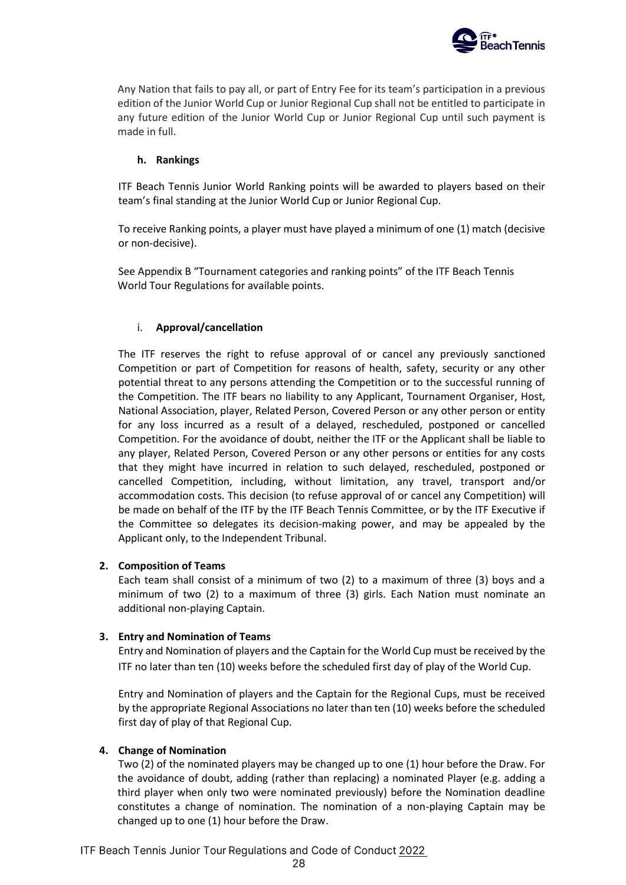Any Nation that fails to pay all, or part of Entry Fee for its team's participation in a previous edition of the Junior World Cup or Junior Regional Cup shall not be entitled to participate in any future edition of the Junior World Cup or Junior Regional Cup until such payment is made in full.

#### h. Rankings

ITF Beach Tennis Junior World Ranking points will be awarded to players based on their team's final standing at the Junior World Cup or Junior Regional Cup.

To receive Ranking points, a player must have played a minimum of one (1) match (decisive or non-decisive).

See Appendix B "Tournament categories and ranking points" of the ITF Beach Tennis World Tour Regulations for available points.

#### i. Approval/cancellation

The ITF reserves the right to refuse approval of or cancel any previously sanctioned Competition or part of Competition for reasons of health, safety, security or any other potential threat to any persons attending the Competition or to the successful running of the Competition. The ITF bears no liability to any Applicant, Tournament Organiser, Host, National Association, player, Related Person, Covered Person or any other person or entity for any loss incurred as a result of a delayed, rescheduled, postponed or cancelled Competition. For the avoidance of doubt, neither the ITF or the Applicant shall be liable to any player, Related Person, Covered Person or any other persons or entities for any costs that they might have incurred in relation to such delayed, rescheduled, postponed or cancelled Competition, including, without limitation, any travel, transport and/or accommodation costs. This decision (to refuse approval of or cancel any Competition) will be made on behalf of the ITF by the ITF Beach Tennis Committee, or by the ITF Executive if the Committee so delegates its decision-making power, and may be appealed by the Applicant only, to the Independent Tribunal.

### 2. Composition of Teams

Each team shall consist of a minimum of two (2) to a maximum of three (3) boys and a minimum of two (2) to a maximum of three (3) girls. Each Nation must nominate an additional non-playing Captain.

### 3. Entry and Nomination of Teams

Entry and Nomination of players and the Captain for the World Cup must be received by the ITF no later than ten (10) weeks before the scheduled first day of play of the World Cup.

Entry and Nomination of players and the Captain for the Regional Cups, must be received by the appropriate Regional Associations no later than ten (10) weeks before the scheduled first day of play of that Regional Cup.

### 4. Change of Nomination

Two (2) of the nominated players may be changed up to one (1) hour before the Draw. For the avoidance of doubt, adding (rather than replacing) a nominated Player (e.g. adding a third player when only two were nominated previously) before the Nomination deadline constitutes a change of nomination. The nomination of a non-playing Captain may be changed up to one (1) hour before the Draw.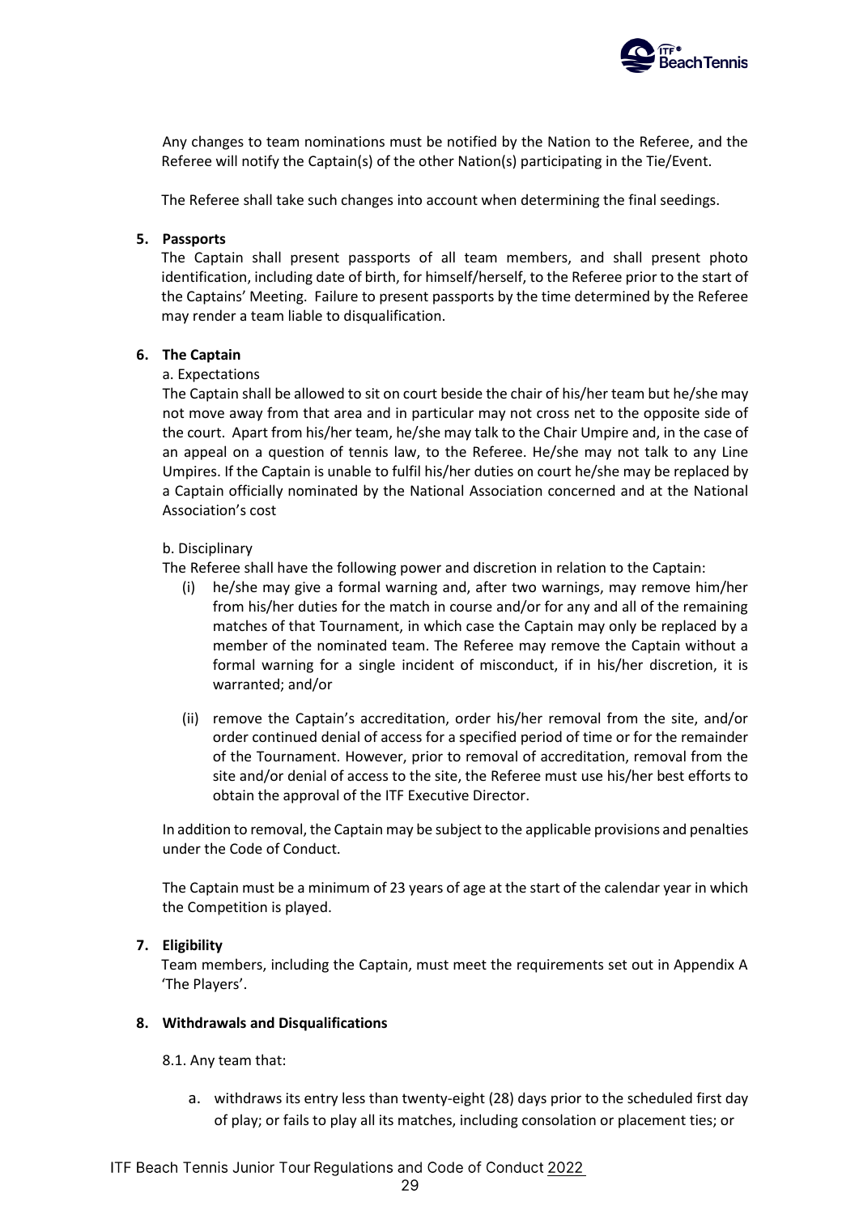Any changes to team nominations must be notified by the Nation to the Referee, and the Referee will notify the Captain(s) of the other Nation(s) participating in the Tie/Event.

The Referee shall take such changes into account when determining the final seedings.

**5. Passports**

The Captain shall present passports of all team members, and shall present photo identification, including date of birth, for himself/herself, to the Referee prior to the start of the Captains' Meeting. Failure to present passports by the time determined by the Referee may render a team liable to disqualification.

**6. The Captain**

a. Expectations

The Captain shall be allowed to sit on court beside the chair of his/her team but he/she may not move away from that area and in particular may not cross net to the opposite side of the court. Apart from his/her team, he/she may talk to the Chair Umpire and, in the case of an appeal on a question of tennis law, to the Referee. He/she may not talk to any Line Umpires. If the Captain is unable to fulfil his/her duties on court he/she may be replaced by a Captain officially nominated by the National Association concerned and at the National Association's cost

b. Disciplinary

The Referee shall have the following power and discretion in relation to the Captain:

(i) he/she may give a formal warning and, after two warnings, may remove him/her from his/her duties for the match in course and/or for any and all of the remaining matches of that Tournament, in which case the Captain may only be replaced by a member of the nominated team. The Referee may remove the Captain without a formal warning for a single incident of misconduct, if in his/her discretion, it is warranted; and/or

(ii) remove the Captain's accreditation, order his/her removal from the site, and/or order continued denial of access for a specified period of time or for the remainder of the Tournament. However, prior to removal of accreditation, removal from the site and/or denial of access to the site, the Referee must use his/her best efforts to obtain the approval of the ITF Executive Director.

In addition to removal, the Captain may be subject to the applicable provisions and penalties under the Code of Conduct.

The Captain must be a minimum of 23 years of age at the start of the calendar year in which the Competition is played.

**7. Eligibility**

Team members, including the Captain, must meet the requirements set out in Appendix A 'The Players'.

**8. Withdrawals and Disqualifications**

8.1. Any team that:

a. withdraws its entry less than twenty-eight (28) days prior to the scheduled first day of play; or fails to play all its matches, including consolation or placement ties; or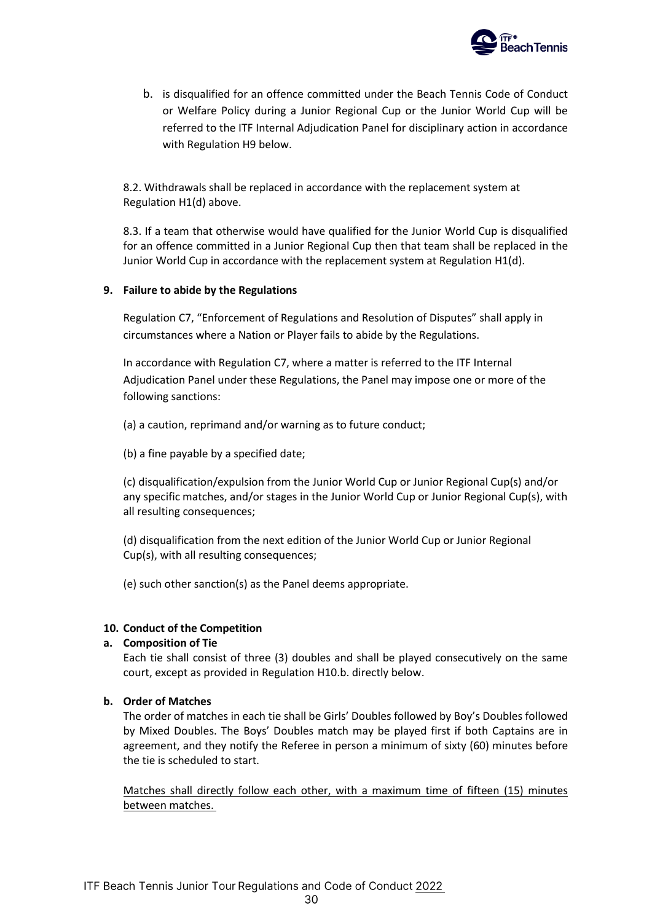b. is disqualified for an offence committed under the Beach Tennis Code of Conduct or Welfare Policy during a Junior Regional Cup or the Junior World Cup will be referred to the ITF Internal Adjudication Panel for disciplinary action in accordance with Regulation H9 below.

8.2. Withdrawals shall be replaced in accordance with the replacement system at Regulation H1(d) above.

8.3. If a team that otherwise would have qualified for the Junior World Cup is disqualified for an offence committed in a Junior Regional Cup then that team shall be replaced in the Junior World Cup in accordance with the replacement system at Regulation H1(d).

**9. Failure to abide by the Regulations**

Regulation C7, "Enforcement of Regulations and Resolution of Disputes" shall apply in circumstances where a Nation or Player fails to abide by the Regulations.

In accordance with Regulation C7, where a matter is referred to the ITF Internal Adjudication Panel under these Regulations, the Panel may impose one or more of the following sanctions:

(a) a caution, reprimand and/or warning as to future conduct;

(b) a fine payable by a specified date;

(c) disqualification/expulsion from the Junior World Cup or Junior Regional Cup(s) and/or any specific matches, and/or stages in the Junior World Cup or Junior Regional Cup(s), with all resulting consequences;

(d) disqualification from the next edition of the Junior World Cup or Junior Regional Cup(s), with all resulting consequences;

(e) such other sanction(s) as the Panel deems appropriate.

**10. Conduct of the Competition**

**a. Composition of Tie**

Each tie shall consist of three (3) doubles and shall be played consecutively on the same court, except as provided in Regulation H10.b. directly below.

**b. Order of Matches**

The order of matches in each tie shall be Girls' Doubles followed by Boy's Doubles followed by Mixed Doubles. The Boys' Doubles match may be played first if both Captains are in agreement, and they notify the Referee in person a minimum of sixty (60) minutes before the tie is scheduled to start.

Matches shall directly follow each other, with a maximum time of fifteen (15) minutes between matches.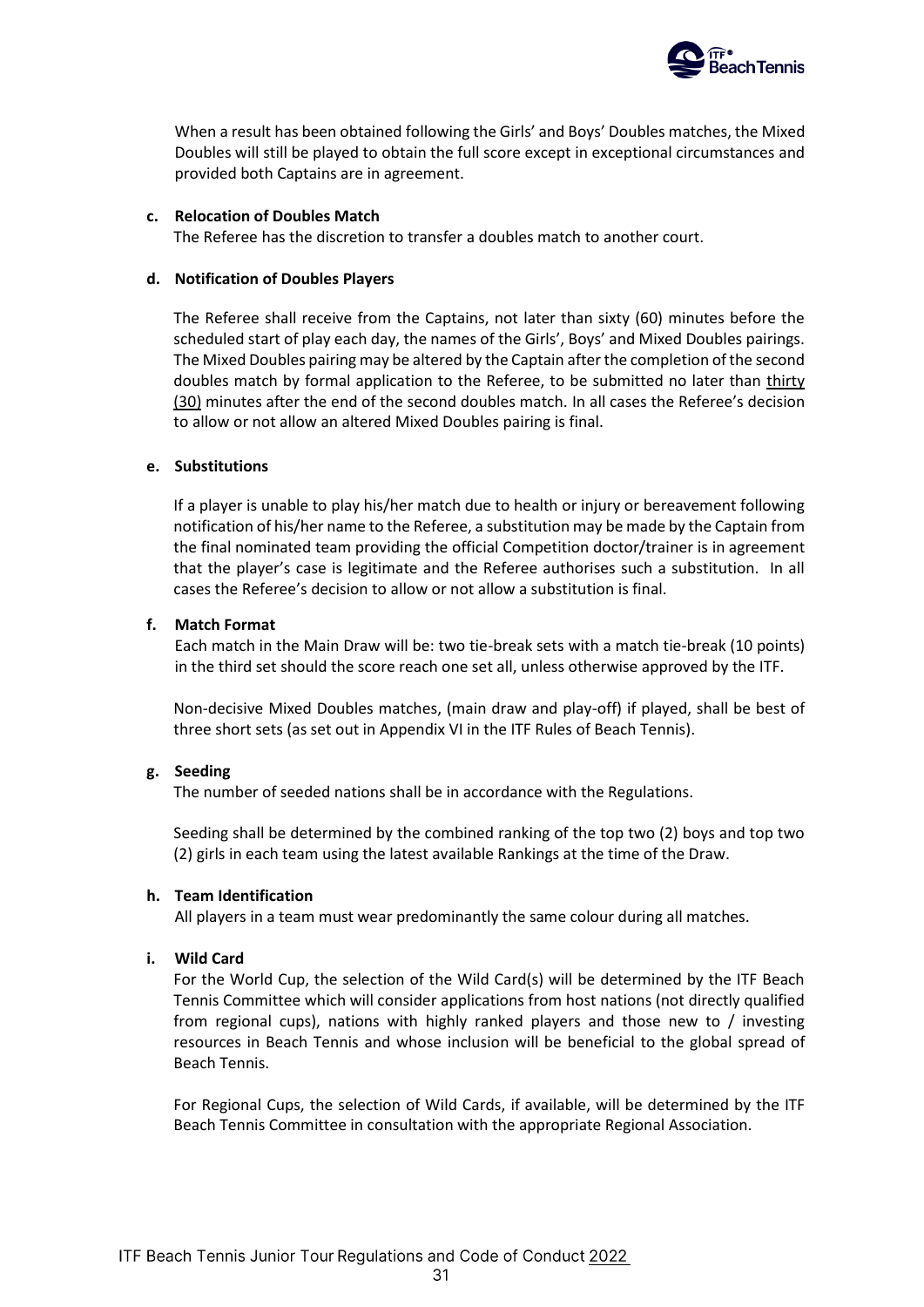When a result has been obtained following the Girls' and Boys' Doubles matches, the Mixed Doubles will still be played to obtain the full score except in exceptional circumstances and provided both Captains are in agreement.

**c. Relocation of Doubles Match**

The Referee has the discretion to transfer a doubles match to another court.

**d. Notification of Doubles Players**

The Referee shall receive from the Captains, not later than sixty (60) minutes before the scheduled start of play each day, the names of the Girls', Boys' and Mixed Doubles pairings. The Mixed Doubles pairing may be altered by the Captain after the completion of the second doubles match by formal application to the Referee, to be submitted no later than thirty (30) minutes after the end of the second doubles match. In all cases the Referee's decision to allow or not allow an altered Mixed Doubles pairing is final.

**e. Substitutions**

If a player is unable to play his/her match due to health or injury or bereavement following notification of his/her name to the Referee, a substitution may be made by the Captain from the final nominated team providing the official Competition doctor/trainer is in agreement that the player's case is legitimate and the Referee authorises such a substitution. In all cases the Referee's decision to allow or not allow a substitution is final.

**f. Match Format**

Each match in the Main Draw will be: two tie-break sets with a match tie-break (10 points) in the third set should the score reach one set all, unless otherwise approved by the ITF.

Non-decisive Mixed Doubles matches, (main draw and play-off) if played, shall be best of three short sets (as set out in Appendix VI in the ITF Rules of Beach Tennis).

**g. Seeding**

The number of seeded nations shall be in accordance with the Regulations.

Seeding shall be determined by the combined ranking of the top two (2) boys and top two (2) girls in each team using the latest available Rankings at the time of the Draw.

**h. Team Identification**

All players in a team must wear predominantly the same colour during all matches.

**i. Wild Card**

For the World Cup, the selection of the Wild Card(s) will be determined by the ITF Beach Tennis Committee which will consider applications from host nations (not directly qualified from regional cups), nations with highly ranked players and those new to / investing resources in Beach Tennis and whose inclusion will be beneficial to the global spread of Beach Tennis.

For Regional Cups, the selection of Wild Cards, if available, will be determined by the ITF Beach Tennis Committee in consultation with the appropriate Regional Association.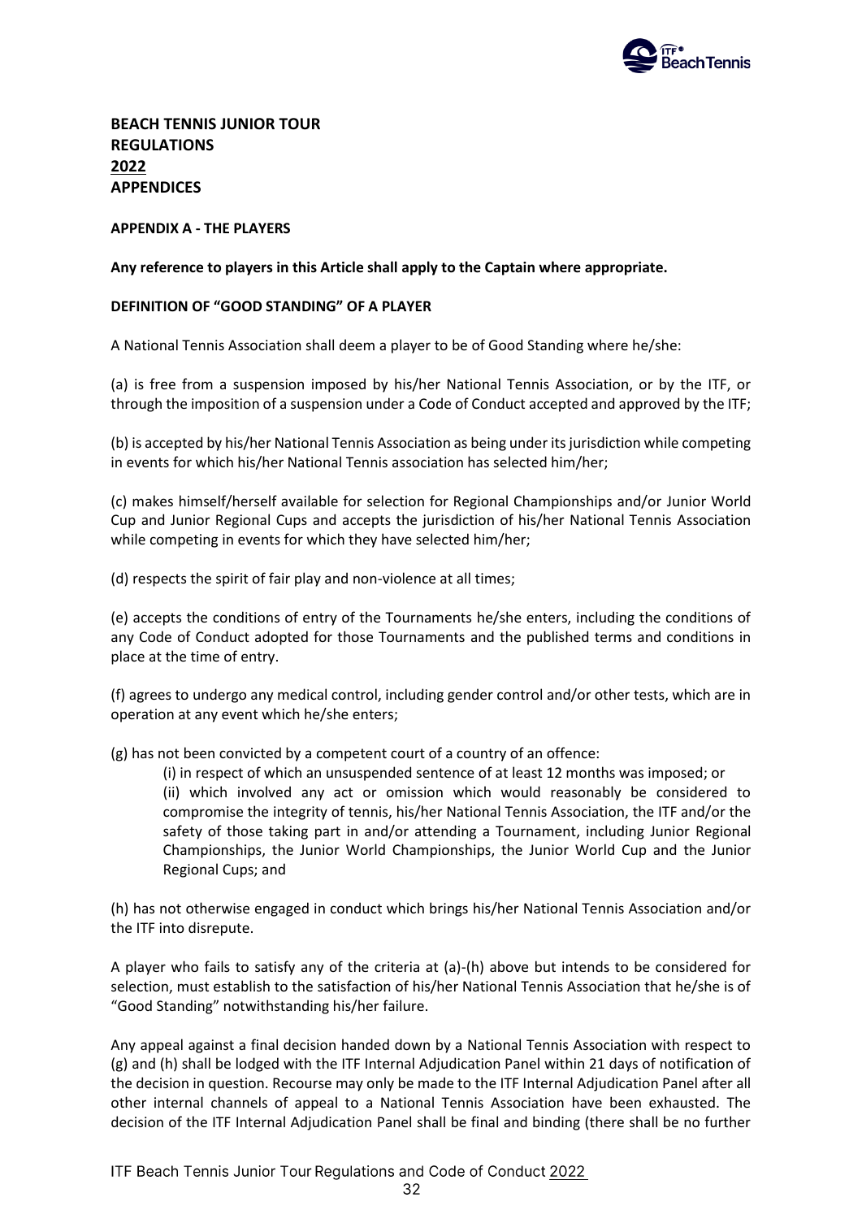# BEACH TENNIS JUNIOR TOUR REGULATIONS 2022 APPENDICES

## APPENDIX A - THE PLAYERS

**Any reference to players in this Article shall apply to the Captain where appropriate.**

### DEFINITION OF "GOOD STANDING" OF A PLAYER

A National Tennis Association shall deem a player to be of Good Standing where he/she:

(a) is free from a suspension imposed by his/her National Tennis Association, or by the ITF, or through the imposition of a suspension under a Code of Conduct accepted and approved by the ITF;

(b) is accepted by his/her National Tennis Association as being under its jurisdiction while competing in events for which his/her National Tennis association has selected him/her;

(c) makes himself/herself available for selection for Regional Championships and/or Junior World Cup and Junior Regional Cups and accepts the jurisdiction of his/her National Tennis Association while competing in events for which they have selected him/her;

(d) respects the spirit of fair play and non-violence at all times;

(e) accepts the conditions of entry of the Tournaments he/she enters, including the conditions of any Code of Conduct adopted for those Tournaments and the published terms and conditions in place at the time of entry.

(f) agrees to undergo any medical control, including gender control and/or other tests, which are in operation at any event which he/she enters;

(g) has not been convicted by a competent court of a country of an offence:

(i) in respect of which an unsuspended sentence of at least 12 months was imposed; or

(ii) which involved any act or omission which would reasonably be considered to compromise the integrity of tennis, his/her National Tennis Association, the ITF and/or the safety of those taking part in and/or attending a Tournament, including Junior Regional Championships, the Junior World Championships, the Junior World Cup and the Junior Regional Cups; and

(h) has not otherwise engaged in conduct which brings his/her National Tennis Association and/or the ITF into disrepute.

A player who fails to satisfy any of the criteria at (a)-(h) above but intends to be considered for selection, must establish to the satisfaction of his/her National Tennis Association that he/she is of "Good Standing" notwithstanding his/her failure.

Any appeal against a final decision handed down by a National Tennis Association with respect to (g) and (h) shall be lodged with the ITF Internal Adjudication Panel within 21 days of notification of the decision in question. Recourse may only be made to the ITF Internal Adjudication Panel after all other internal channels of appeal to a National Tennis Association have been exhausted. The decision of the ITF Internal Adjudication Panel shall be final and binding (there shall be no further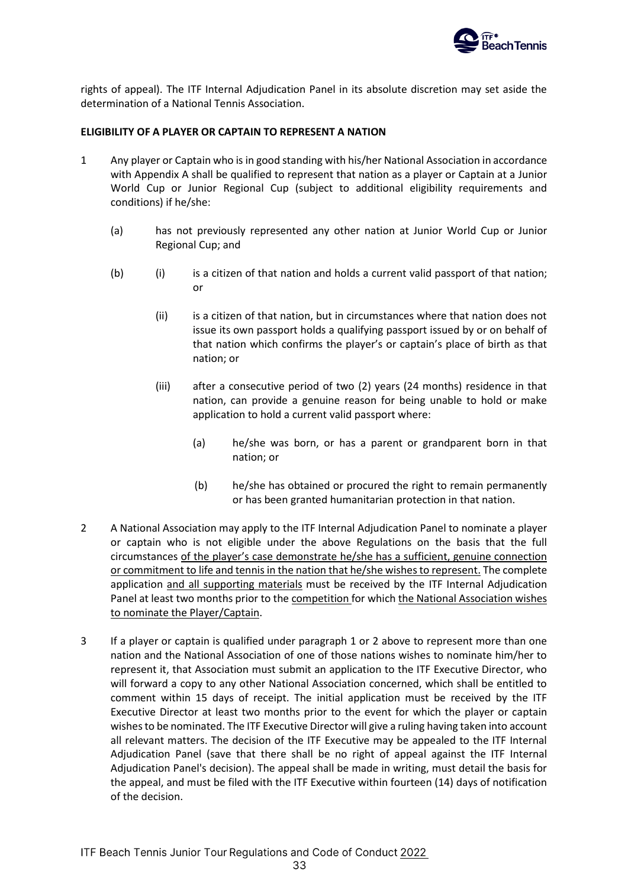rights of appeal). The ITF Internal Adjudication Panel in its absolute discretion may set aside the determination of a National Tennis Association.

**ELIGIBILITY OF A PLAYER OR CAPTAIN TO REPRESENT A NATION**

1. Any player or Captain who is in good standing with his/her National Association in accordance with Appendix A shall be qualified to represent that nation as a player or Captain at a Junior World Cup or Junior Regional Cup (subject to additional eligibility requirements and conditions) if he/she:

   (a) has not previously represented any other nation at Junior World Cup or Junior Regional Cup; and

   (b) (i) is a citizen of that nation and holds a current valid passport of that nation; or

   (ii) is a citizen of that nation, but in circumstances where that nation does not issue its own passport holds a qualifying passport issued by or on behalf of that nation which confirms the player's or captain's place of birth as that nation; or

   (iii) after a consecutive period of two (2) years (24 months) residence in that nation, can provide a genuine reason for being unable to hold or make application to hold a current valid passport where:

   (a) he/she was born, or has a parent or grandparent born in that nation; or

   (b) he/she has obtained or procured the right to remain permanently or has been granted humanitarian protection in that nation.

2. A National Association may apply to the ITF Internal Adjudication Panel to nominate a player or captain who is not eligible under the above Regulations on the basis that the full circumstances of the player's case demonstrate he/she has a sufficient, genuine connection or commitment to life and tennis in the nation that he/she wishes to represent. The complete application and all supporting materials must be received by the ITF Internal Adjudication Panel at least two months prior to the competition for which the National Association wishes to nominate the Player/Captain.

3. If a player or captain is qualified under paragraph 1 or 2 above to represent more than one nation and the National Association of one of those nations wishes to nominate him/her to represent it, that Association must submit an application to the ITF Executive Director, who will forward a copy to any other National Association concerned, which shall be entitled to comment within 15 days of receipt. The initial application must be received by the ITF Executive Director at least two months prior to the event for which the player or captain wishes to be nominated. The ITF Executive Director will give a ruling having taken into account all relevant matters. The decision of the ITF Executive may be appealed to the ITF Internal Adjudication Panel (save that there shall be no right of appeal against the ITF Internal Adjudication Panel's decision). The appeal shall be made in writing, must detail the basis for the appeal, and must be filed with the ITF Executive within fourteen (14) days of notification of the decision.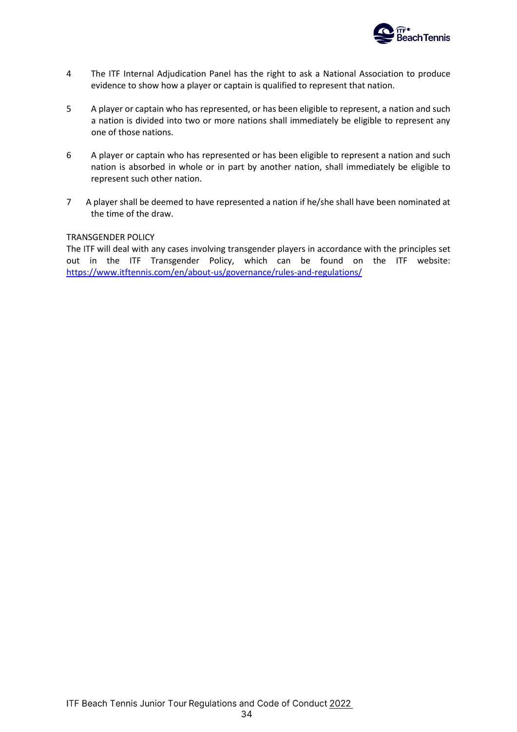4 The ITF Internal Adjudication Panel has the right to ask a National Association to produce evidence to show how a player or captain is qualified to represent that nation.

5 A player or captain who has represented, or has been eligible to represent, a nation and such a nation is divided into two or more nations shall immediately be eligible to represent any one of those nations.

6 A player or captain who has represented or has been eligible to represent a nation and such nation is absorbed in whole or in part by another nation, shall immediately be eligible to represent such other nation.

7 A player shall be deemed to have represented a nation if he/she shall have been nominated at the time of the draw.

TRANSGENDER POLICY

The ITF will deal with any cases involving transgender players in accordance with the principles set out in the ITF Transgender Policy, which can be found on the ITF website: https://www.itftennis.com/en/about-us/governance/rules-and-regulations/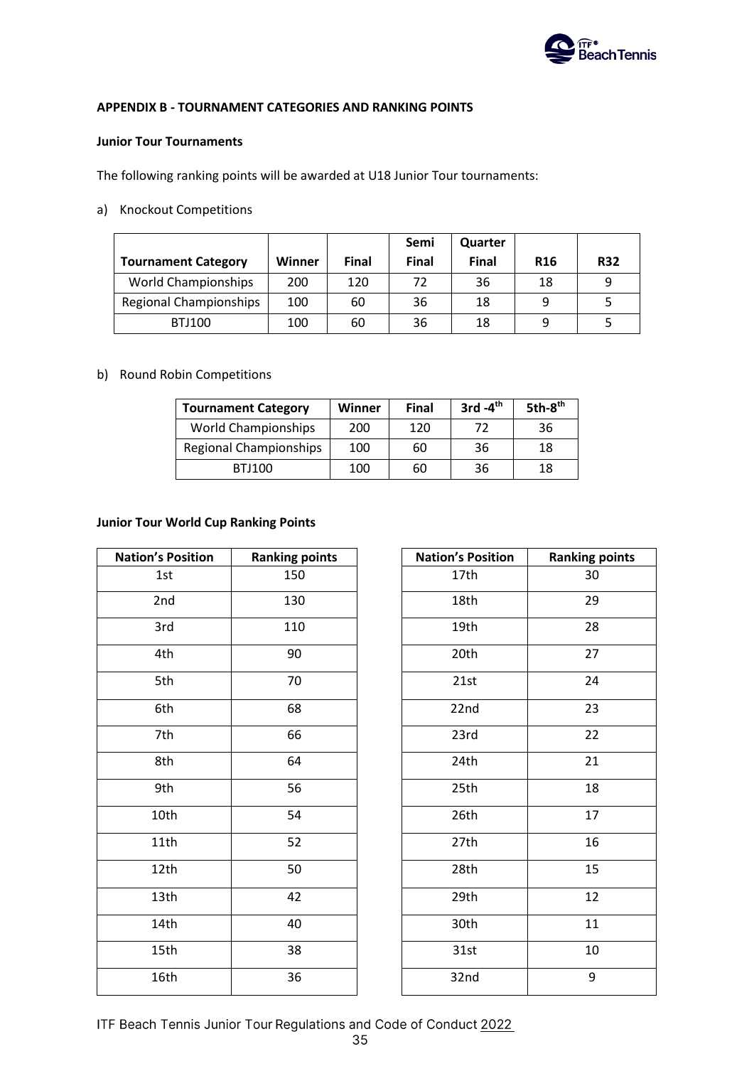**APPENDIX B - TOURNAMENT CATEGORIES AND RANKING POINTS**

**Junior Tour Tournaments**

The following ranking points will be awarded at U18 Junior Tour tournaments:

a) Knockout Competitions

| Tournament Category | Winner | Final | Semi Final | Quarter Final | R16 | R32 |
|---|---|---|---|---|---|---|
| World Championships | 200 | 120 | 72 | 36 | 18 | 9 |
| Regional Championships | 100 | 60 | 36 | 18 | 9 | 5 |
| BTJ100 | 100 | 60 | 36 | 18 | 9 | 5 |

b) Round Robin Competitions

| Tournament Category | Winner | Final | 3rd -4th | 5th-8th |
|---|---|---|---|---|
| World Championships | 200 | 120 | 72 | 36 |
| Regional Championships | 100 | 60 | 36 | 18 |
| BTJ100 | 100 | 60 | 36 | 18 |

**Junior Tour World Cup Ranking Points**

| Nation's Position | Ranking points |
|---|---|
| 1st | 150 |
| 2nd | 130 |
| 3rd | 110 |
| 4th | 90 |
| 5th | 70 |
| 6th | 68 |
| 7th | 66 |
| 8th | 64 |
| 9th | 56 |
| 10th | 54 |
| 11th | 52 |
| 12th | 50 |
| 13th | 42 |
| 14th | 40 |
| 15th | 38 |
| 16th | 36 |
| 17th | 30 |
| 18th | 29 |
| 19th | 28 |
| 20th | 27 |
| 21st | 24 |
| 22nd | 23 |
| 23rd | 22 |
| 24th | 21 |
| 25th | 18 |
| 26th | 17 |
| 27th | 16 |
| 28th | 15 |
| 29th | 12 |
| 30th | 11 |
| 31st | 10 |
| 32nd | 9 |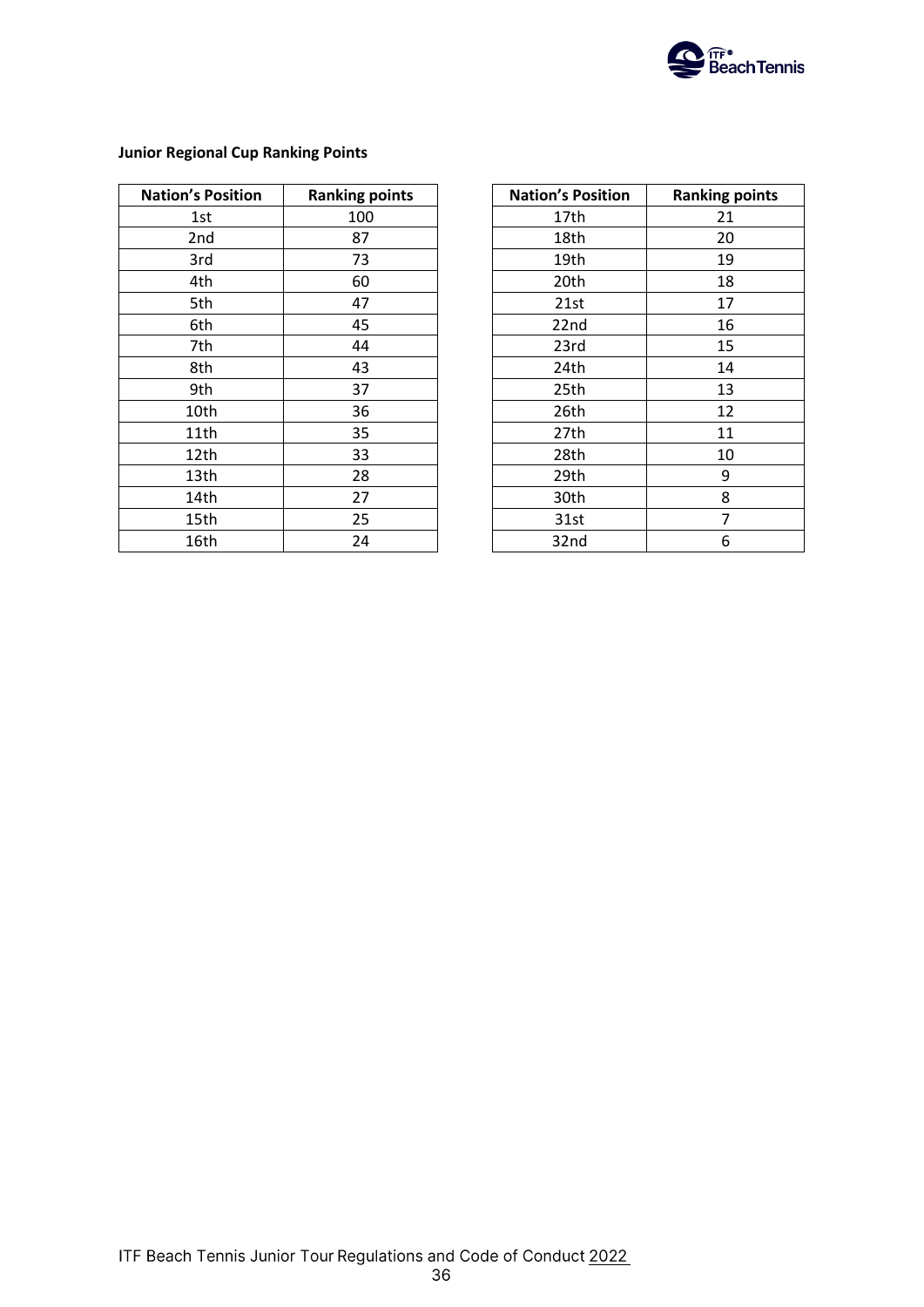**Junior Regional Cup Ranking Points**

| Nation's Position | Ranking points |
|---|---|
| 1st | 100 |
| 2nd | 87 |
| 3rd | 73 |
| 4th | 60 |
| 5th | 47 |
| 6th | 45 |
| 7th | 44 |
| 8th | 43 |
| 9th | 37 |
| 10th | 36 |
| 11th | 35 |
| 12th | 33 |
| 13th | 28 |
| 14th | 27 |
| 15th | 25 |
| 16th | 24 |

| Nation's Position | Ranking points |
|---|---|
| 17th | 21 |
| 18th | 20 |
| 19th | 19 |
| 20th | 18 |
| 21st | 17 |
| 22nd | 16 |
| 23rd | 15 |
| 24th | 14 |
| 25th | 13 |
| 26th | 12 |
| 27th | 11 |
| 28th | 10 |
| 29th | 9 |
| 30th | 8 |
| 31st | 7 |
| 32nd | 6 |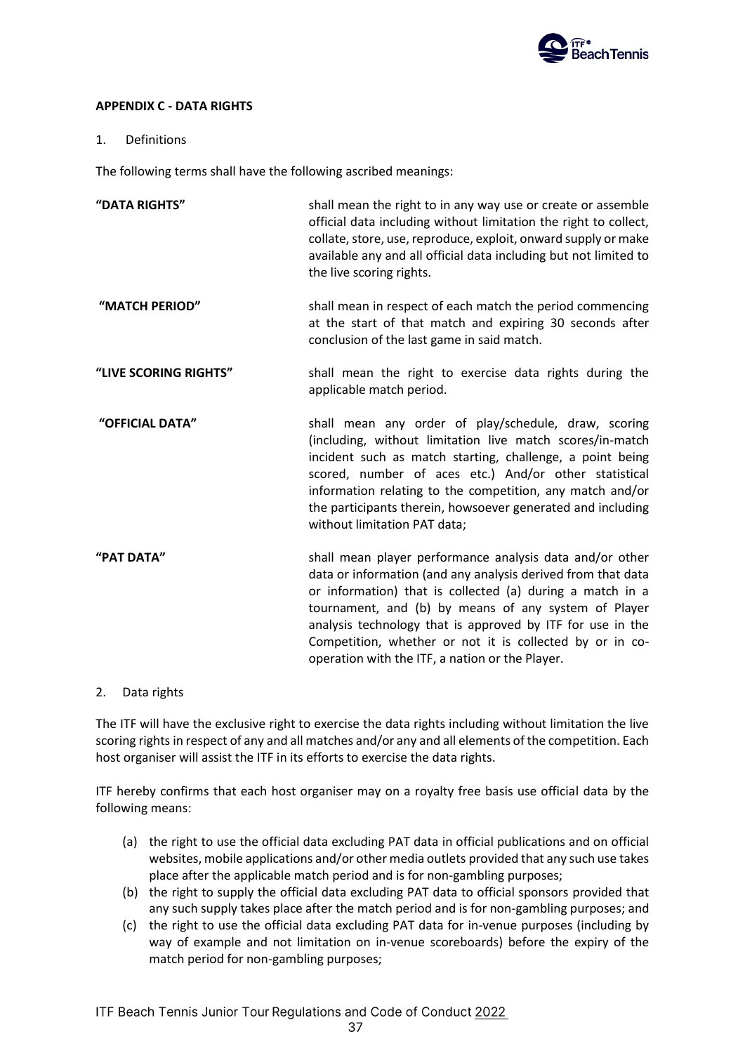### APPENDIX C - DATA RIGHTS

1. Definitions

The following terms shall have the following ascribed meanings:

| | |
|---|---|
| **"DATA RIGHTS"** | shall mean the right to in any way use or create or assemble official data including without limitation the right to collect, collate, store, use, reproduce, exploit, onward supply or make available any and all official data including but not limited to the live scoring rights. |
| **"MATCH PERIOD"** | shall mean in respect of each match the period commencing at the start of that match and expiring 30 seconds after conclusion of the last game in said match. |
| **"LIVE SCORING RIGHTS"** | shall mean the right to exercise data rights during the applicable match period. |
| **"OFFICIAL DATA"** | shall mean any order of play/schedule, draw, scoring (including, without limitation live match scores/in-match incident such as match starting, challenge, a point being scored, number of aces etc.) And/or other statistical information relating to the competition, any match and/or the participants therein, howsoever generated and including without limitation PAT data; |
| **"PAT DATA"** | shall mean player performance analysis data and/or other data or information (and any analysis derived from that data or information) that is collected (a) during a match in a tournament, and (b) by means of any system of Player analysis technology that is approved by ITF for use in the Competition, whether or not it is collected by or in co-operation with the ITF, a nation or the Player. |

2. Data rights

The ITF will have the exclusive right to exercise the data rights including without limitation the live scoring rights in respect of any and all matches and/or any and all elements of the competition. Each host organiser will assist the ITF in its efforts to exercise the data rights.

ITF hereby confirms that each host organiser may on a royalty free basis use official data by the following means:

(a) the right to use the official data excluding PAT data in official publications and on official websites, mobile applications and/or other media outlets provided that any such use takes place after the applicable match period and is for non-gambling purposes;
(b) the right to supply the official data excluding PAT data to official sponsors provided that any such supply takes place after the match period and is for non-gambling purposes; and
(c) the right to use the official data excluding PAT data for in-venue purposes (including by way of example and not limitation on in-venue scoreboards) before the expiry of the match period for non-gambling purposes;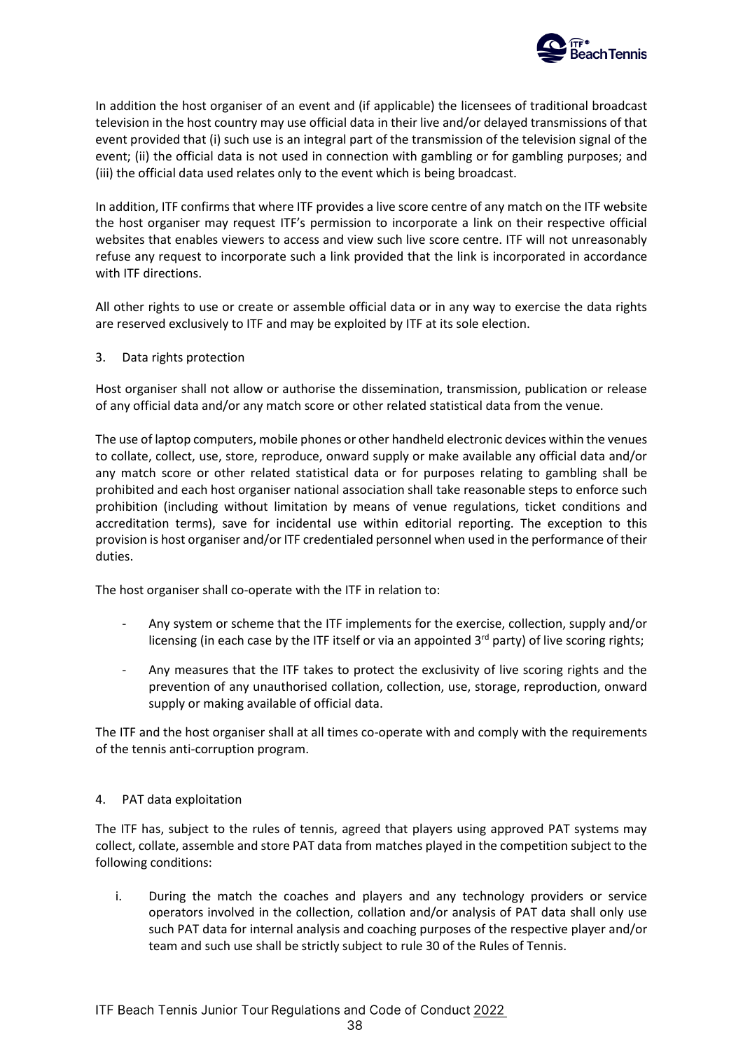In addition the host organiser of an event and (if applicable) the licensees of traditional broadcast television in the host country may use official data in their live and/or delayed transmissions of that event provided that (i) such use is an integral part of the transmission of the television signal of the event; (ii) the official data is not used in connection with gambling or for gambling purposes; and (iii) the official data used relates only to the event which is being broadcast.

In addition, ITF confirms that where ITF provides a live score centre of any match on the ITF website the host organiser may request ITF's permission to incorporate a link on their respective official websites that enables viewers to access and view such live score centre. ITF will not unreasonably refuse any request to incorporate such a link provided that the link is incorporated in accordance with ITF directions.

All other rights to use or create or assemble official data or in any way to exercise the data rights are reserved exclusively to ITF and may be exploited by ITF at its sole election.

3. Data rights protection

Host organiser shall not allow or authorise the dissemination, transmission, publication or release of any official data and/or any match score or other related statistical data from the venue.

The use of laptop computers, mobile phones or other handheld electronic devices within the venues to collate, collect, use, store, reproduce, onward supply or make available any official data and/or any match score or other related statistical data or for purposes relating to gambling shall be prohibited and each host organiser national association shall take reasonable steps to enforce such prohibition (including without limitation by means of venue regulations, ticket conditions and accreditation terms), save for incidental use within editorial reporting. The exception to this provision is host organiser and/or ITF credentialed personnel when used in the performance of their duties.

The host organiser shall co-operate with the ITF in relation to:

- Any system or scheme that the ITF implements for the exercise, collection, supply and/or licensing (in each case by the ITF itself or via an appointed 3rd party) of live scoring rights;
- Any measures that the ITF takes to protect the exclusivity of live scoring rights and the prevention of any unauthorised collation, collection, use, storage, reproduction, onward supply or making available of official data.

The ITF and the host organiser shall at all times co-operate with and comply with the requirements of the tennis anti-corruption program.

4. PAT data exploitation

The ITF has, subject to the rules of tennis, agreed that players using approved PAT systems may collect, collate, assemble and store PAT data from matches played in the competition subject to the following conditions:

i. During the match the coaches and players and any technology providers or service operators involved in the collection, collation and/or analysis of PAT data shall only use such PAT data for internal analysis and coaching purposes of the respective player and/or team and such use shall be strictly subject to rule 30 of the Rules of Tennis.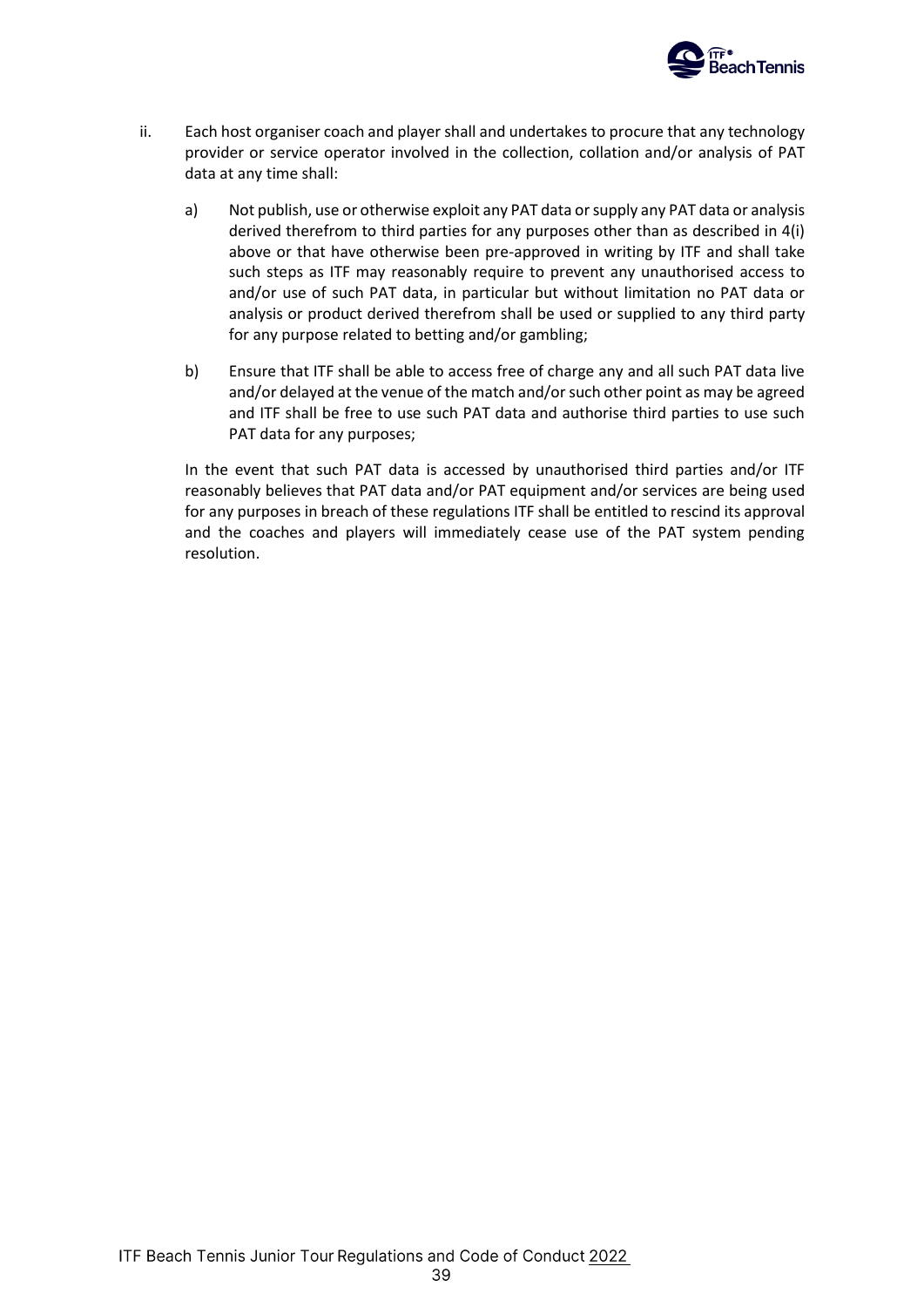ii. Each host organiser coach and player shall and undertakes to procure that any technology provider or service operator involved in the collection, collation and/or analysis of PAT data at any time shall:

   a) Not publish, use or otherwise exploit any PAT data or supply any PAT data or analysis derived therefrom to third parties for any purposes other than as described in 4(i) above or that have otherwise been pre-approved in writing by ITF and shall take such steps as ITF may reasonably require to prevent any unauthorised access to and/or use of such PAT data, in particular but without limitation no PAT data or analysis or product derived therefrom shall be used or supplied to any third party for any purpose related to betting and/or gambling;

   b) Ensure that ITF shall be able to access free of charge any and all such PAT data live and/or delayed at the venue of the match and/or such other point as may be agreed and ITF shall be free to use such PAT data and authorise third parties to use such PAT data for any purposes;

   In the event that such PAT data is accessed by unauthorised third parties and/or ITF reasonably believes that PAT data and/or PAT equipment and/or services are being used for any purposes in breach of these regulations ITF shall be entitled to rescind its approval and the coaches and players will immediately cease use of the PAT system pending resolution.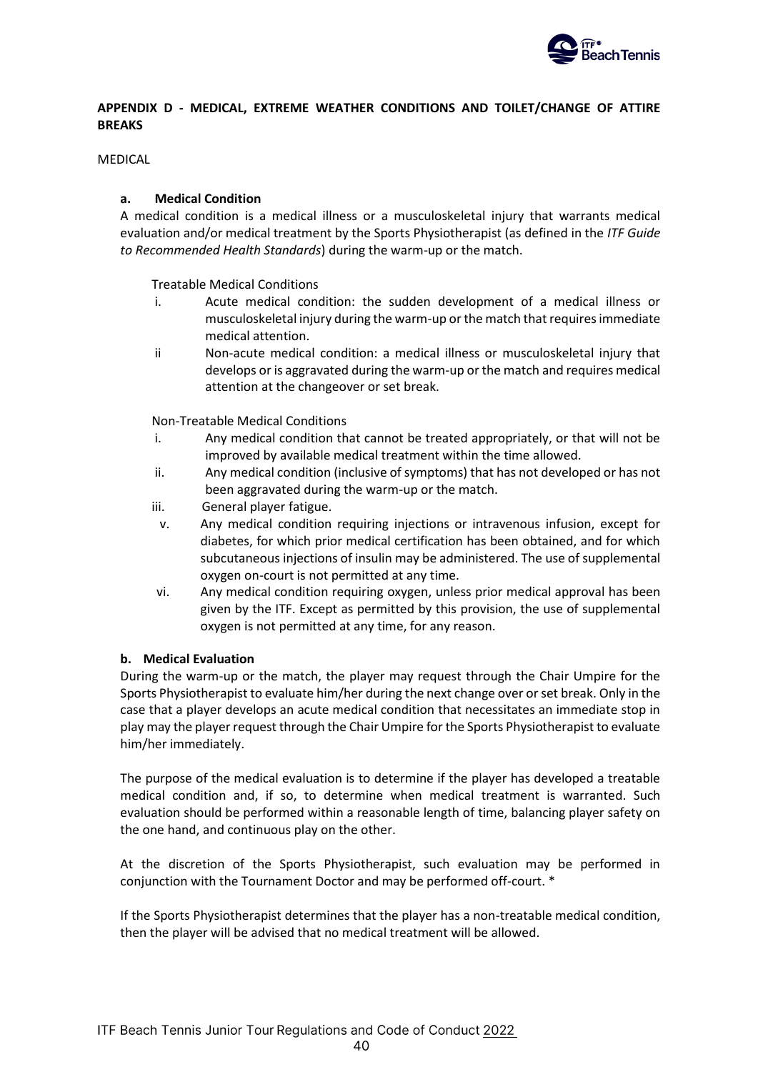## APPENDIX D - MEDICAL, EXTREME WEATHER CONDITIONS AND TOILET/CHANGE OF ATTIRE BREAKS

MEDICAL

**a. Medical Condition**

A medical condition is a medical illness or a musculoskeletal injury that warrants medical evaluation and/or medical treatment by the Sports Physiotherapist (as defined in the *ITF Guide to Recommended Health Standards*) during the warm-up or the match.

Treatable Medical Conditions

i. Acute medical condition: the sudden development of a medical illness or musculoskeletal injury during the warm-up or the match that requires immediate medical attention.

ii Non-acute medical condition: a medical illness or musculoskeletal injury that develops or is aggravated during the warm-up or the match and requires medical attention at the changeover or set break.

Non-Treatable Medical Conditions

i. Any medical condition that cannot be treated appropriately, or that will not be improved by available medical treatment within the time allowed.

ii. Any medical condition (inclusive of symptoms) that has not developed or has not been aggravated during the warm-up or the match.

iii. General player fatigue.

v. Any medical condition requiring injections or intravenous infusion, except for diabetes, for which prior medical certification has been obtained, and for which subcutaneous injections of insulin may be administered. The use of supplemental oxygen on-court is not permitted at any time.

vi. Any medical condition requiring oxygen, unless prior medical approval has been given by the ITF. Except as permitted by this provision, the use of supplemental oxygen is not permitted at any time, for any reason.

**b. Medical Evaluation**

During the warm-up or the match, the player may request through the Chair Umpire for the Sports Physiotherapist to evaluate him/her during the next change over or set break. Only in the case that a player develops an acute medical condition that necessitates an immediate stop in play may the player request through the Chair Umpire for the Sports Physiotherapist to evaluate him/her immediately.

The purpose of the medical evaluation is to determine if the player has developed a treatable medical condition and, if so, to determine when medical treatment is warranted. Such evaluation should be performed within a reasonable length of time, balancing player safety on the one hand, and continuous play on the other.

At the discretion of the Sports Physiotherapist, such evaluation may be performed in conjunction with the Tournament Doctor and may be performed off-court. *

If the Sports Physiotherapist determines that the player has a non-treatable medical condition, then the player will be advised that no medical treatment will be allowed.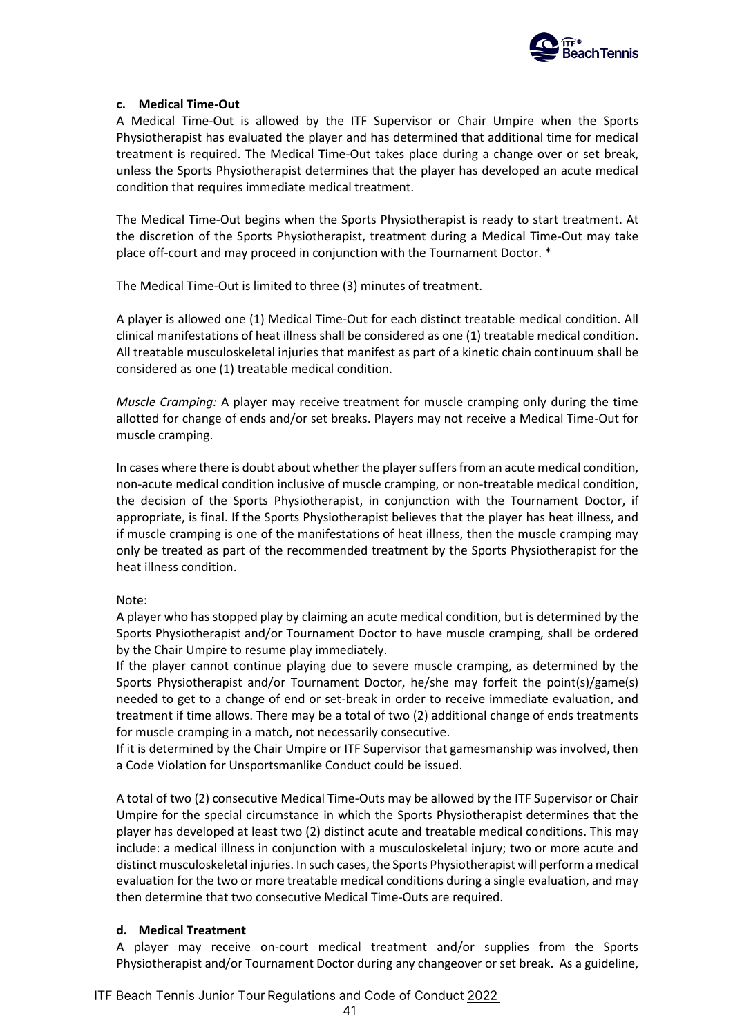#### c. Medical Time-Out

A Medical Time-Out is allowed by the ITF Supervisor or Chair Umpire when the Sports Physiotherapist has evaluated the player and has determined that additional time for medical treatment is required. The Medical Time-Out takes place during a change over or set break, unless the Sports Physiotherapist determines that the player has developed an acute medical condition that requires immediate medical treatment.

The Medical Time-Out begins when the Sports Physiotherapist is ready to start treatment. At the discretion of the Sports Physiotherapist, treatment during a Medical Time-Out may take place off-court and may proceed in conjunction with the Tournament Doctor. *

The Medical Time-Out is limited to three (3) minutes of treatment.

A player is allowed one (1) Medical Time-Out for each distinct treatable medical condition. All clinical manifestations of heat illness shall be considered as one (1) treatable medical condition. All treatable musculoskeletal injuries that manifest as part of a kinetic chain continuum shall be considered as one (1) treatable medical condition.

*Muscle Cramping:* A player may receive treatment for muscle cramping only during the time allotted for change of ends and/or set breaks. Players may not receive a Medical Time-Out for muscle cramping.

In cases where there is doubt about whether the player suffers from an acute medical condition, non-acute medical condition inclusive of muscle cramping, or non-treatable medical condition, the decision of the Sports Physiotherapist, in conjunction with the Tournament Doctor, if appropriate, is final. If the Sports Physiotherapist believes that the player has heat illness, and if muscle cramping is one of the manifestations of heat illness, then the muscle cramping may only be treated as part of the recommended treatment by the Sports Physiotherapist for the heat illness condition.

Note:
A player who has stopped play by claiming an acute medical condition, but is determined by the Sports Physiotherapist and/or Tournament Doctor to have muscle cramping, shall be ordered by the Chair Umpire to resume play immediately.
If the player cannot continue playing due to severe muscle cramping, as determined by the Sports Physiotherapist and/or Tournament Doctor, he/she may forfeit the point(s)/game(s) needed to get to a change of end or set-break in order to receive immediate evaluation, and treatment if time allows. There may be a total of two (2) additional change of ends treatments for muscle cramping in a match, not necessarily consecutive.
If it is determined by the Chair Umpire or ITF Supervisor that gamesmanship was involved, then a Code Violation for Unsportsmanlike Conduct could be issued.

A total of two (2) consecutive Medical Time-Outs may be allowed by the ITF Supervisor or Chair Umpire for the special circumstance in which the Sports Physiotherapist determines that the player has developed at least two (2) distinct acute and treatable medical conditions. This may include: a medical illness in conjunction with a musculoskeletal injury; two or more acute and distinct musculoskeletal injuries. In such cases, the Sports Physiotherapist will perform a medical evaluation for the two or more treatable medical conditions during a single evaluation, and may then determine that two consecutive Medical Time-Outs are required.

#### d. Medical Treatment

A player may receive on-court medical treatment and/or supplies from the Sports Physiotherapist and/or Tournament Doctor during any changeover or set break. As a guideline,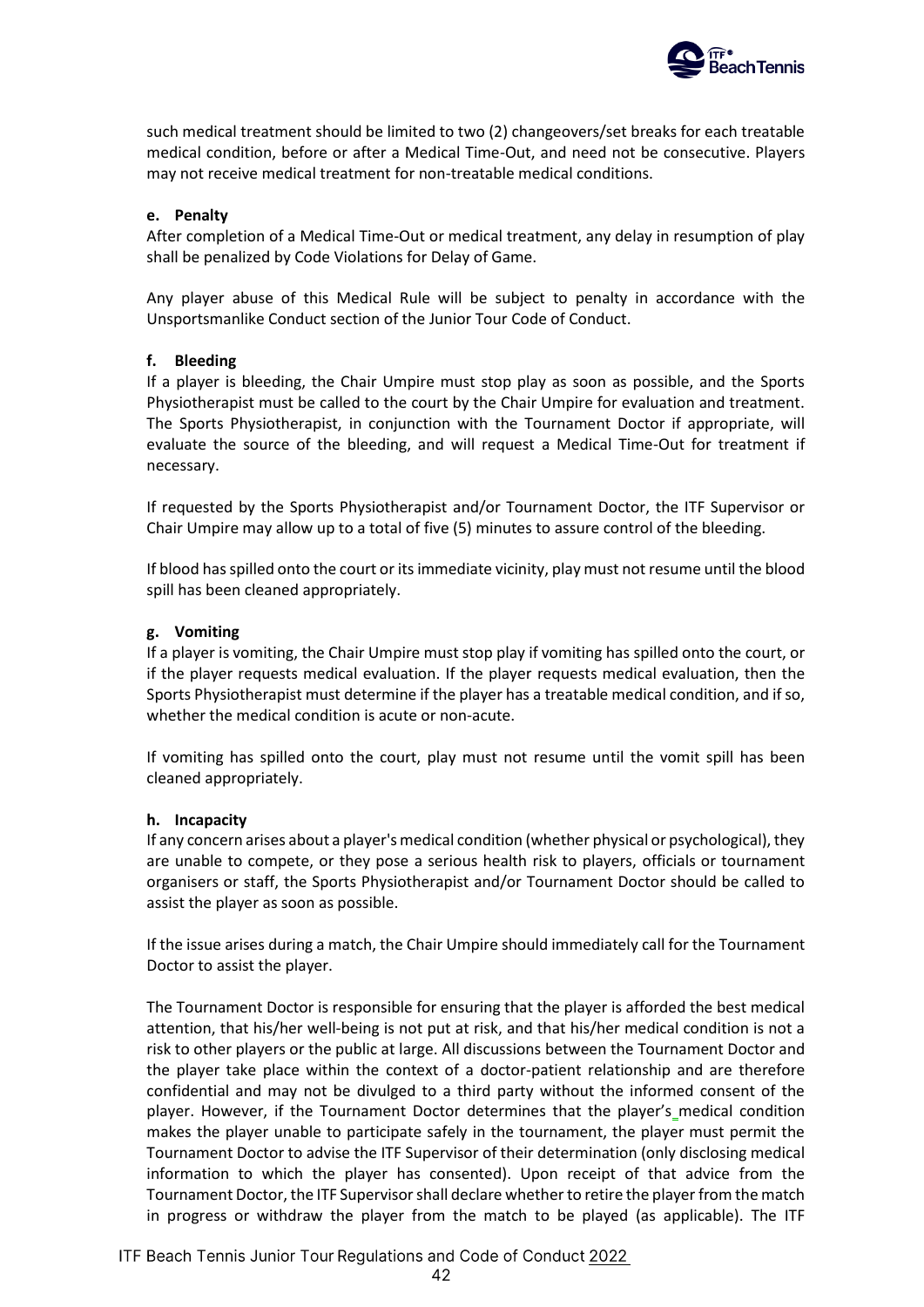such medical treatment should be limited to two (2) changeovers/set breaks for each treatable medical condition, before or after a Medical Time-Out, and need not be consecutive. Players may not receive medical treatment for non-treatable medical conditions.

#### e. Penalty

After completion of a Medical Time-Out or medical treatment, any delay in resumption of play shall be penalized by Code Violations for Delay of Game.

Any player abuse of this Medical Rule will be subject to penalty in accordance with the Unsportsmanlike Conduct section of the Junior Tour Code of Conduct.

#### f. Bleeding

If a player is bleeding, the Chair Umpire must stop play as soon as possible, and the Sports Physiotherapist must be called to the court by the Chair Umpire for evaluation and treatment. The Sports Physiotherapist, in conjunction with the Tournament Doctor if appropriate, will evaluate the source of the bleeding, and will request a Medical Time-Out for treatment if necessary.

If requested by the Sports Physiotherapist and/or Tournament Doctor, the ITF Supervisor or Chair Umpire may allow up to a total of five (5) minutes to assure control of the bleeding.

If blood has spilled onto the court or its immediate vicinity, play must not resume until the blood spill has been cleaned appropriately.

#### g. Vomiting

If a player is vomiting, the Chair Umpire must stop play if vomiting has spilled onto the court, or if the player requests medical evaluation. If the player requests medical evaluation, then the Sports Physiotherapist must determine if the player has a treatable medical condition, and if so, whether the medical condition is acute or non-acute.

If vomiting has spilled onto the court, play must not resume until the vomit spill has been cleaned appropriately.

#### h. Incapacity

If any concern arises about a player's medical condition (whether physical or psychological), they are unable to compete, or they pose a serious health risk to players, officials or tournament organisers or staff, the Sports Physiotherapist and/or Tournament Doctor should be called to assist the player as soon as possible.

If the issue arises during a match, the Chair Umpire should immediately call for the Tournament Doctor to assist the player.

The Tournament Doctor is responsible for ensuring that the player is afforded the best medical attention, that his/her well-being is not put at risk, and that his/her medical condition is not a risk to other players or the public at large. All discussions between the Tournament Doctor and the player take place within the context of a doctor-patient relationship and are therefore confidential and may not be divulged to a third party without the informed consent of the player. However, if the Tournament Doctor determines that the player's medical condition makes the player unable to participate safely in the tournament, the player must permit the Tournament Doctor to advise the ITF Supervisor of their determination (only disclosing medical information to which the player has consented). Upon receipt of that advice from the Tournament Doctor, the ITF Supervisor shall declare whether to retire the player from the match in progress or withdraw the player from the match to be played (as applicable). The ITF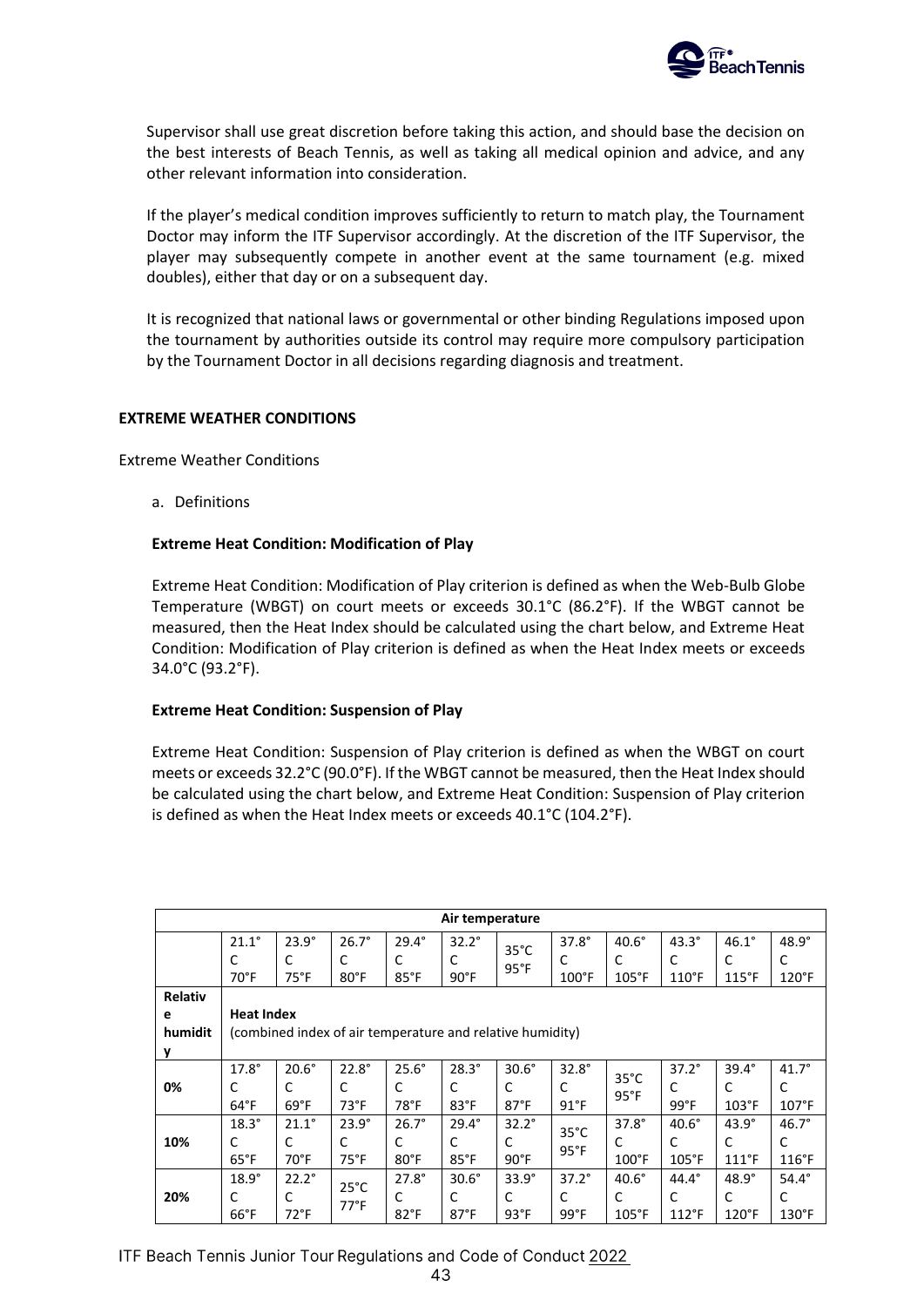Supervisor shall use great discretion before taking this action, and should base the decision on the best interests of Beach Tennis, as well as taking all medical opinion and advice, and any other relevant information into consideration.

If the player's medical condition improves sufficiently to return to match play, the Tournament Doctor may inform the ITF Supervisor accordingly. At the discretion of the ITF Supervisor, the player may subsequently compete in another event at the same tournament (e.g. mixed doubles), either that day or on a subsequent day.

It is recognized that national laws or governmental or other binding Regulations imposed upon the tournament by authorities outside its control may require more compulsory participation by the Tournament Doctor in all decisions regarding diagnosis and treatment.

**EXTREME WEATHER CONDITIONS**

Extreme Weather Conditions

a. Definitions

**Extreme Heat Condition: Modification of Play**

Extreme Heat Condition: Modification of Play criterion is defined as when the Web-Bulb Globe Temperature (WBGT) on court meets or exceeds 30.1°C (86.2°F). If the WBGT cannot be measured, then the Heat Index should be calculated using the chart below, and Extreme Heat Condition: Modification of Play criterion is defined as when the Heat Index meets or exceeds 34.0°C (93.2°F).

**Extreme Heat Condition: Suspension of Play**

Extreme Heat Condition: Suspension of Play criterion is defined as when the WBGT on court meets or exceeds 32.2°C (90.0°F). If the WBGT cannot be measured, then the Heat Index should be calculated using the chart below, and Extreme Heat Condition: Suspension of Play criterion is defined as when the Heat Index meets or exceeds 40.1°C (104.2°F).

| Air temperature | | | | | | | | | | | |
|---|---|---|---|---|---|---|---|---|---|---|---|
| | 21.1°C 70°F | 23.9°C 75°F | 26.7°C 80°F | 29.4°C 85°F | 32.2°C 90°F | 35°C 95°F | 37.8°C 100°F | 40.6°C 105°F | 43.3°C 110°F | 46.1°C 115°F | 48.9°C 120°F |
| **Relative humidity** | **Heat Index** (combined index of air temperature and relative humidity) | | | | | | | | | | |
| **0%** | 17.8°C 64°F | 20.6°C 69°F | 22.8°C 73°F | 25.6°C 78°F | 28.3°C 83°F | 30.6°C 87°F | 32.8°C 91°F | 35°C 95°F | 37.2°C 99°F | 39.4°C 103°F | 41.7°C 107°F |
| **10%** | 18.3°C 65°F | 21.1°C 70°F | 23.9°C 75°F | 26.7°C 80°F | 29.4°C 85°F | 32.2°C 90°F | 35°C 95°F | 37.8°C 100°F | 40.6°C 105°F | 43.9°C 111°F | 46.7°C 116°F |
| **20%** | 18.9°C 66°F | 22.2°C 72°F | 25°C 77°F | 27.8°C 82°F | 30.6°C 87°F | 33.9°C 93°F | 37.2°C 99°F | 40.6°C 105°F | 44.4°C 112°F | 48.9°C 120°F | 54.4°C 130°F |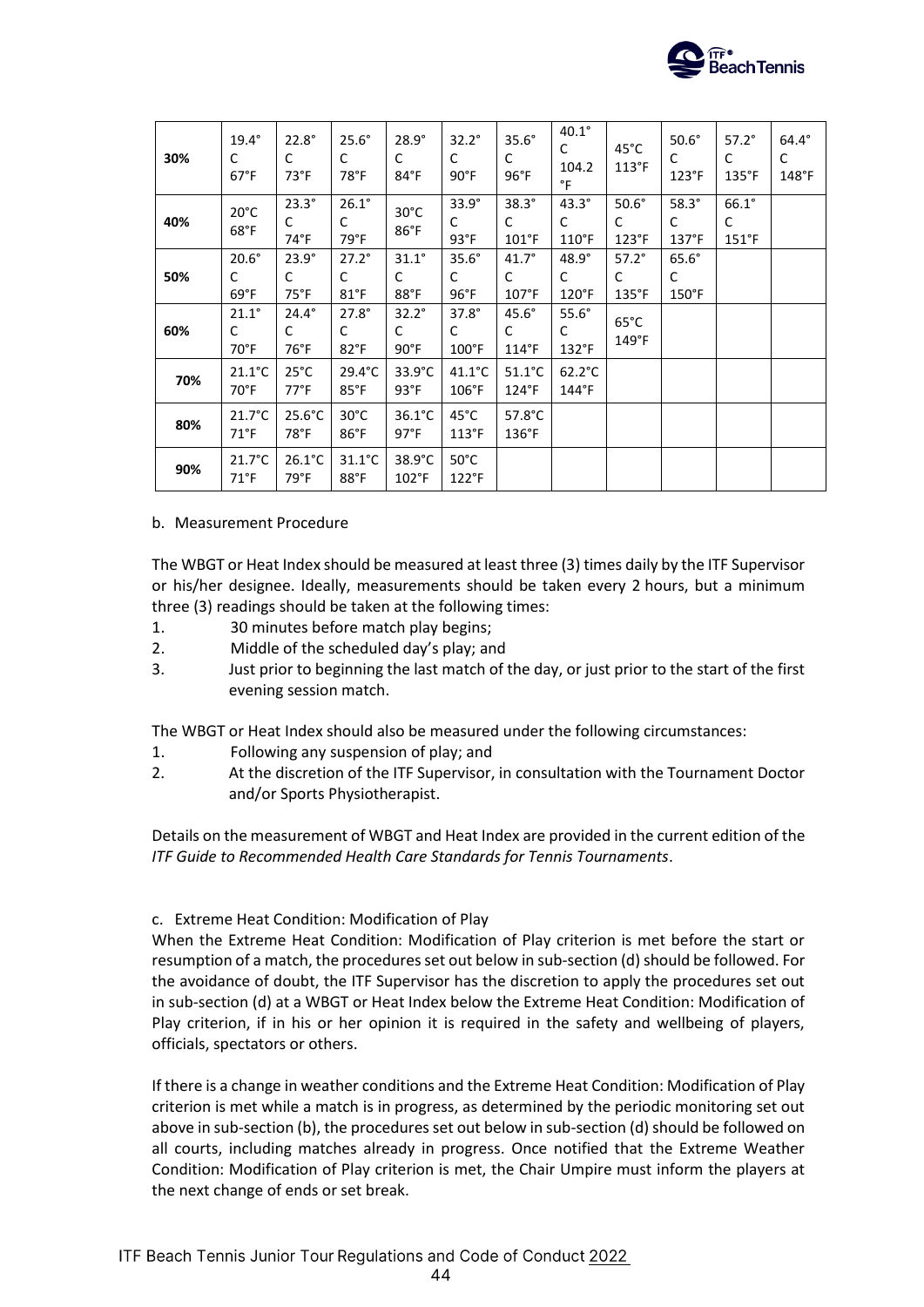| | | | | | | | | | | | |
|---|---|---|---|---|---|---|---|---|---|---|---|
| **30%** | 19.4°C 67°F | 22.8°C 73°F | 25.6°C 78°F | 28.9°C 84°F | 32.2°C 90°F | 35.6°C 96°F | 40.1°C 104.2°F | 45°C 113°F | 50.6°C 123°F | 57.2°C 135°F | 64.4°C 148°F |
| **40%** | 20°C 68°F | 23.3°C 74°F | 26.1°C 79°F | 30°C 86°F | 33.9°C 93°F | 38.3°C 101°F | 43.3°C 110°F | 50.6°C 123°F | 58.3°C 137°F | 66.1°C 151°F | |
| **50%** | 20.6°C 69°F | 23.9°C 75°F | 27.2°C 81°F | 31.1°C 88°F | 35.6°C 96°F | 41.7°C 107°F | 48.9°C 120°F | 57.2°C 135°F | 65.6°C 150°F | | |
| **60%** | 21.1°C 70°F | 24.4°C 76°F | 27.8°C 82°F | 32.2°C 90°F | 37.8°C 100°F | 45.6°C 114°F | 55.6°C 132°F | 65°C 149°F | | | |
| **70%** | 21.1°C 70°F | 25°C 77°F | 29.4°C 85°F | 33.9°C 93°F | 41.1°C 106°F | 51.1°C 124°F | 62.2°C 144°F | | | | |
| **80%** | 21.7°C 71°F | 25.6°C 78°F | 30°C 86°F | 36.1°C 97°F | 45°C 113°F | 57.8°C 136°F | | | | | |
| **90%** | 21.7°C 71°F | 26.1°C 79°F | 31.1°C 88°F | 38.9°C 102°F | 50°C 122°F | | | | | | |

b. Measurement Procedure

The WBGT or Heat Index should be measured at least three (3) times daily by the ITF Supervisor or his/her designee. Ideally, measurements should be taken every 2 hours, but a minimum three (3) readings should be taken at the following times:

1. 30 minutes before match play begins;
2. Middle of the scheduled day's play; and
3. Just prior to beginning the last match of the day, or just prior to the start of the first evening session match.

The WBGT or Heat Index should also be measured under the following circumstances:

1. Following any suspension of play; and
2. At the discretion of the ITF Supervisor, in consultation with the Tournament Doctor and/or Sports Physiotherapist.

Details on the measurement of WBGT and Heat Index are provided in the current edition of the *ITF Guide to Recommended Health Care Standards for Tennis Tournaments*.

c. Extreme Heat Condition: Modification of Play

When the Extreme Heat Condition: Modification of Play criterion is met before the start or resumption of a match, the procedures set out below in sub-section (d) should be followed. For the avoidance of doubt, the ITF Supervisor has the discretion to apply the procedures set out in sub-section (d) at a WBGT or Heat Index below the Extreme Heat Condition: Modification of Play criterion, if in his or her opinion it is required in the safety and wellbeing of players, officials, spectators or others.

If there is a change in weather conditions and the Extreme Heat Condition: Modification of Play criterion is met while a match is in progress, as determined by the periodic monitoring set out above in sub-section (b), the procedures set out below in sub-section (d) should be followed on all courts, including matches already in progress. Once notified that the Extreme Weather Condition: Modification of Play criterion is met, the Chair Umpire must inform the players at the next change of ends or set break.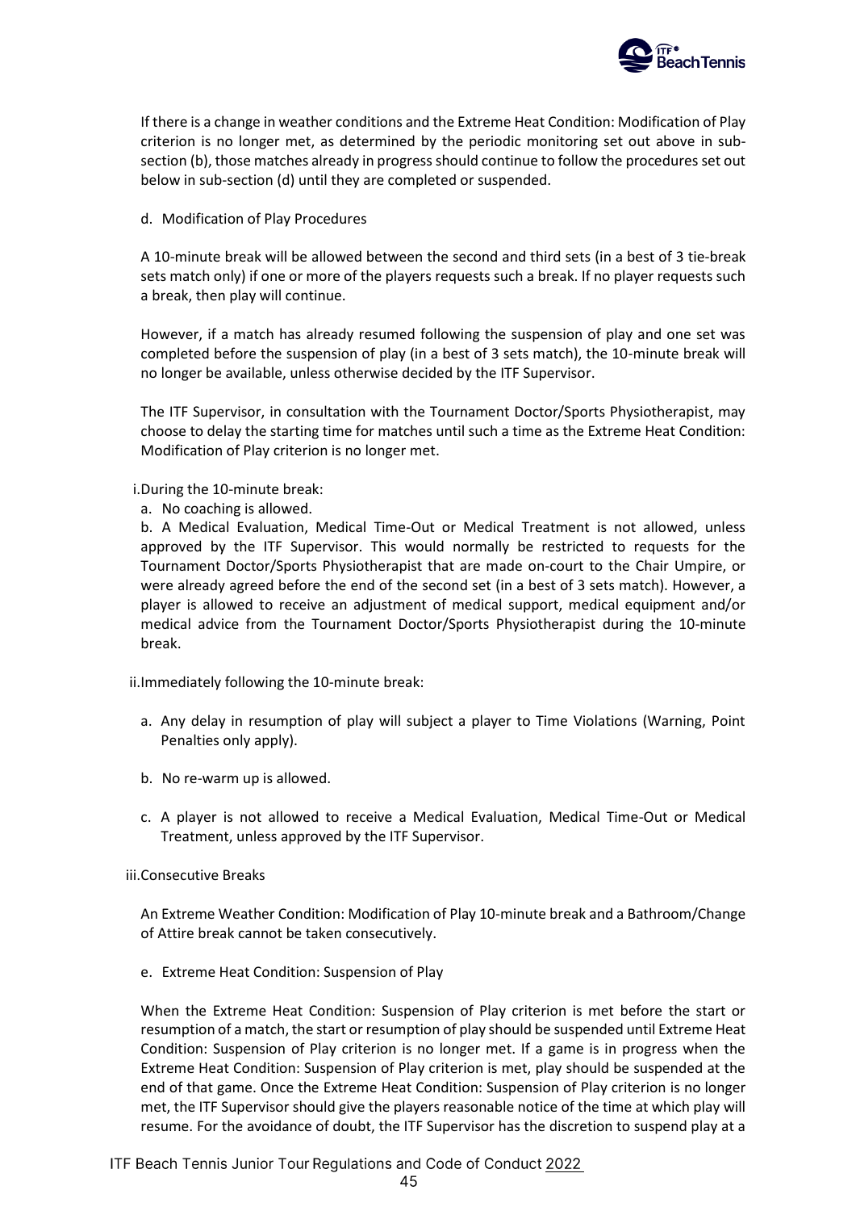If there is a change in weather conditions and the Extreme Heat Condition: Modification of Play criterion is no longer met, as determined by the periodic monitoring set out above in sub-section (b), those matches already in progress should continue to follow the procedures set out below in sub-section (d) until they are completed or suspended.

d. Modification of Play Procedures

A 10-minute break will be allowed between the second and third sets (in a best of 3 tie-break sets match only) if one or more of the players requests such a break. If no player requests such a break, then play will continue.

However, if a match has already resumed following the suspension of play and one set was completed before the suspension of play (in a best of 3 sets match), the 10-minute break will no longer be available, unless otherwise decided by the ITF Supervisor.

The ITF Supervisor, in consultation with the Tournament Doctor/Sports Physiotherapist, may choose to delay the starting time for matches until such a time as the Extreme Heat Condition: Modification of Play criterion is no longer met.

i. During the 10-minute break:

a. No coaching is allowed.

b. A Medical Evaluation, Medical Time-Out or Medical Treatment is not allowed, unless approved by the ITF Supervisor. This would normally be restricted to requests for the Tournament Doctor/Sports Physiotherapist that are made on-court to the Chair Umpire, or were already agreed before the end of the second set (in a best of 3 sets match). However, a player is allowed to receive an adjustment of medical support, medical equipment and/or medical advice from the Tournament Doctor/Sports Physiotherapist during the 10-minute break.

ii. Immediately following the 10-minute break:

a. Any delay in resumption of play will subject a player to Time Violations (Warning, Point Penalties only apply).

b. No re-warm up is allowed.

c. A player is not allowed to receive a Medical Evaluation, Medical Time-Out or Medical Treatment, unless approved by the ITF Supervisor.

iii. Consecutive Breaks

An Extreme Weather Condition: Modification of Play 10-minute break and a Bathroom/Change of Attire break cannot be taken consecutively.

e. Extreme Heat Condition: Suspension of Play

When the Extreme Heat Condition: Suspension of Play criterion is met before the start or resumption of a match, the start or resumption of play should be suspended until Extreme Heat Condition: Suspension of Play criterion is no longer met. If a game is in progress when the Extreme Heat Condition: Suspension of Play criterion is met, play should be suspended at the end of that game. Once the Extreme Heat Condition: Suspension of Play criterion is no longer met, the ITF Supervisor should give the players reasonable notice of the time at which play will resume. For the avoidance of doubt, the ITF Supervisor has the discretion to suspend play at a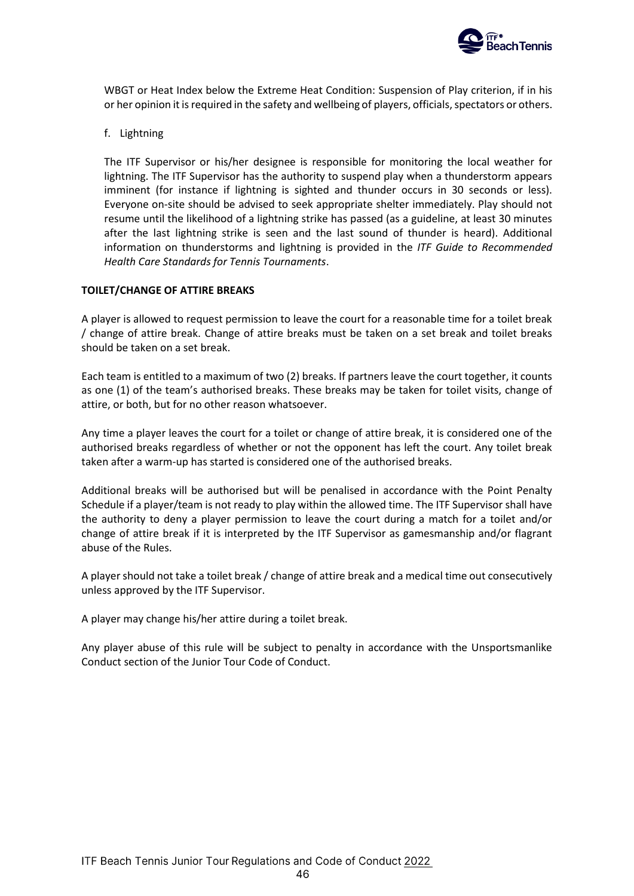WBGT or Heat Index below the Extreme Heat Condition: Suspension of Play criterion, if in his or her opinion it is required in the safety and wellbeing of players, officials, spectators or others.

f. Lightning

The ITF Supervisor or his/her designee is responsible for monitoring the local weather for lightning. The ITF Supervisor has the authority to suspend play when a thunderstorm appears imminent (for instance if lightning is sighted and thunder occurs in 30 seconds or less). Everyone on-site should be advised to seek appropriate shelter immediately. Play should not resume until the likelihood of a lightning strike has passed (as a guideline, at least 30 minutes after the last lightning strike is seen and the last sound of thunder is heard). Additional information on thunderstorms and lightning is provided in the *ITF Guide to Recommended Health Care Standards for Tennis Tournaments*.

**TOILET/CHANGE OF ATTIRE BREAKS**

A player is allowed to request permission to leave the court for a reasonable time for a toilet break / change of attire break. Change of attire breaks must be taken on a set break and toilet breaks should be taken on a set break.

Each team is entitled to a maximum of two (2) breaks. If partners leave the court together, it counts as one (1) of the team's authorised breaks. These breaks may be taken for toilet visits, change of attire, or both, but for no other reason whatsoever.

Any time a player leaves the court for a toilet or change of attire break, it is considered one of the authorised breaks regardless of whether or not the opponent has left the court. Any toilet break taken after a warm-up has started is considered one of the authorised breaks.

Additional breaks will be authorised but will be penalised in accordance with the Point Penalty Schedule if a player/team is not ready to play within the allowed time. The ITF Supervisor shall have the authority to deny a player permission to leave the court during a match for a toilet and/or change of attire break if it is interpreted by the ITF Supervisor as gamesmanship and/or flagrant abuse of the Rules.

A player should not take a toilet break / change of attire break and a medical time out consecutively unless approved by the ITF Supervisor.

A player may change his/her attire during a toilet break.

Any player abuse of this rule will be subject to penalty in accordance with the Unsportsmanlike Conduct section of the Junior Tour Code of Conduct.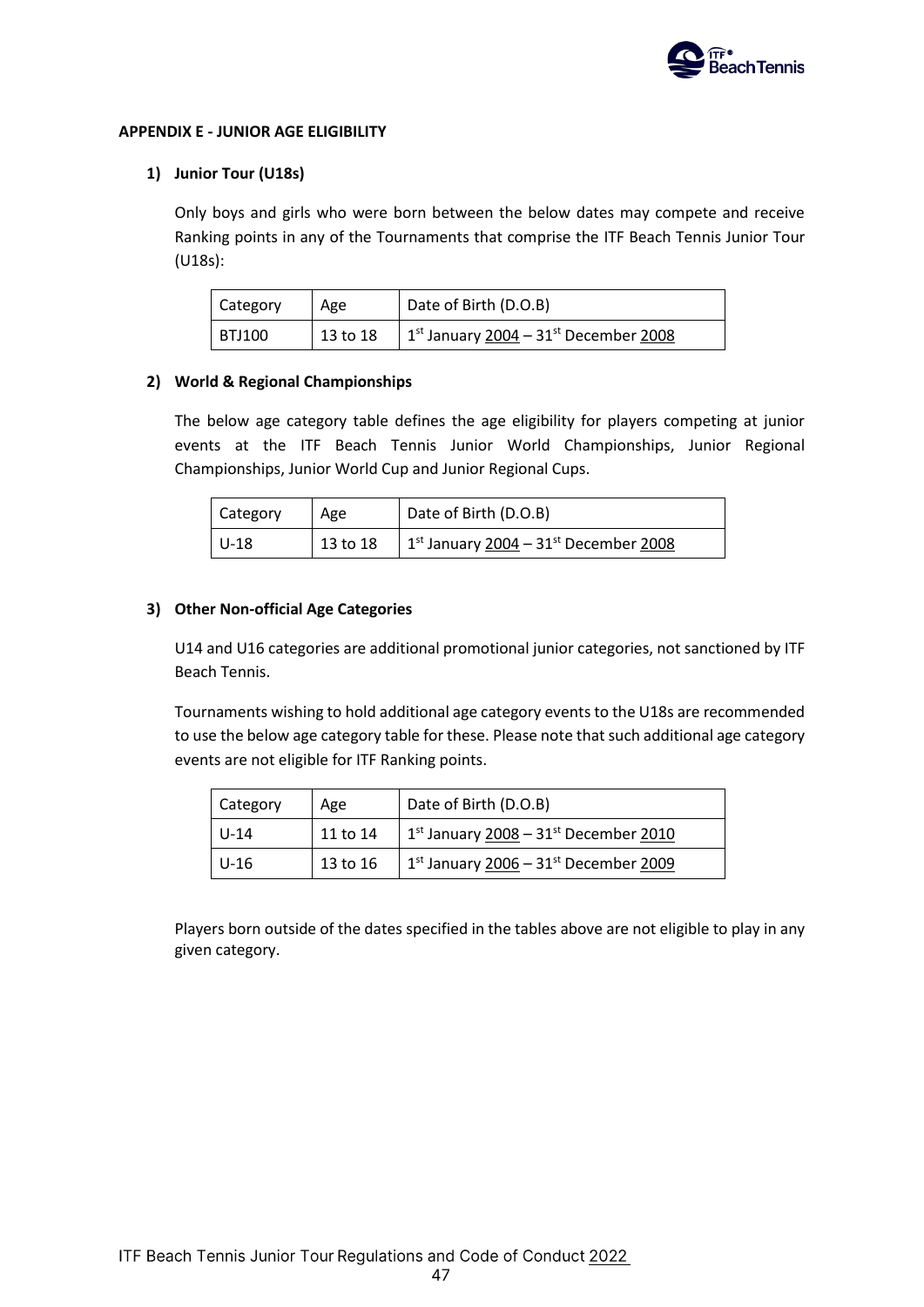## APPENDIX E - JUNIOR AGE ELIGIBILITY

### 1) Junior Tour (U18s)

Only boys and girls who were born between the below dates may compete and receive Ranking points in any of the Tournaments that comprise the ITF Beach Tennis Junior Tour (U18s):

| Category | Age | Date of Birth (D.O.B) |
|---|---|---|
| BTJ100 | 13 to 18 | 1st January 2004 – 31st December 2008 |

### 2) World & Regional Championships

The below age category table defines the age eligibility for players competing at junior events at the ITF Beach Tennis Junior World Championships, Junior Regional Championships, Junior World Cup and Junior Regional Cups.

| Category | Age | Date of Birth (D.O.B) |
|---|---|---|
| U-18 | 13 to 18 | 1st January 2004 – 31st December 2008 |

### 3) Other Non-official Age Categories

U14 and U16 categories are additional promotional junior categories, not sanctioned by ITF Beach Tennis.

Tournaments wishing to hold additional age category events to the U18s are recommended to use the below age category table for these. Please note that such additional age category events are not eligible for ITF Ranking points.

| Category | Age | Date of Birth (D.O.B) |
|---|---|---|
| U-14 | 11 to 14 | 1st January 2008 – 31st December 2010 |
| U-16 | 13 to 16 | 1st January 2006 – 31st December 2009 |

Players born outside of the dates specified in the tables above are not eligible to play in any given category.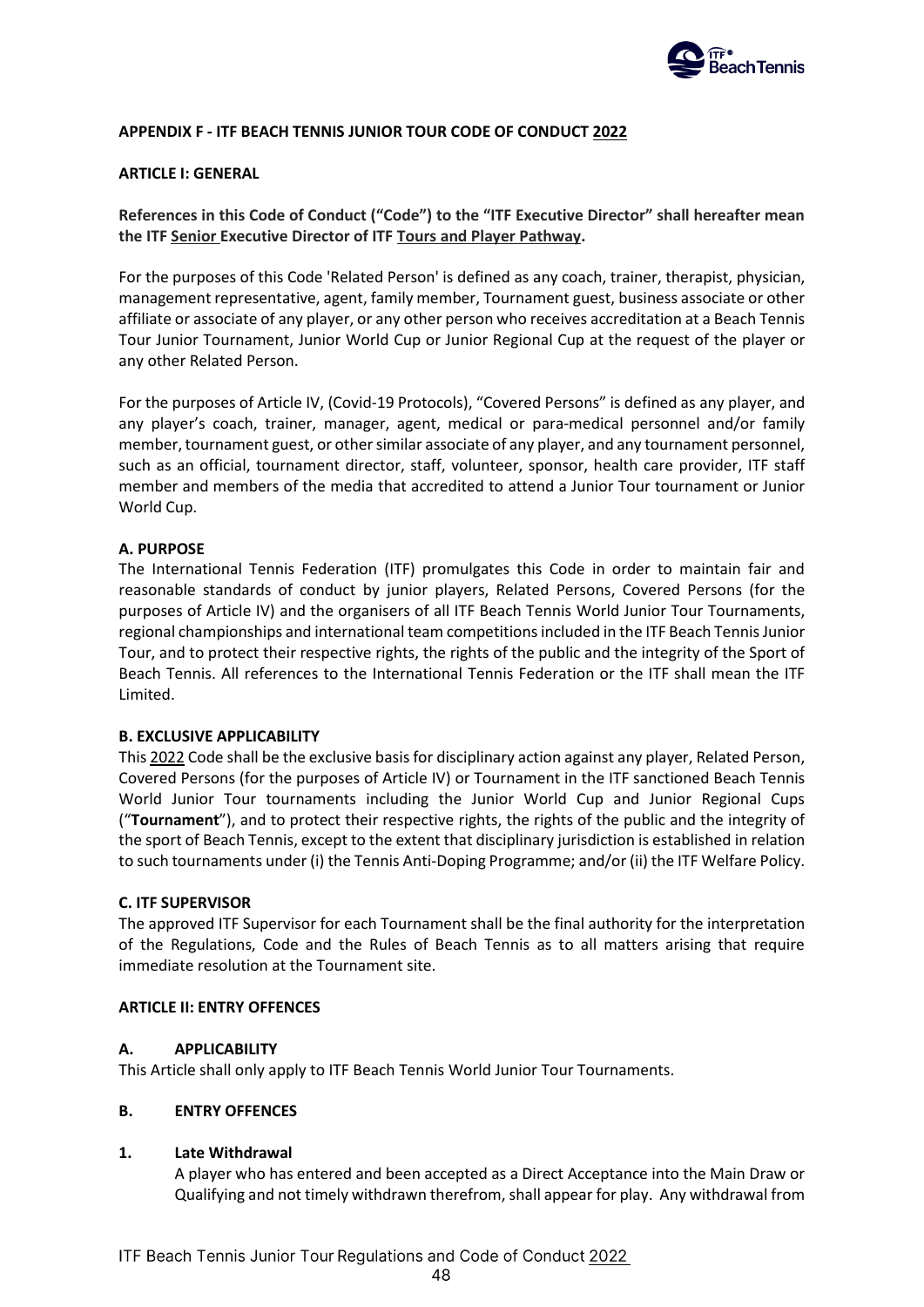## APPENDIX F - ITF BEACH TENNIS JUNIOR TOUR CODE OF CONDUCT 2022

### ARTICLE I: GENERAL

**References in this Code of Conduct ("Code") to the "ITF Executive Director" shall hereafter mean the ITF Senior Executive Director of ITF Tours and Player Pathway.**

For the purposes of this Code 'Related Person' is defined as any coach, trainer, therapist, physician, management representative, agent, family member, Tournament guest, business associate or other affiliate or associate of any player, or any other person who receives accreditation at a Beach Tennis Tour Junior Tournament, Junior World Cup or Junior Regional Cup at the request of the player or any other Related Person.

For the purposes of Article IV, (Covid-19 Protocols), "Covered Persons" is defined as any player, and any player's coach, trainer, manager, agent, medical or para-medical personnel and/or family member, tournament guest, or other similar associate of any player, and any tournament personnel, such as an official, tournament director, staff, volunteer, sponsor, health care provider, ITF staff member and members of the media that accredited to attend a Junior Tour tournament or Junior World Cup.

#### A. PURPOSE

The International Tennis Federation (ITF) promulgates this Code in order to maintain fair and reasonable standards of conduct by junior players, Related Persons, Covered Persons (for the purposes of Article IV) and the organisers of all ITF Beach Tennis World Junior Tour Tournaments, regional championships and international team competitions included in the ITF Beach Tennis Junior Tour, and to protect their respective rights, the rights of the public and the integrity of the Sport of Beach Tennis. All references to the International Tennis Federation or the ITF shall mean the ITF Limited.

#### B. EXCLUSIVE APPLICABILITY

This 2022 Code shall be the exclusive basis for disciplinary action against any player, Related Person, Covered Persons (for the purposes of Article IV) or Tournament in the ITF sanctioned Beach Tennis World Junior Tour tournaments including the Junior World Cup and Junior Regional Cups ("**Tournament**"), and to protect their respective rights, the rights of the public and the integrity of the sport of Beach Tennis, except to the extent that disciplinary jurisdiction is established in relation to such tournaments under (i) the Tennis Anti-Doping Programme; and/or (ii) the ITF Welfare Policy.

#### C. ITF SUPERVISOR

The approved ITF Supervisor for each Tournament shall be the final authority for the interpretation of the Regulations, Code and the Rules of Beach Tennis as to all matters arising that require immediate resolution at the Tournament site.

### ARTICLE II: ENTRY OFFENCES

#### A. APPLICABILITY

This Article shall only apply to ITF Beach Tennis World Junior Tour Tournaments.

#### B. ENTRY OFFENCES

**1. Late Withdrawal**

A player who has entered and been accepted as a Direct Acceptance into the Main Draw or Qualifying and not timely withdrawn therefrom, shall appear for play. Any withdrawal from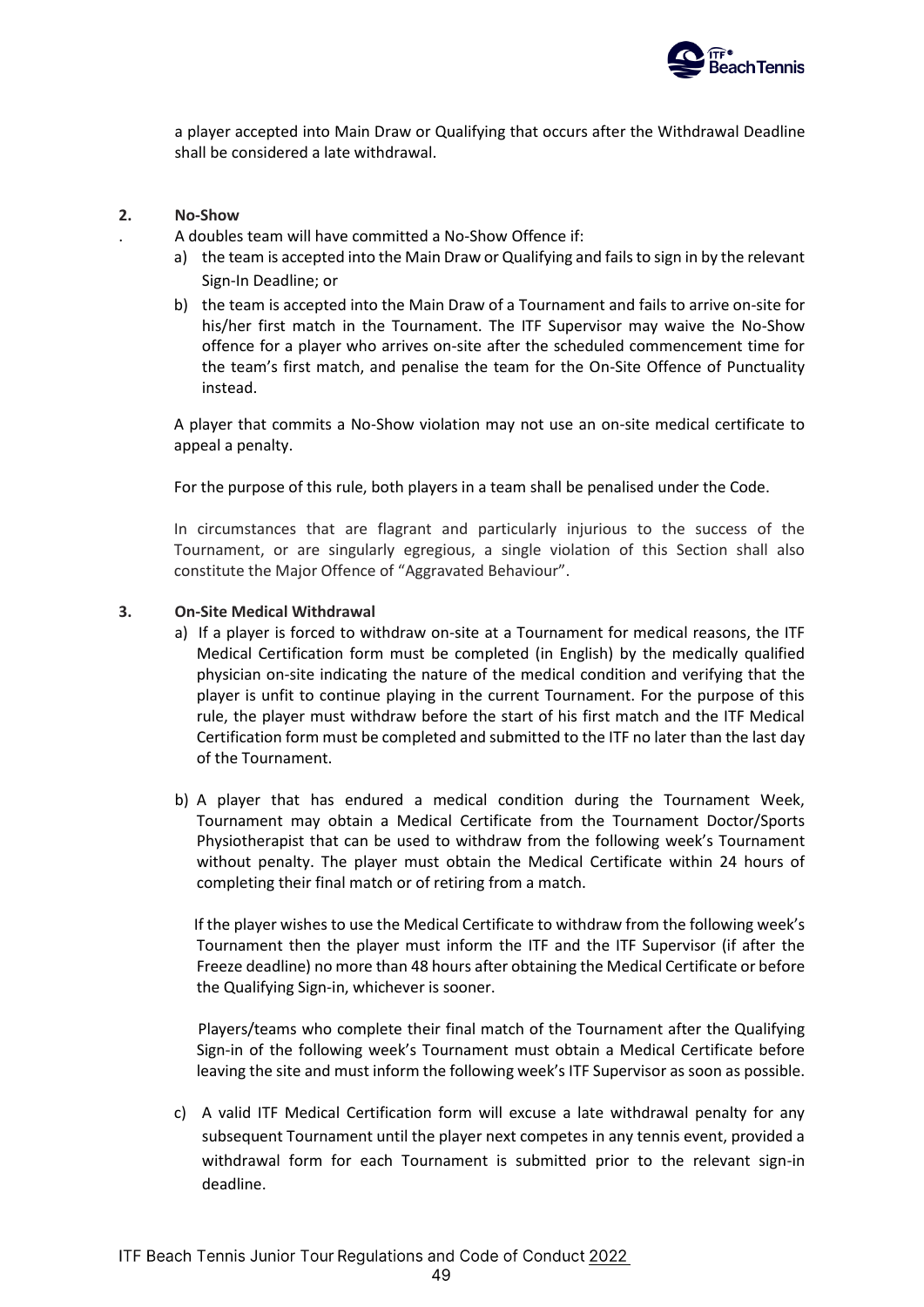a player accepted into Main Draw or Qualifying that occurs after the Withdrawal Deadline shall be considered a late withdrawal.

**2. No-Show**

A doubles team will have committed a No-Show Offence if:

a) the team is accepted into the Main Draw or Qualifying and fails to sign in by the relevant Sign-In Deadline; or

b) the team is accepted into the Main Draw of a Tournament and fails to arrive on-site for his/her first match in the Tournament. The ITF Supervisor may waive the No-Show offence for a player who arrives on-site after the scheduled commencement time for the team's first match, and penalise the team for the On-Site Offence of Punctuality instead.

A player that commits a No-Show violation may not use an on-site medical certificate to appeal a penalty.

For the purpose of this rule, both players in a team shall be penalised under the Code.

In circumstances that are flagrant and particularly injurious to the success of the Tournament, or are singularly egregious, a single violation of this Section shall also constitute the Major Offence of "Aggravated Behaviour".

**3. On-Site Medical Withdrawal**

a) If a player is forced to withdraw on-site at a Tournament for medical reasons, the ITF Medical Certification form must be completed (in English) by the medically qualified physician on-site indicating the nature of the medical condition and verifying that the player is unfit to continue playing in the current Tournament. For the purpose of this rule, the player must withdraw before the start of his first match and the ITF Medical Certification form must be completed and submitted to the ITF no later than the last day of the Tournament.

b) A player that has endured a medical condition during the Tournament Week, Tournament may obtain a Medical Certificate from the Tournament Doctor/Sports Physiotherapist that can be used to withdraw from the following week's Tournament without penalty. The player must obtain the Medical Certificate within 24 hours of completing their final match or of retiring from a match.

If the player wishes to use the Medical Certificate to withdraw from the following week's Tournament then the player must inform the ITF and the ITF Supervisor (if after the Freeze deadline) no more than 48 hours after obtaining the Medical Certificate or before the Qualifying Sign-in, whichever is sooner.

Players/teams who complete their final match of the Tournament after the Qualifying Sign-in of the following week's Tournament must obtain a Medical Certificate before leaving the site and must inform the following week's ITF Supervisor as soon as possible.

c) A valid ITF Medical Certification form will excuse a late withdrawal penalty for any subsequent Tournament until the player next competes in any tennis event, provided a withdrawal form for each Tournament is submitted prior to the relevant sign-in deadline.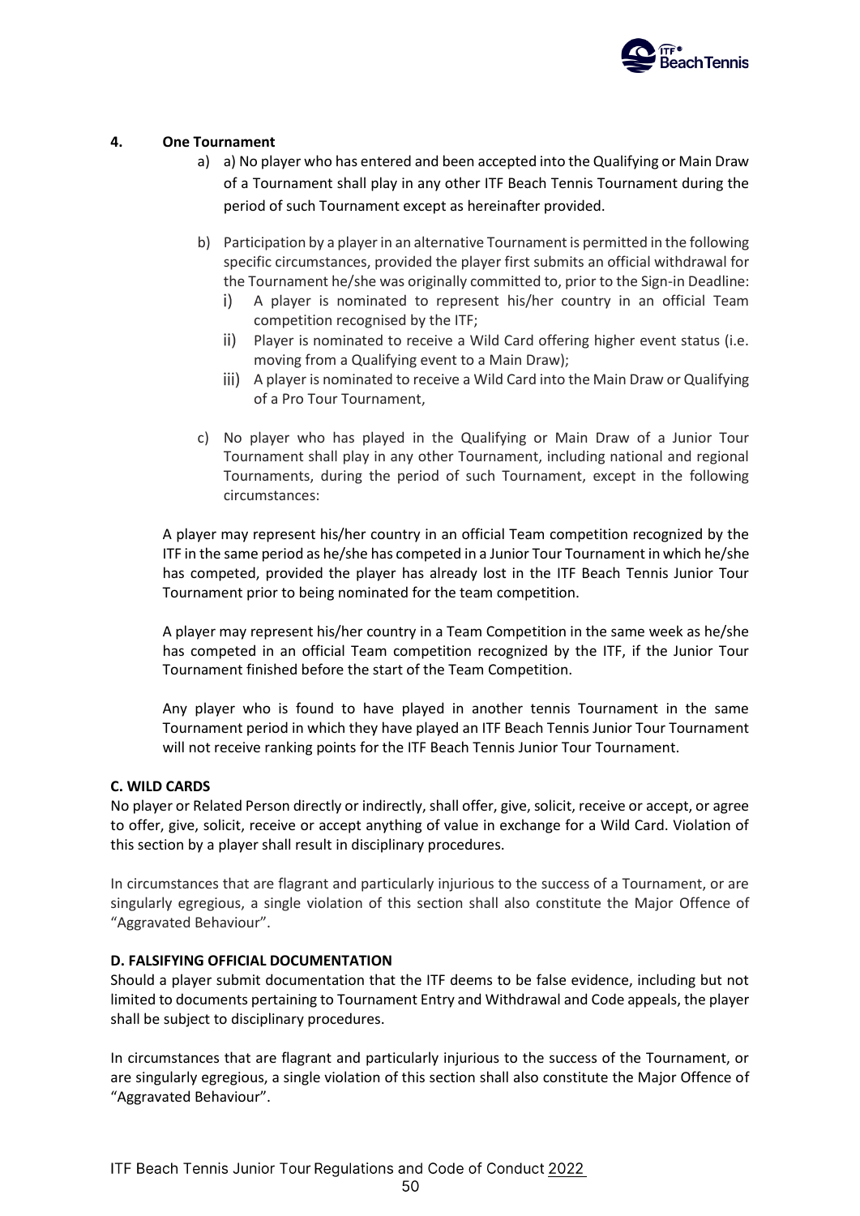**4. One Tournament**

a) a) No player who has entered and been accepted into the Qualifying or Main Draw of a Tournament shall play in any other ITF Beach Tennis Tournament during the period of such Tournament except as hereinafter provided.

b) Participation by a player in an alternative Tournament is permitted in the following specific circumstances, provided the player first submits an official withdrawal for the Tournament he/she was originally committed to, prior to the Sign-in Deadline:

   i) A player is nominated to represent his/her country in an official Team competition recognised by the ITF;
   
   ii) Player is nominated to receive a Wild Card offering higher event status (i.e. moving from a Qualifying event to a Main Draw);
   
   iii) A player is nominated to receive a Wild Card into the Main Draw or Qualifying of a Pro Tour Tournament,

c) No player who has played in the Qualifying or Main Draw of a Junior Tour Tournament shall play in any other Tournament, including national and regional Tournaments, during the period of such Tournament, except in the following circumstances:

A player may represent his/her country in an official Team competition recognized by the ITF in the same period as he/she has competed in a Junior Tour Tournament in which he/she has competed, provided the player has already lost in the ITF Beach Tennis Junior Tour Tournament prior to being nominated for the team competition.

A player may represent his/her country in a Team Competition in the same week as he/she has competed in an official Team competition recognized by the ITF, if the Junior Tour Tournament finished before the start of the Team Competition.

Any player who is found to have played in another tennis Tournament in the same Tournament period in which they have played an ITF Beach Tennis Junior Tour Tournament will not receive ranking points for the ITF Beach Tennis Junior Tour Tournament.

**C. WILD CARDS**

No player or Related Person directly or indirectly, shall offer, give, solicit, receive or accept, or agree to offer, give, solicit, receive or accept anything of value in exchange for a Wild Card. Violation of this section by a player shall result in disciplinary procedures.

In circumstances that are flagrant and particularly injurious to the success of a Tournament, or are singularly egregious, a single violation of this section shall also constitute the Major Offence of "Aggravated Behaviour".

**D. FALSIFYING OFFICIAL DOCUMENTATION**

Should a player submit documentation that the ITF deems to be false evidence, including but not limited to documents pertaining to Tournament Entry and Withdrawal and Code appeals, the player shall be subject to disciplinary procedures.

In circumstances that are flagrant and particularly injurious to the success of the Tournament, or are singularly egregious, a single violation of this section shall also constitute the Major Offence of "Aggravated Behaviour".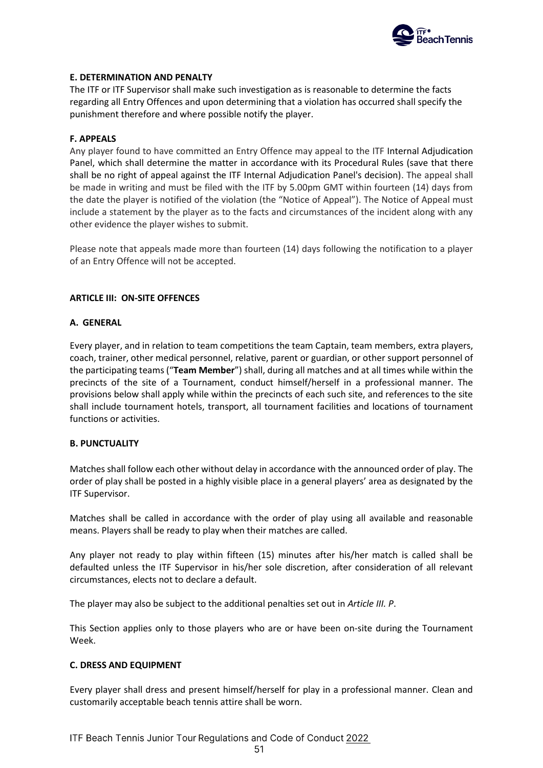#### E. DETERMINATION AND PENALTY

The ITF or ITF Supervisor shall make such investigation as is reasonable to determine the facts regarding all Entry Offences and upon determining that a violation has occurred shall specify the punishment therefore and where possible notify the player.

#### F. APPEALS

Any player found to have committed an Entry Offence may appeal to the ITF Internal Adjudication Panel, which shall determine the matter in accordance with its Procedural Rules (save that there shall be no right of appeal against the ITF Internal Adjudication Panel's decision). The appeal shall be made in writing and must be filed with the ITF by 5.00pm GMT within fourteen (14) days from the date the player is notified of the violation (the "Notice of Appeal"). The Notice of Appeal must include a statement by the player as to the facts and circumstances of the incident along with any other evidence the player wishes to submit.

Please note that appeals made more than fourteen (14) days following the notification to a player of an Entry Offence will not be accepted.

### ARTICLE III: ON-SITE OFFENCES

#### A. GENERAL

Every player, and in relation to team competitions the team Captain, team members, extra players, coach, trainer, other medical personnel, relative, parent or guardian, or other support personnel of the participating teams ("**Team Member**") shall, during all matches and at all times while within the precincts of the site of a Tournament, conduct himself/herself in a professional manner. The provisions below shall apply while within the precincts of each such site, and references to the site shall include tournament hotels, transport, all tournament facilities and locations of tournament functions or activities.

#### B. PUNCTUALITY

Matches shall follow each other without delay in accordance with the announced order of play. The order of play shall be posted in a highly visible place in a general players' area as designated by the ITF Supervisor.

Matches shall be called in accordance with the order of play using all available and reasonable means. Players shall be ready to play when their matches are called.

Any player not ready to play within fifteen (15) minutes after his/her match is called shall be defaulted unless the ITF Supervisor in his/her sole discretion, after consideration of all relevant circumstances, elects not to declare a default.

The player may also be subject to the additional penalties set out in *Article III. P*.

This Section applies only to those players who are or have been on-site during the Tournament Week.

#### C. DRESS AND EQUIPMENT

Every player shall dress and present himself/herself for play in a professional manner. Clean and customarily acceptable beach tennis attire shall be worn.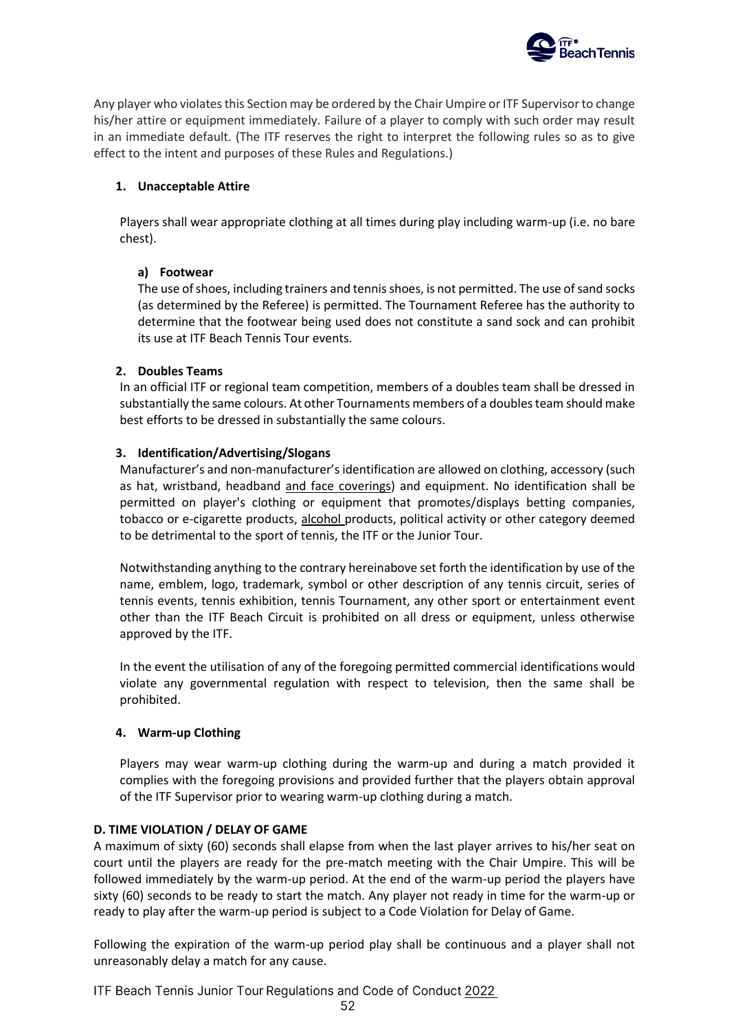Any player who violates this Section may be ordered by the Chair Umpire or ITF Supervisor to change his/her attire or equipment immediately. Failure of a player to comply with such order may result in an immediate default. (The ITF reserves the right to interpret the following rules so as to give effect to the intent and purposes of these Rules and Regulations.)

### 1. Unacceptable Attire

Players shall wear appropriate clothing at all times during play including warm-up (i.e. no bare chest).

#### a) Footwear

The use of shoes, including trainers and tennis shoes, is not permitted. The use of sand socks (as determined by the Referee) is permitted. The Tournament Referee has the authority to determine that the footwear being used does not constitute a sand sock and can prohibit its use at ITF Beach Tennis Tour events.

### 2. Doubles Teams

In an official ITF or regional team competition, members of a doubles team shall be dressed in substantially the same colours. At other Tournaments members of a doubles team should make best efforts to be dressed in substantially the same colours.

### 3. Identification/Advertising/Slogans

Manufacturer's and non-manufacturer's identification are allowed on clothing, accessory (such as hat, wristband, headband and face coverings) and equipment. No identification shall be permitted on player's clothing or equipment that promotes/displays betting companies, tobacco or e-cigarette products, alcohol products, political activity or other category deemed to be detrimental to the sport of tennis, the ITF or the Junior Tour.

Notwithstanding anything to the contrary hereinabove set forth the identification by use of the name, emblem, logo, trademark, symbol or other description of any tennis circuit, series of tennis events, tennis exhibition, tennis Tournament, any other sport or entertainment event other than the ITF Beach Circuit is prohibited on all dress or equipment, unless otherwise approved by the ITF.

In the event the utilisation of any of the foregoing permitted commercial identifications would violate any governmental regulation with respect to television, then the same shall be prohibited.

### 4. Warm-up Clothing

Players may wear warm-up clothing during the warm-up and during a match provided it complies with the foregoing provisions and provided further that the players obtain approval of the ITF Supervisor prior to wearing warm-up clothing during a match.

## D. TIME VIOLATION / DELAY OF GAME

A maximum of sixty (60) seconds shall elapse from when the last player arrives to his/her seat on court until the players are ready for the pre-match meeting with the Chair Umpire. This will be followed immediately by the warm-up period. At the end of the warm-up period the players have sixty (60) seconds to be ready to start the match. Any player not ready in time for the warm-up or ready to play after the warm-up period is subject to a Code Violation for Delay of Game.

Following the expiration of the warm-up period play shall be continuous and a player shall not unreasonably delay a match for any cause.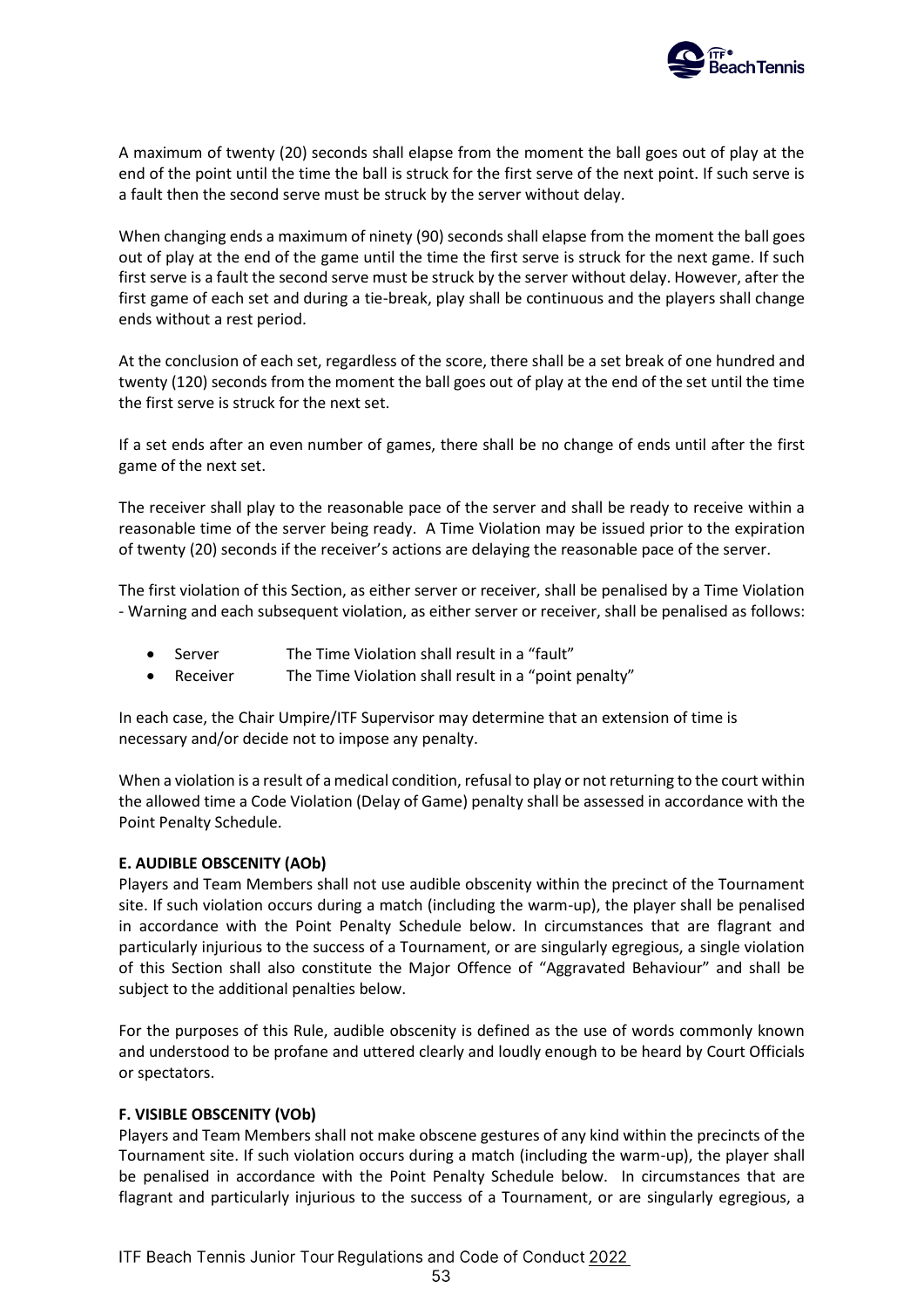A maximum of twenty (20) seconds shall elapse from the moment the ball goes out of play at the end of the point until the time the ball is struck for the first serve of the next point. If such serve is a fault then the second serve must be struck by the server without delay.

When changing ends a maximum of ninety (90) seconds shall elapse from the moment the ball goes out of play at the end of the game until the time the first serve is struck for the next game. If such first serve is a fault the second serve must be struck by the server without delay. However, after the first game of each set and during a tie-break, play shall be continuous and the players shall change ends without a rest period.

At the conclusion of each set, regardless of the score, there shall be a set break of one hundred and twenty (120) seconds from the moment the ball goes out of play at the end of the set until the time the first serve is struck for the next set.

If a set ends after an even number of games, there shall be no change of ends until after the first game of the next set.

The receiver shall play to the reasonable pace of the server and shall be ready to receive within a reasonable time of the server being ready. A Time Violation may be issued prior to the expiration of twenty (20) seconds if the receiver's actions are delaying the reasonable pace of the server.

The first violation of this Section, as either server or receiver, shall be penalised by a Time Violation - Warning and each subsequent violation, as either server or receiver, shall be penalised as follows:

- Server The Time Violation shall result in a "fault"
- Receiver The Time Violation shall result in a "point penalty"

In each case, the Chair Umpire/ITF Supervisor may determine that an extension of time is necessary and/or decide not to impose any penalty.

When a violation is a result of a medical condition, refusal to play or not returning to the court within the allowed time a Code Violation (Delay of Game) penalty shall be assessed in accordance with the Point Penalty Schedule.

**E. AUDIBLE OBSCENITY (AOb)**
Players and Team Members shall not use audible obscenity within the precinct of the Tournament site. If such violation occurs during a match (including the warm-up), the player shall be penalised in accordance with the Point Penalty Schedule below. In circumstances that are flagrant and particularly injurious to the success of a Tournament, or are singularly egregious, a single violation of this Section shall also constitute the Major Offence of "Aggravated Behaviour" and shall be subject to the additional penalties below.

For the purposes of this Rule, audible obscenity is defined as the use of words commonly known and understood to be profane and uttered clearly and loudly enough to be heard by Court Officials or spectators.

**F. VISIBLE OBSCENITY (VOb)**
Players and Team Members shall not make obscene gestures of any kind within the precincts of the Tournament site. If such violation occurs during a match (including the warm-up), the player shall be penalised in accordance with the Point Penalty Schedule below. In circumstances that are flagrant and particularly injurious to the success of a Tournament, or are singularly egregious, a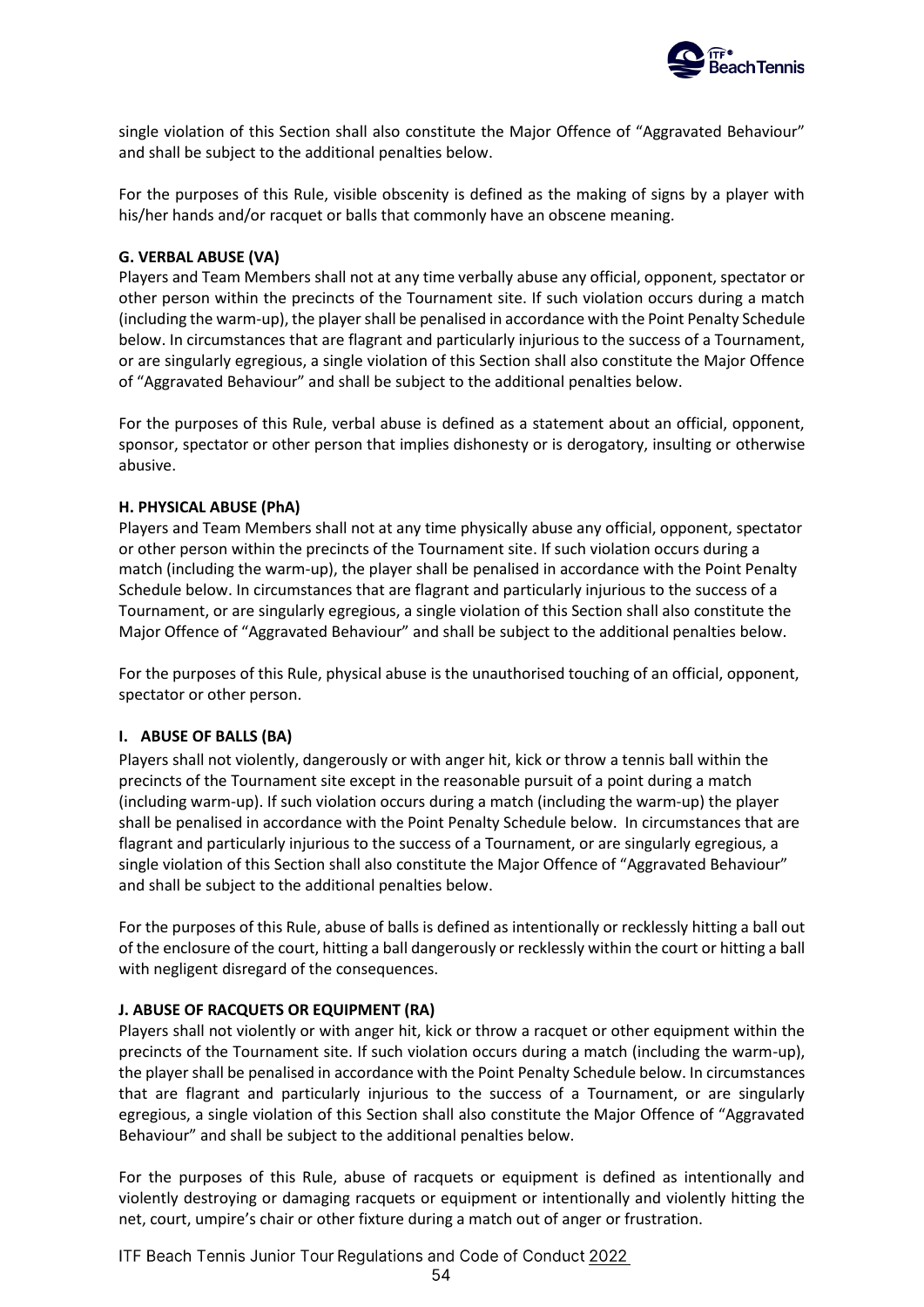single violation of this Section shall also constitute the Major Offence of "Aggravated Behaviour" and shall be subject to the additional penalties below.

For the purposes of this Rule, visible obscenity is defined as the making of signs by a player with his/her hands and/or racquet or balls that commonly have an obscene meaning.

**G. VERBAL ABUSE (VA)**

Players and Team Members shall not at any time verbally abuse any official, opponent, spectator or other person within the precincts of the Tournament site. If such violation occurs during a match (including the warm-up), the player shall be penalised in accordance with the Point Penalty Schedule below. In circumstances that are flagrant and particularly injurious to the success of a Tournament, or are singularly egregious, a single violation of this Section shall also constitute the Major Offence of "Aggravated Behaviour" and shall be subject to the additional penalties below.

For the purposes of this Rule, verbal abuse is defined as a statement about an official, opponent, sponsor, spectator or other person that implies dishonesty or is derogatory, insulting or otherwise abusive.

**H. PHYSICAL ABUSE (PhA)**

Players and Team Members shall not at any time physically abuse any official, opponent, spectator or other person within the precincts of the Tournament site. If such violation occurs during a match (including the warm-up), the player shall be penalised in accordance with the Point Penalty Schedule below. In circumstances that are flagrant and particularly injurious to the success of a Tournament, or are singularly egregious, a single violation of this Section shall also constitute the Major Offence of "Aggravated Behaviour" and shall be subject to the additional penalties below.

For the purposes of this Rule, physical abuse is the unauthorised touching of an official, opponent, spectator or other person.

**I. ABUSE OF BALLS (BA)**

Players shall not violently, dangerously or with anger hit, kick or throw a tennis ball within the precincts of the Tournament site except in the reasonable pursuit of a point during a match (including warm-up). If such violation occurs during a match (including the warm-up) the player shall be penalised in accordance with the Point Penalty Schedule below. In circumstances that are flagrant and particularly injurious to the success of a Tournament, or are singularly egregious, a single violation of this Section shall also constitute the Major Offence of "Aggravated Behaviour" and shall be subject to the additional penalties below.

For the purposes of this Rule, abuse of balls is defined as intentionally or recklessly hitting a ball out of the enclosure of the court, hitting a ball dangerously or recklessly within the court or hitting a ball with negligent disregard of the consequences.

**J. ABUSE OF RACQUETS OR EQUIPMENT (RA)**

Players shall not violently or with anger hit, kick or throw a racquet or other equipment within the precincts of the Tournament site. If such violation occurs during a match (including the warm-up), the player shall be penalised in accordance with the Point Penalty Schedule below. In circumstances that are flagrant and particularly injurious to the success of a Tournament, or are singularly egregious, a single violation of this Section shall also constitute the Major Offence of "Aggravated Behaviour" and shall be subject to the additional penalties below.

For the purposes of this Rule, abuse of racquets or equipment is defined as intentionally and violently destroying or damaging racquets or equipment or intentionally and violently hitting the net, court, umpire's chair or other fixture during a match out of anger or frustration.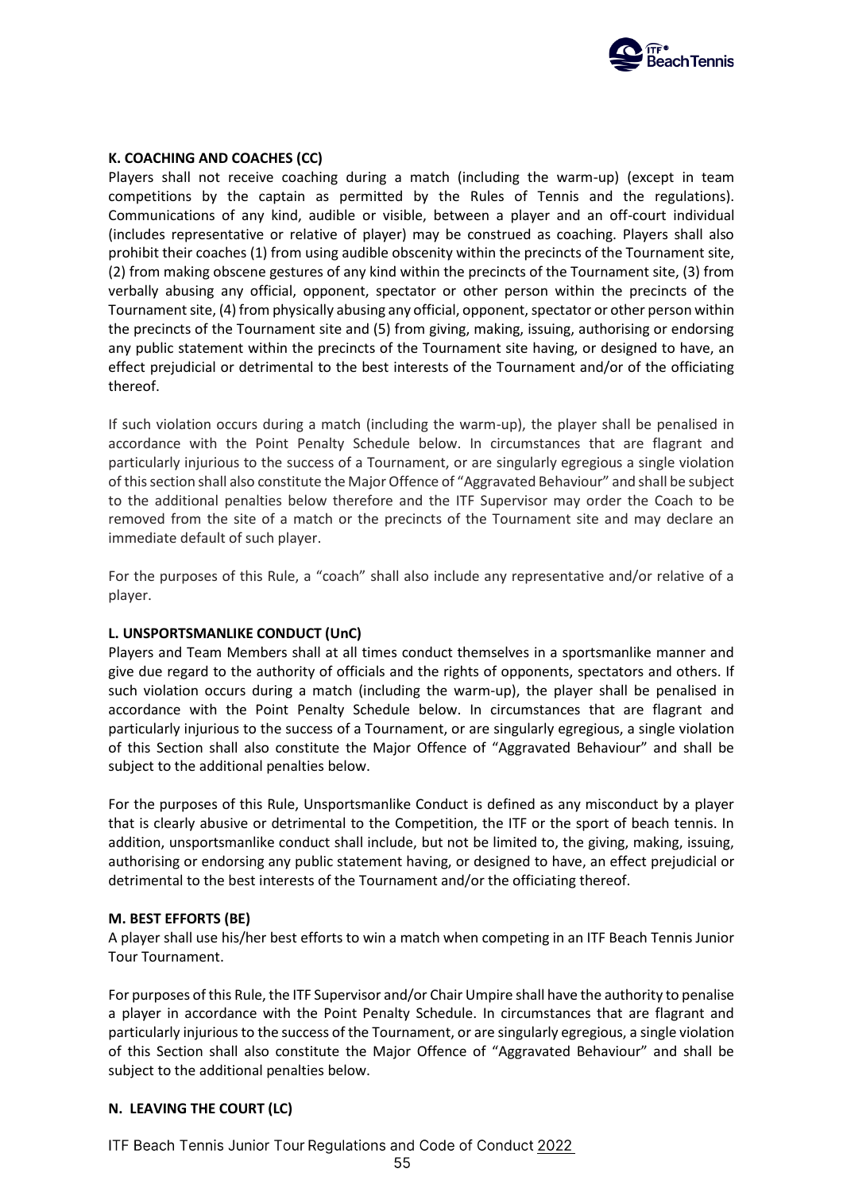### K. COACHING AND COACHES (CC)

Players shall not receive coaching during a match (including the warm-up) (except in team competitions by the captain as permitted by the Rules of Tennis and the regulations). Communications of any kind, audible or visible, between a player and an off-court individual (includes representative or relative of player) may be construed as coaching. Players shall also prohibit their coaches (1) from using audible obscenity within the precincts of the Tournament site, (2) from making obscene gestures of any kind within the precincts of the Tournament site, (3) from verbally abusing any official, opponent, spectator or other person within the precincts of the Tournament site, (4) from physically abusing any official, opponent, spectator or other person within the precincts of the Tournament site and (5) from giving, making, issuing, authorising or endorsing any public statement within the precincts of the Tournament site having, or designed to have, an effect prejudicial or detrimental to the best interests of the Tournament and/or of the officiating thereof.

If such violation occurs during a match (including the warm-up), the player shall be penalised in accordance with the Point Penalty Schedule below. In circumstances that are flagrant and particularly injurious to the success of a Tournament, or are singularly egregious a single violation of this section shall also constitute the Major Offence of "Aggravated Behaviour" and shall be subject to the additional penalties below therefore and the ITF Supervisor may order the Coach to be removed from the site of a match or the precincts of the Tournament site and may declare an immediate default of such player.

For the purposes of this Rule, a "coach" shall also include any representative and/or relative of a player.

### L. UNSPORTSMANLIKE CONDUCT (UnC)

Players and Team Members shall at all times conduct themselves in a sportsmanlike manner and give due regard to the authority of officials and the rights of opponents, spectators and others. If such violation occurs during a match (including the warm-up), the player shall be penalised in accordance with the Point Penalty Schedule below. In circumstances that are flagrant and particularly injurious to the success of a Tournament, or are singularly egregious, a single violation of this Section shall also constitute the Major Offence of "Aggravated Behaviour" and shall be subject to the additional penalties below.

For the purposes of this Rule, Unsportsmanlike Conduct is defined as any misconduct by a player that is clearly abusive or detrimental to the Competition, the ITF or the sport of beach tennis. In addition, unsportsmanlike conduct shall include, but not be limited to, the giving, making, issuing, authorising or endorsing any public statement having, or designed to have, an effect prejudicial or detrimental to the best interests of the Tournament and/or the officiating thereof.

### M. BEST EFFORTS (BE)

A player shall use his/her best efforts to win a match when competing in an ITF Beach Tennis Junior Tour Tournament.

For purposes of this Rule, the ITF Supervisor and/or Chair Umpire shall have the authority to penalise a player in accordance with the Point Penalty Schedule. In circumstances that are flagrant and particularly injurious to the success of the Tournament, or are singularly egregious, a single violation of this Section shall also constitute the Major Offence of "Aggravated Behaviour" and shall be subject to the additional penalties below.

### N. LEAVING THE COURT (LC)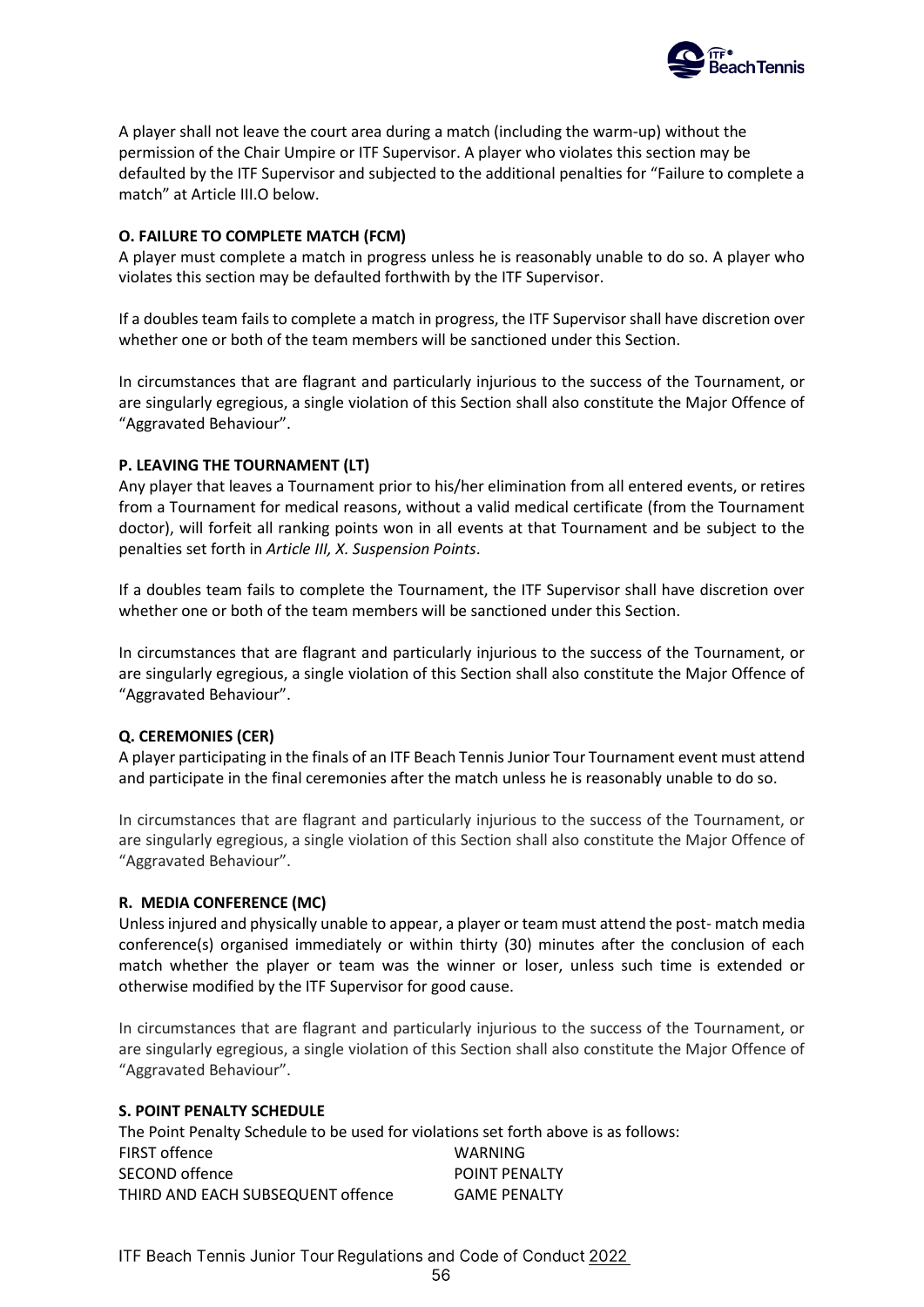A player shall not leave the court area during a match (including the warm-up) without the permission of the Chair Umpire or ITF Supervisor. A player who violates this section may be defaulted by the ITF Supervisor and subjected to the additional penalties for "Failure to complete a match" at Article III.O below.

**O. FAILURE TO COMPLETE MATCH (FCM)**

A player must complete a match in progress unless he is reasonably unable to do so. A player who violates this section may be defaulted forthwith by the ITF Supervisor.

If a doubles team fails to complete a match in progress, the ITF Supervisor shall have discretion over whether one or both of the team members will be sanctioned under this Section.

In circumstances that are flagrant and particularly injurious to the success of the Tournament, or are singularly egregious, a single violation of this Section shall also constitute the Major Offence of "Aggravated Behaviour".

**P. LEAVING THE TOURNAMENT (LT)**

Any player that leaves a Tournament prior to his/her elimination from all entered events, or retires from a Tournament for medical reasons, without a valid medical certificate (from the Tournament doctor), will forfeit all ranking points won in all events at that Tournament and be subject to the penalties set forth in *Article III, X. Suspension Points*.

If a doubles team fails to complete the Tournament, the ITF Supervisor shall have discretion over whether one or both of the team members will be sanctioned under this Section.

In circumstances that are flagrant and particularly injurious to the success of the Tournament, or are singularly egregious, a single violation of this Section shall also constitute the Major Offence of "Aggravated Behaviour".

**Q. CEREMONIES (CER)**

A player participating in the finals of an ITF Beach Tennis Junior Tour Tournament event must attend and participate in the final ceremonies after the match unless he is reasonably unable to do so.

In circumstances that are flagrant and particularly injurious to the success of the Tournament, or are singularly egregious, a single violation of this Section shall also constitute the Major Offence of "Aggravated Behaviour".

**R. MEDIA CONFERENCE (MC)**

Unless injured and physically unable to appear, a player or team must attend the post- match media conference(s) organised immediately or within thirty (30) minutes after the conclusion of each match whether the player or team was the winner or loser, unless such time is extended or otherwise modified by the ITF Supervisor for good cause.

In circumstances that are flagrant and particularly injurious to the success of the Tournament, or are singularly egregious, a single violation of this Section shall also constitute the Major Offence of "Aggravated Behaviour".

**S. POINT PENALTY SCHEDULE**

The Point Penalty Schedule to be used for violations set forth above is as follows:

| | |
|---|---|
| FIRST offence | WARNING |
| SECOND offence | POINT PENALTY |
| THIRD AND EACH SUBSEQUENT offence | GAME PENALTY |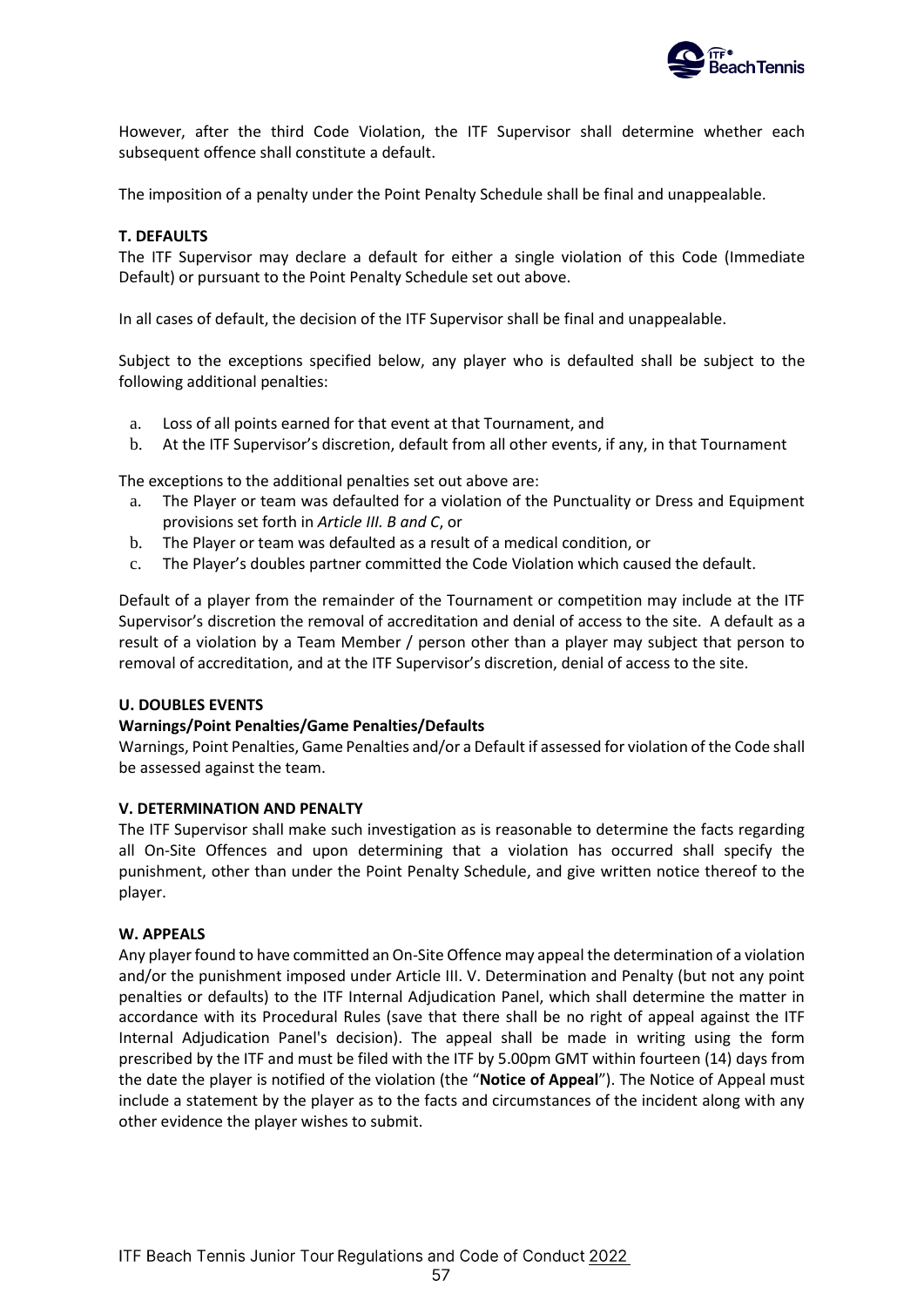However, after the third Code Violation, the ITF Supervisor shall determine whether each subsequent offence shall constitute a default.

The imposition of a penalty under the Point Penalty Schedule shall be final and unappealable.

**T. DEFAULTS**

The ITF Supervisor may declare a default for either a single violation of this Code (Immediate Default) or pursuant to the Point Penalty Schedule set out above.

In all cases of default, the decision of the ITF Supervisor shall be final and unappealable.

Subject to the exceptions specified below, any player who is defaulted shall be subject to the following additional penalties:

a. Loss of all points earned for that event at that Tournament, and
b. At the ITF Supervisor's discretion, default from all other events, if any, in that Tournament

The exceptions to the additional penalties set out above are:

a. The Player or team was defaulted for a violation of the Punctuality or Dress and Equipment provisions set forth in *Article III. B and C*, or
b. The Player or team was defaulted as a result of a medical condition, or
c. The Player's doubles partner committed the Code Violation which caused the default.

Default of a player from the remainder of the Tournament or competition may include at the ITF Supervisor's discretion the removal of accreditation and denial of access to the site. A default as a result of a violation by a Team Member / person other than a player may subject that person to removal of accreditation, and at the ITF Supervisor's discretion, denial of access to the site.

**U. DOUBLES EVENTS**

**Warnings/Point Penalties/Game Penalties/Defaults**

Warnings, Point Penalties, Game Penalties and/or a Default if assessed for violation of the Code shall be assessed against the team.

**V. DETERMINATION AND PENALTY**

The ITF Supervisor shall make such investigation as is reasonable to determine the facts regarding all On-Site Offences and upon determining that a violation has occurred shall specify the punishment, other than under the Point Penalty Schedule, and give written notice thereof to the player.

**W. APPEALS**

Any player found to have committed an On-Site Offence may appeal the determination of a violation and/or the punishment imposed under Article III. V. Determination and Penalty (but not any point penalties or defaults) to the ITF Internal Adjudication Panel, which shall determine the matter in accordance with its Procedural Rules (save that there shall be no right of appeal against the ITF Internal Adjudication Panel's decision). The appeal shall be made in writing using the form prescribed by the ITF and must be filed with the ITF by 5.00pm GMT within fourteen (14) days from the date the player is notified of the violation (the "**Notice of Appeal**"). The Notice of Appeal must include a statement by the player as to the facts and circumstances of the incident along with any other evidence the player wishes to submit.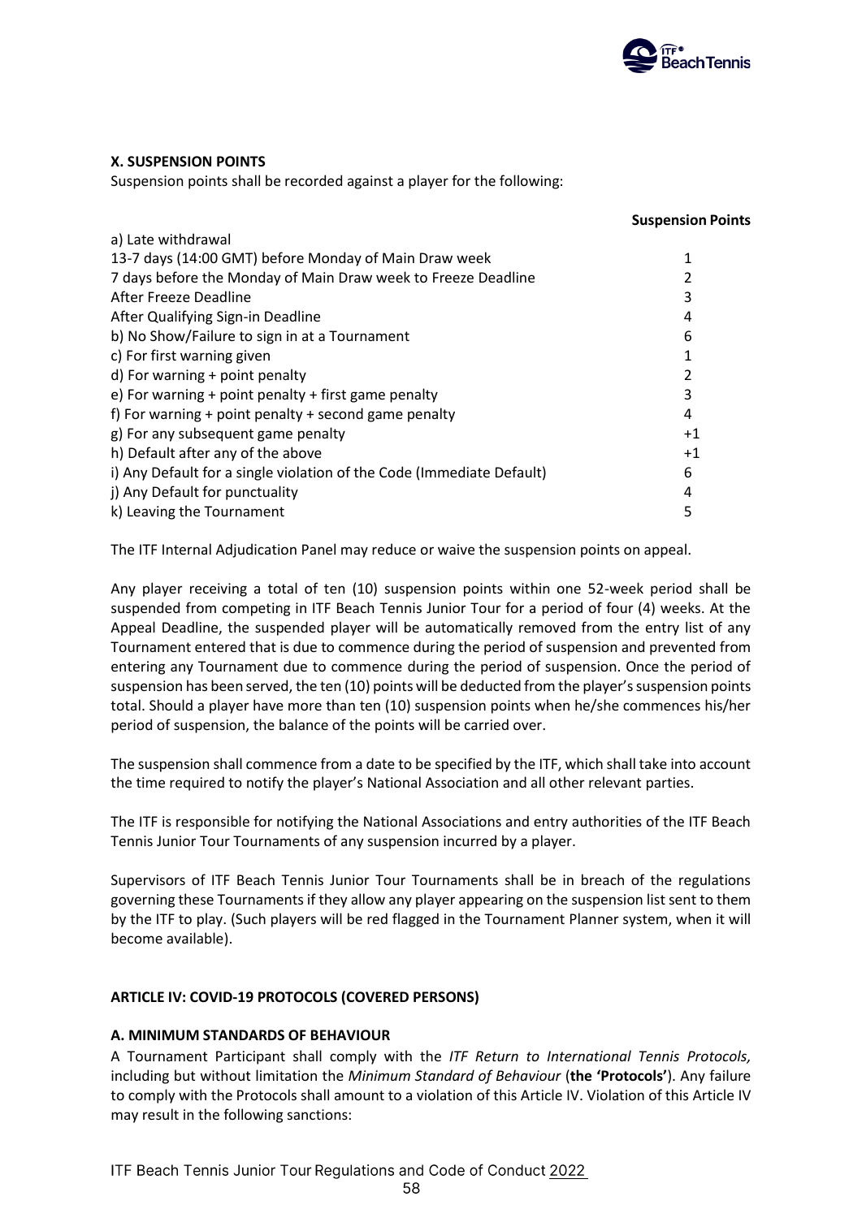### X. SUSPENSION POINTS

Suspension points shall be recorded against a player for the following:

| | Suspension Points |
|---|---|
| a) Late withdrawal | |
| 13-7 days (14:00 GMT) before Monday of Main Draw week | 1 |
| 7 days before the Monday of Main Draw week to Freeze Deadline | 2 |
| After Freeze Deadline | 3 |
| After Qualifying Sign-in Deadline | 4 |
| b) No Show/Failure to sign in at a Tournament | 6 |
| c) For first warning given | 1 |
| d) For warning + point penalty | 2 |
| e) For warning + point penalty + first game penalty | 3 |
| f) For warning + point penalty + second game penalty | 4 |
| g) For any subsequent game penalty | +1 |
| h) Default after any of the above | +1 |
| i) Any Default for a single violation of the Code (Immediate Default) | 6 |
| j) Any Default for punctuality | 4 |
| k) Leaving the Tournament | 5 |

The ITF Internal Adjudication Panel may reduce or waive the suspension points on appeal.

Any player receiving a total of ten (10) suspension points within one 52-week period shall be suspended from competing in ITF Beach Tennis Junior Tour for a period of four (4) weeks. At the Appeal Deadline, the suspended player will be automatically removed from the entry list of any Tournament entered that is due to commence during the period of suspension and prevented from entering any Tournament due to commence during the period of suspension. Once the period of suspension has been served, the ten (10) points will be deducted from the player's suspension points total. Should a player have more than ten (10) suspension points when he/she commences his/her period of suspension, the balance of the points will be carried over.

The suspension shall commence from a date to be specified by the ITF, which shall take into account the time required to notify the player's National Association and all other relevant parties.

The ITF is responsible for notifying the National Associations and entry authorities of the ITF Beach Tennis Junior Tour Tournaments of any suspension incurred by a player.

Supervisors of ITF Beach Tennis Junior Tour Tournaments shall be in breach of the regulations governing these Tournaments if they allow any player appearing on the suspension list sent to them by the ITF to play. (Such players will be red flagged in the Tournament Planner system, when it will become available).

## ARTICLE IV: COVID-19 PROTOCOLS (COVERED PERSONS)

### A. MINIMUM STANDARDS OF BEHAVIOUR

A Tournament Participant shall comply with the *ITF Return to International Tennis Protocols,* including but without limitation the *Minimum Standard of Behaviour* (**the 'Protocols'**). Any failure to comply with the Protocols shall amount to a violation of this Article IV. Violation of this Article IV may result in the following sanctions: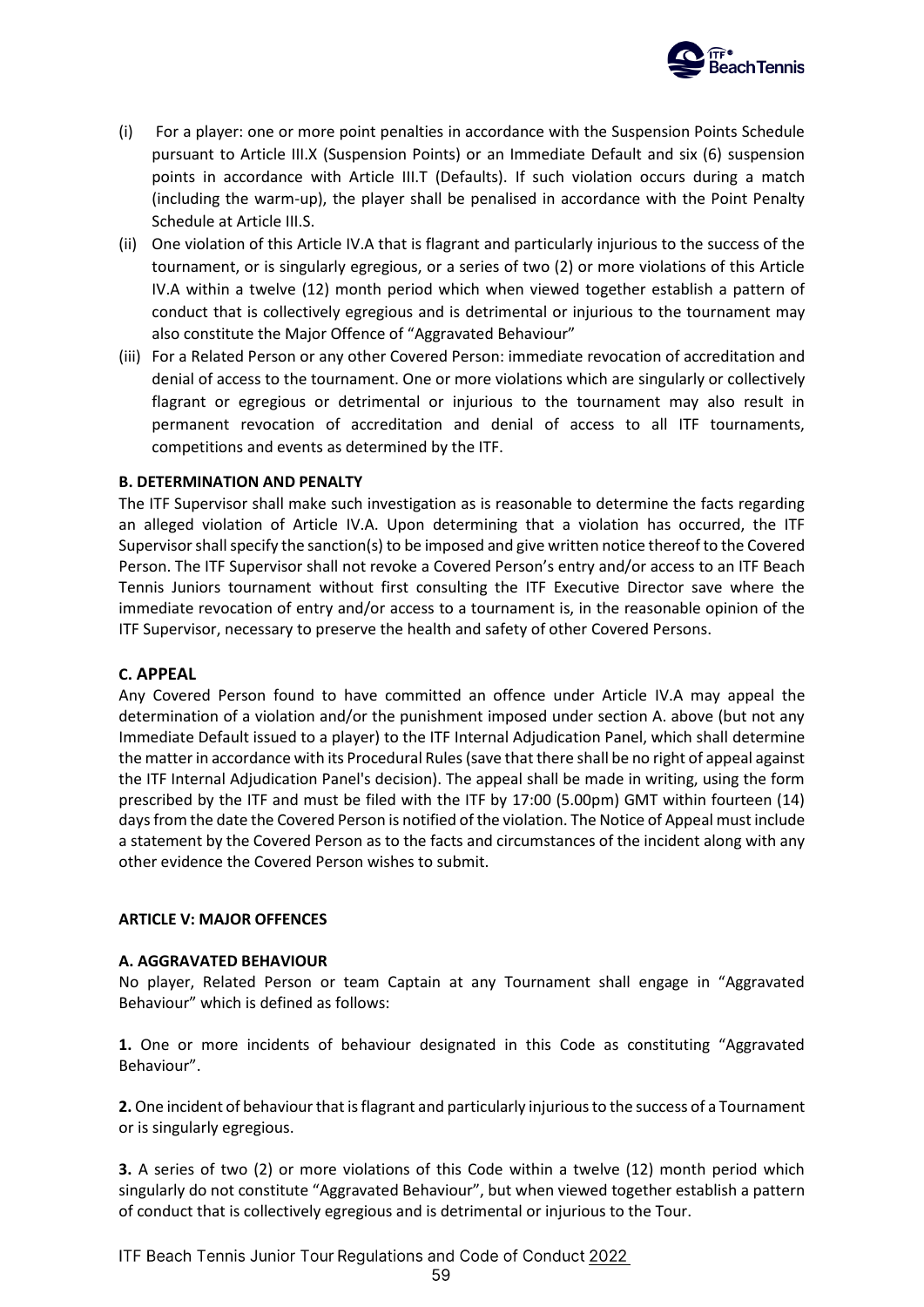(i) For a player: one or more point penalties in accordance with the Suspension Points Schedule pursuant to Article III.X (Suspension Points) or an Immediate Default and six (6) suspension points in accordance with Article III.T (Defaults). If such violation occurs during a match (including the warm-up), the player shall be penalised in accordance with the Point Penalty Schedule at Article III.S.

(ii) One violation of this Article IV.A that is flagrant and particularly injurious to the success of the tournament, or is singularly egregious, or a series of two (2) or more violations of this Article IV.A within a twelve (12) month period which when viewed together establish a pattern of conduct that is collectively egregious and is detrimental or injurious to the tournament may also constitute the Major Offence of "Aggravated Behaviour"

(iii) For a Related Person or any other Covered Person: immediate revocation of accreditation and denial of access to the tournament. One or more violations which are singularly or collectively flagrant or egregious or detrimental or injurious to the tournament may also result in permanent revocation of accreditation and denial of access to all ITF tournaments, competitions and events as determined by the ITF.

**B. DETERMINATION AND PENALTY**

The ITF Supervisor shall make such investigation as is reasonable to determine the facts regarding an alleged violation of Article IV.A. Upon determining that a violation has occurred, the ITF Supervisor shall specify the sanction(s) to be imposed and give written notice thereof to the Covered Person. The ITF Supervisor shall not revoke a Covered Person's entry and/or access to an ITF Beach Tennis Juniors tournament without first consulting the ITF Executive Director save where the immediate revocation of entry and/or access to a tournament is, in the reasonable opinion of the ITF Supervisor, necessary to preserve the health and safety of other Covered Persons.

**C. APPEAL**

Any Covered Person found to have committed an offence under Article IV.A may appeal the determination of a violation and/or the punishment imposed under section A. above (but not any Immediate Default issued to a player) to the ITF Internal Adjudication Panel, which shall determine the matter in accordance with its Procedural Rules (save that there shall be no right of appeal against the ITF Internal Adjudication Panel's decision). The appeal shall be made in writing, using the form prescribed by the ITF and must be filed with the ITF by 17:00 (5.00pm) GMT within fourteen (14) days from the date the Covered Person is notified of the violation. The Notice of Appeal must include a statement by the Covered Person as to the facts and circumstances of the incident along with any other evidence the Covered Person wishes to submit.

**ARTICLE V: MAJOR OFFENCES**

**A. AGGRAVATED BEHAVIOUR**

No player, Related Person or team Captain at any Tournament shall engage in "Aggravated Behaviour" which is defined as follows:

**1.** One or more incidents of behaviour designated in this Code as constituting "Aggravated Behaviour".

**2.** One incident of behaviour that is flagrant and particularly injurious to the success of a Tournament or is singularly egregious.

**3.** A series of two (2) or more violations of this Code within a twelve (12) month period which singularly do not constitute "Aggravated Behaviour", but when viewed together establish a pattern of conduct that is collectively egregious and is detrimental or injurious to the Tour.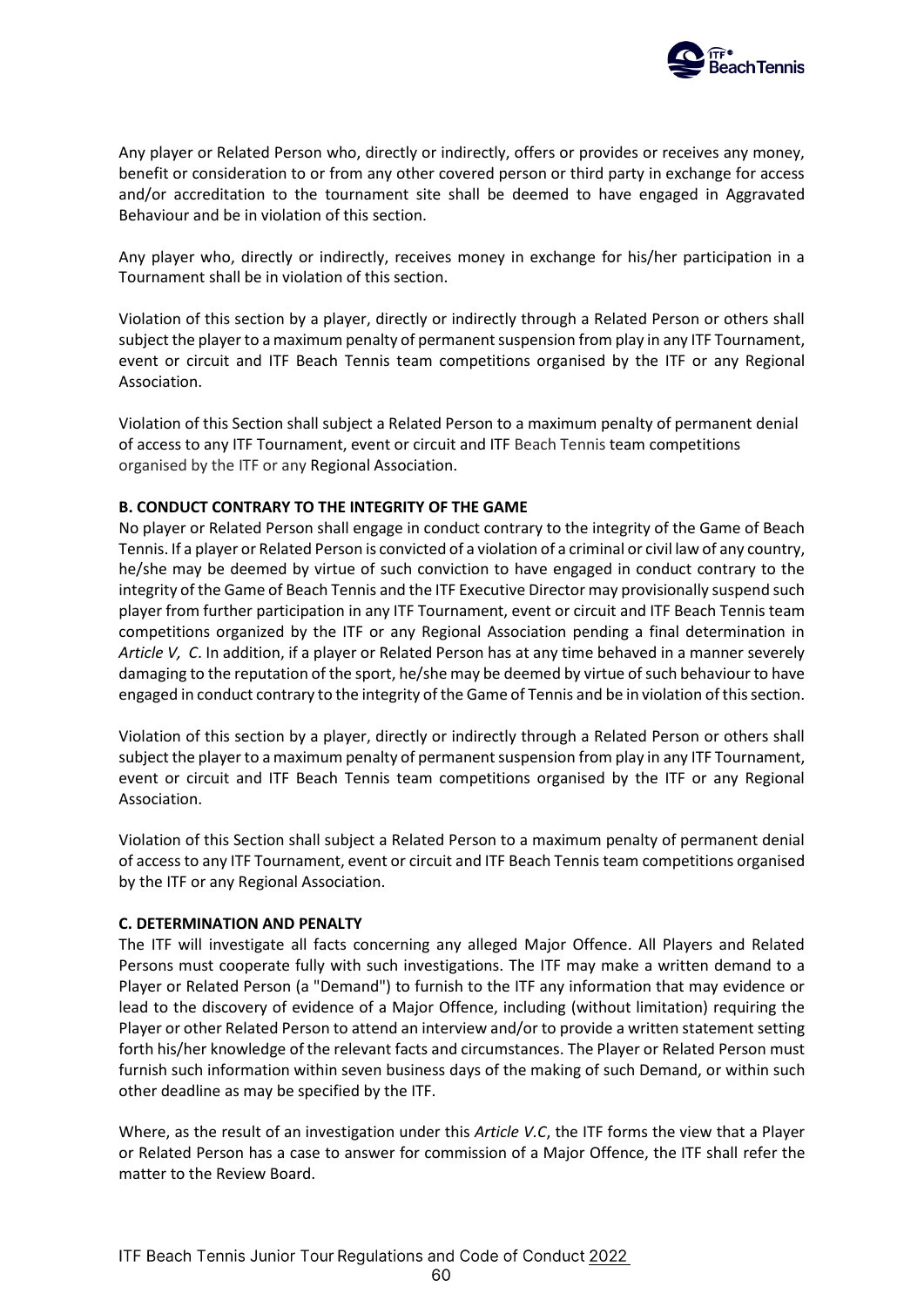Any player or Related Person who, directly or indirectly, offers or provides or receives any money, benefit or consideration to or from any other covered person or third party in exchange for access and/or accreditation to the tournament site shall be deemed to have engaged in Aggravated Behaviour and be in violation of this section.

Any player who, directly or indirectly, receives money in exchange for his/her participation in a Tournament shall be in violation of this section.

Violation of this section by a player, directly or indirectly through a Related Person or others shall subject the player to a maximum penalty of permanent suspension from play in any ITF Tournament, event or circuit and ITF Beach Tennis team competitions organised by the ITF or any Regional Association.

Violation of this Section shall subject a Related Person to a maximum penalty of permanent denial of access to any ITF Tournament, event or circuit and ITF Beach Tennis team competitions organised by the ITF or any Regional Association.

**B. CONDUCT CONTRARY TO THE INTEGRITY OF THE GAME**

No player or Related Person shall engage in conduct contrary to the integrity of the Game of Beach Tennis. If a player or Related Person is convicted of a violation of a criminal or civil law of any country, he/she may be deemed by virtue of such conviction to have engaged in conduct contrary to the integrity of the Game of Beach Tennis and the ITF Executive Director may provisionally suspend such player from further participation in any ITF Tournament, event or circuit and ITF Beach Tennis team competitions organized by the ITF or any Regional Association pending a final determination in *Article V, C*. In addition, if a player or Related Person has at any time behaved in a manner severely damaging to the reputation of the sport, he/she may be deemed by virtue of such behaviour to have engaged in conduct contrary to the integrity of the Game of Tennis and be in violation of this section.

Violation of this section by a player, directly or indirectly through a Related Person or others shall subject the player to a maximum penalty of permanent suspension from play in any ITF Tournament, event or circuit and ITF Beach Tennis team competitions organised by the ITF or any Regional Association.

Violation of this Section shall subject a Related Person to a maximum penalty of permanent denial of access to any ITF Tournament, event or circuit and ITF Beach Tennis team competitions organised by the ITF or any Regional Association.

**C. DETERMINATION AND PENALTY**

The ITF will investigate all facts concerning any alleged Major Offence. All Players and Related Persons must cooperate fully with such investigations. The ITF may make a written demand to a Player or Related Person (a "Demand") to furnish to the ITF any information that may evidence or lead to the discovery of evidence of a Major Offence, including (without limitation) requiring the Player or other Related Person to attend an interview and/or to provide a written statement setting forth his/her knowledge of the relevant facts and circumstances. The Player or Related Person must furnish such information within seven business days of the making of such Demand, or within such other deadline as may be specified by the ITF.

Where, as the result of an investigation under this *Article V.C*, the ITF forms the view that a Player or Related Person has a case to answer for commission of a Major Offence, the ITF shall refer the matter to the Review Board.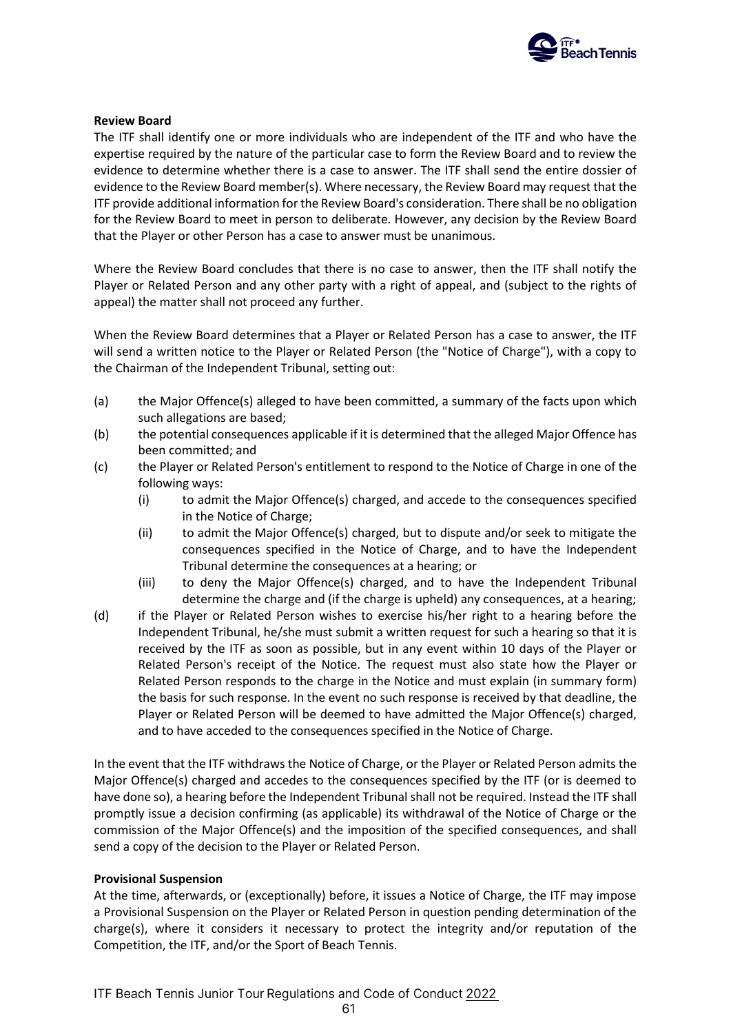**Review Board**

The ITF shall identify one or more individuals who are independent of the ITF and who have the expertise required by the nature of the particular case to form the Review Board and to review the evidence to determine whether there is a case to answer. The ITF shall send the entire dossier of evidence to the Review Board member(s). Where necessary, the Review Board may request that the ITF provide additional information for the Review Board's consideration. There shall be no obligation for the Review Board to meet in person to deliberate. However, any decision by the Review Board that the Player or other Person has a case to answer must be unanimous.

Where the Review Board concludes that there is no case to answer, then the ITF shall notify the Player or Related Person and any other party with a right of appeal, and (subject to the rights of appeal) the matter shall not proceed any further.

When the Review Board determines that a Player or Related Person has a case to answer, the ITF will send a written notice to the Player or Related Person (the "Notice of Charge"), with a copy to the Chairman of the Independent Tribunal, setting out:

(a) the Major Offence(s) alleged to have been committed, a summary of the facts upon which such allegations are based;

(b) the potential consequences applicable if it is determined that the alleged Major Offence has been committed; and

(c) the Player or Related Person's entitlement to respond to the Notice of Charge in one of the following ways:

  (i) to admit the Major Offence(s) charged, and accede to the consequences specified in the Notice of Charge;

  (ii) to admit the Major Offence(s) charged, but to dispute and/or seek to mitigate the consequences specified in the Notice of Charge, and to have the Independent Tribunal determine the consequences at a hearing; or

  (iii) to deny the Major Offence(s) charged, and to have the Independent Tribunal determine the charge and (if the charge is upheld) any consequences, at a hearing;

(d) if the Player or Related Person wishes to exercise his/her right to a hearing before the Independent Tribunal, he/she must submit a written request for such a hearing so that it is received by the ITF as soon as possible, but in any event within 10 days of the Player or Related Person's receipt of the Notice. The request must also state how the Player or Related Person responds to the charge in the Notice and must explain (in summary form) the basis for such response. In the event no such response is received by that deadline, the Player or Related Person will be deemed to have admitted the Major Offence(s) charged, and to have acceded to the consequences specified in the Notice of Charge.

In the event that the ITF withdraws the Notice of Charge, or the Player or Related Person admits the Major Offence(s) charged and accedes to the consequences specified by the ITF (or is deemed to have done so), a hearing before the Independent Tribunal shall not be required. Instead the ITF shall promptly issue a decision confirming (as applicable) its withdrawal of the Notice of Charge or the commission of the Major Offence(s) and the imposition of the specified consequences, and shall send a copy of the decision to the Player or Related Person.

**Provisional Suspension**

At the time, afterwards, or (exceptionally) before, it issues a Notice of Charge, the ITF may impose a Provisional Suspension on the Player or Related Person in question pending determination of the charge(s), where it considers it necessary to protect the integrity and/or reputation of the Competition, the ITF, and/or the Sport of Beach Tennis.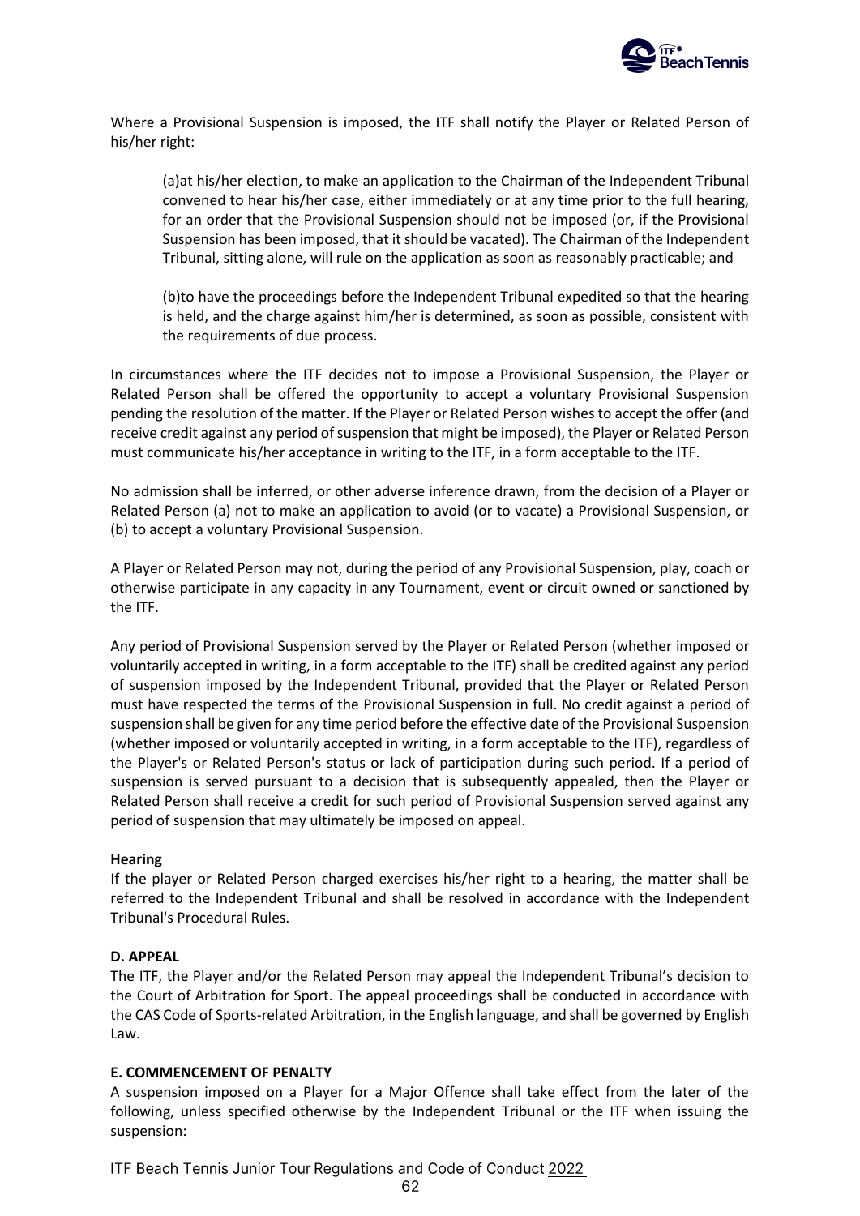Where a Provisional Suspension is imposed, the ITF shall notify the Player or Related Person of his/her right:

(a)at his/her election, to make an application to the Chairman of the Independent Tribunal convened to hear his/her case, either immediately or at any time prior to the full hearing, for an order that the Provisional Suspension should not be imposed (or, if the Provisional Suspension has been imposed, that it should be vacated). The Chairman of the Independent Tribunal, sitting alone, will rule on the application as soon as reasonably practicable; and

(b)to have the proceedings before the Independent Tribunal expedited so that the hearing is held, and the charge against him/her is determined, as soon as possible, consistent with the requirements of due process.

In circumstances where the ITF decides not to impose a Provisional Suspension, the Player or Related Person shall be offered the opportunity to accept a voluntary Provisional Suspension pending the resolution of the matter. If the Player or Related Person wishes to accept the offer (and receive credit against any period of suspension that might be imposed), the Player or Related Person must communicate his/her acceptance in writing to the ITF, in a form acceptable to the ITF.

No admission shall be inferred, or other adverse inference drawn, from the decision of a Player or Related Person (a) not to make an application to avoid (or to vacate) a Provisional Suspension, or (b) to accept a voluntary Provisional Suspension.

A Player or Related Person may not, during the period of any Provisional Suspension, play, coach or otherwise participate in any capacity in any Tournament, event or circuit owned or sanctioned by the ITF.

Any period of Provisional Suspension served by the Player or Related Person (whether imposed or voluntarily accepted in writing, in a form acceptable to the ITF) shall be credited against any period of suspension imposed by the Independent Tribunal, provided that the Player or Related Person must have respected the terms of the Provisional Suspension in full. No credit against a period of suspension shall be given for any time period before the effective date of the Provisional Suspension (whether imposed or voluntarily accepted in writing, in a form acceptable to the ITF), regardless of the Player's or Related Person's status or lack of participation during such period. If a period of suspension is served pursuant to a decision that is subsequently appealed, then the Player or Related Person shall receive a credit for such period of Provisional Suspension served against any period of suspension that may ultimately be imposed on appeal.

**Hearing**

If the player or Related Person charged exercises his/her right to a hearing, the matter shall be referred to the Independent Tribunal and shall be resolved in accordance with the Independent Tribunal's Procedural Rules.

**D. APPEAL**

The ITF, the Player and/or the Related Person may appeal the Independent Tribunal's decision to the Court of Arbitration for Sport. The appeal proceedings shall be conducted in accordance with the CAS Code of Sports-related Arbitration, in the English language, and shall be governed by English Law.

**E. COMMENCEMENT OF PENALTY**

A suspension imposed on a Player for a Major Offence shall take effect from the later of the following, unless specified otherwise by the Independent Tribunal or the ITF when issuing the suspension: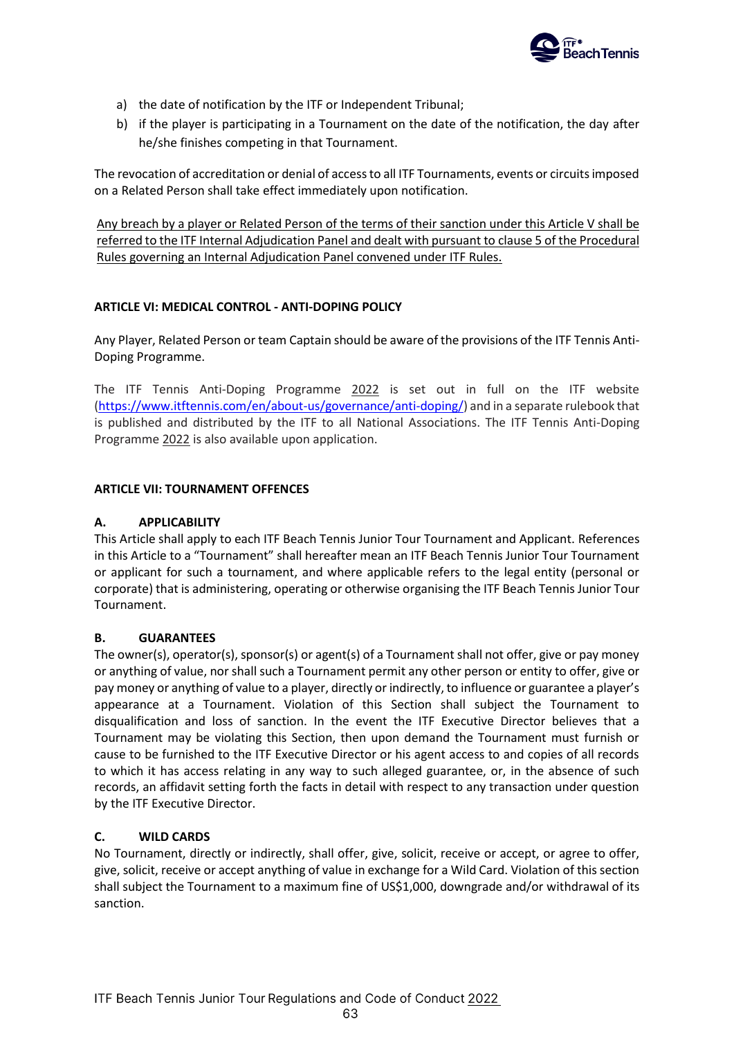a) the date of notification by the ITF or Independent Tribunal;
b) if the player is participating in a Tournament on the date of the notification, the day after he/she finishes competing in that Tournament.

The revocation of accreditation or denial of access to all ITF Tournaments, events or circuits imposed on a Related Person shall take effect immediately upon notification.

Any breach by a player or Related Person of the terms of their sanction under this Article V shall be referred to the ITF Internal Adjudication Panel and dealt with pursuant to clause 5 of the Procedural Rules governing an Internal Adjudication Panel convened under ITF Rules.

## ARTICLE VI: MEDICAL CONTROL - ANTI-DOPING POLICY

Any Player, Related Person or team Captain should be aware of the provisions of the ITF Tennis Anti-Doping Programme.

The ITF Tennis Anti-Doping Programme 2022 is set out in full on the ITF website (https://www.itftennis.com/en/about-us/governance/anti-doping/) and in a separate rulebook that is published and distributed by the ITF to all National Associations. The ITF Tennis Anti-Doping Programme 2022 is also available upon application.

## ARTICLE VII: TOURNAMENT OFFENCES

### A. APPLICABILITY

This Article shall apply to each ITF Beach Tennis Junior Tour Tournament and Applicant. References in this Article to a "Tournament" shall hereafter mean an ITF Beach Tennis Junior Tour Tournament or applicant for such a tournament, and where applicable refers to the legal entity (personal or corporate) that is administering, operating or otherwise organising the ITF Beach Tennis Junior Tour Tournament.

### B. GUARANTEES

The owner(s), operator(s), sponsor(s) or agent(s) of a Tournament shall not offer, give or pay money or anything of value, nor shall such a Tournament permit any other person or entity to offer, give or pay money or anything of value to a player, directly or indirectly, to influence or guarantee a player's appearance at a Tournament. Violation of this Section shall subject the Tournament to disqualification and loss of sanction. In the event the ITF Executive Director believes that a Tournament may be violating this Section, then upon demand the Tournament must furnish or cause to be furnished to the ITF Executive Director or his agent access to and copies of all records to which it has access relating in any way to such alleged guarantee, or, in the absence of such records, an affidavit setting forth the facts in detail with respect to any transaction under question by the ITF Executive Director.

### C. WILD CARDS

No Tournament, directly or indirectly, shall offer, give, solicit, receive or accept, or agree to offer, give, solicit, receive or accept anything of value in exchange for a Wild Card. Violation of this section shall subject the Tournament to a maximum fine of US$1,000, downgrade and/or withdrawal of its sanction.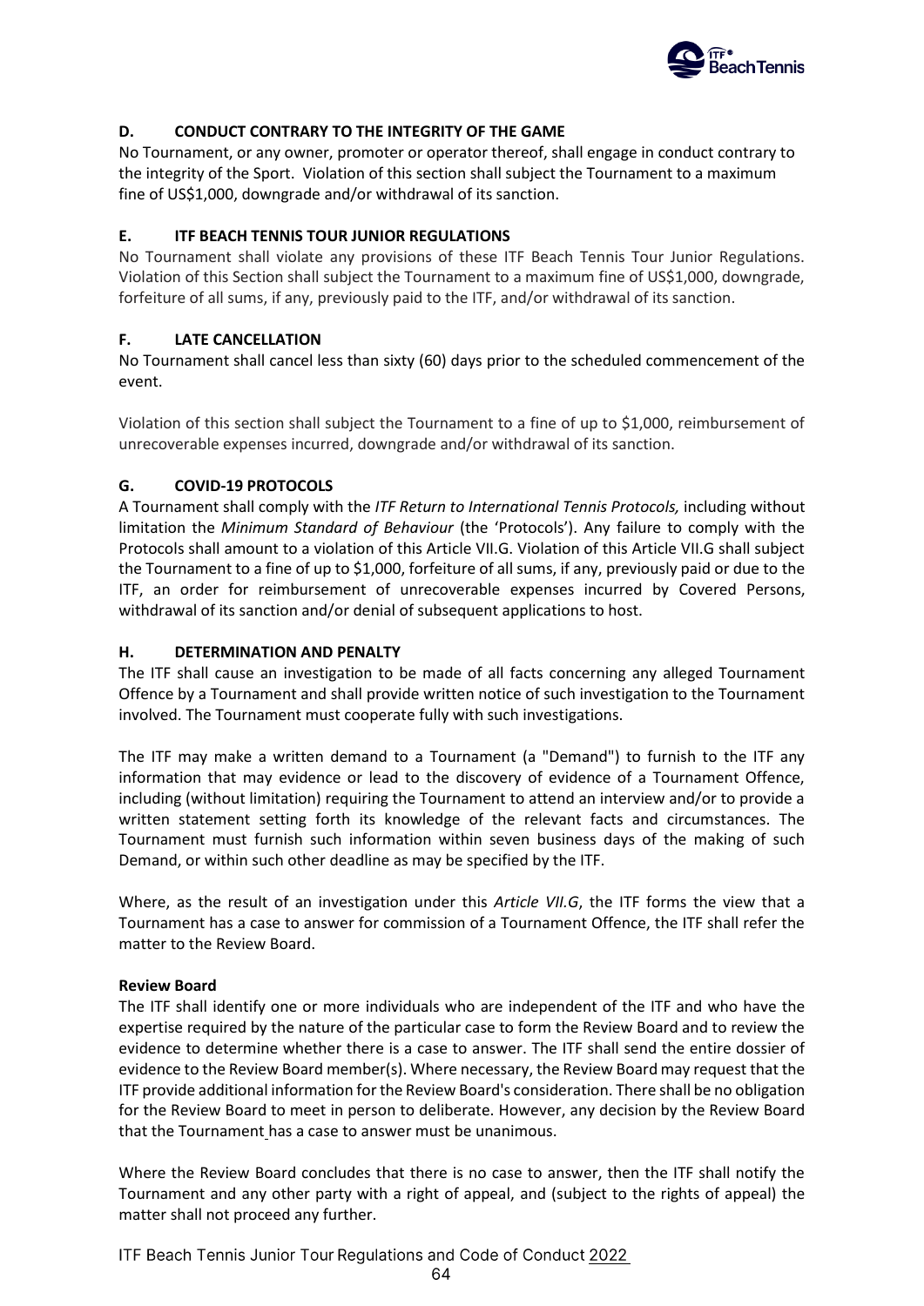### D. CONDUCT CONTRARY TO THE INTEGRITY OF THE GAME

No Tournament, or any owner, promoter or operator thereof, shall engage in conduct contrary to the integrity of the Sport. Violation of this section shall subject the Tournament to a maximum fine of US$1,000, downgrade and/or withdrawal of its sanction.

### E. ITF BEACH TENNIS TOUR JUNIOR REGULATIONS

No Tournament shall violate any provisions of these ITF Beach Tennis Tour Junior Regulations. Violation of this Section shall subject the Tournament to a maximum fine of US$1,000, downgrade, forfeiture of all sums, if any, previously paid to the ITF, and/or withdrawal of its sanction.

### F. LATE CANCELLATION

No Tournament shall cancel less than sixty (60) days prior to the scheduled commencement of the event.

Violation of this section shall subject the Tournament to a fine of up to $1,000, reimbursement of unrecoverable expenses incurred, downgrade and/or withdrawal of its sanction.

### G. COVID-19 PROTOCOLS

A Tournament shall comply with the *ITF Return to International Tennis Protocols,* including without limitation the *Minimum Standard of Behaviour* (the 'Protocols'). Any failure to comply with the Protocols shall amount to a violation of this Article VII.G. Violation of this Article VII.G shall subject the Tournament to a fine of up to $1,000, forfeiture of all sums, if any, previously paid or due to the ITF, an order for reimbursement of unrecoverable expenses incurred by Covered Persons, withdrawal of its sanction and/or denial of subsequent applications to host.

### H. DETERMINATION AND PENALTY

The ITF shall cause an investigation to be made of all facts concerning any alleged Tournament Offence by a Tournament and shall provide written notice of such investigation to the Tournament involved. The Tournament must cooperate fully with such investigations.

The ITF may make a written demand to a Tournament (a "Demand") to furnish to the ITF any information that may evidence or lead to the discovery of evidence of a Tournament Offence, including (without limitation) requiring the Tournament to attend an interview and/or to provide a written statement setting forth its knowledge of the relevant facts and circumstances. The Tournament must furnish such information within seven business days of the making of such Demand, or within such other deadline as may be specified by the ITF.

Where, as the result of an investigation under this *Article VII.G*, the ITF forms the view that a Tournament has a case to answer for commission of a Tournament Offence, the ITF shall refer the matter to the Review Board.

**Review Board**

The ITF shall identify one or more individuals who are independent of the ITF and who have the expertise required by the nature of the particular case to form the Review Board and to review the evidence to determine whether there is a case to answer. The ITF shall send the entire dossier of evidence to the Review Board member(s). Where necessary, the Review Board may request that the ITF provide additional information for the Review Board's consideration. There shall be no obligation for the Review Board to meet in person to deliberate. However, any decision by the Review Board that the Tournament has a case to answer must be unanimous.

Where the Review Board concludes that there is no case to answer, then the ITF shall notify the Tournament and any other party with a right of appeal, and (subject to the rights of appeal) the matter shall not proceed any further.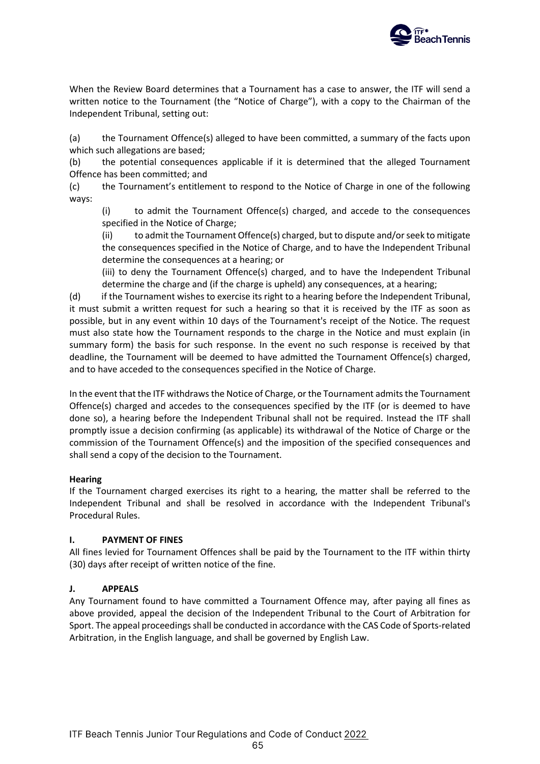When the Review Board determines that a Tournament has a case to answer, the ITF will send a written notice to the Tournament (the "Notice of Charge"), with a copy to the Chairman of the Independent Tribunal, setting out:

(a) the Tournament Offence(s) alleged to have been committed, a summary of the facts upon which such allegations are based;

(b) the potential consequences applicable if it is determined that the alleged Tournament Offence has been committed; and

(c) the Tournament's entitlement to respond to the Notice of Charge in one of the following ways:

> (i) to admit the Tournament Offence(s) charged, and accede to the consequences specified in the Notice of Charge;
>
> (ii) to admit the Tournament Offence(s) charged, but to dispute and/or seek to mitigate the consequences specified in the Notice of Charge, and to have the Independent Tribunal determine the consequences at a hearing; or
>
> (iii) to deny the Tournament Offence(s) charged, and to have the Independent Tribunal determine the charge and (if the charge is upheld) any consequences, at a hearing;

(d) if the Tournament wishes to exercise its right to a hearing before the Independent Tribunal, it must submit a written request for such a hearing so that it is received by the ITF as soon as possible, but in any event within 10 days of the Tournament's receipt of the Notice. The request must also state how the Tournament responds to the charge in the Notice and must explain (in summary form) the basis for such response. In the event no such response is received by that deadline, the Tournament will be deemed to have admitted the Tournament Offence(s) charged, and to have acceded to the consequences specified in the Notice of Charge.

In the event that the ITF withdraws the Notice of Charge, or the Tournament admits the Tournament Offence(s) charged and accedes to the consequences specified by the ITF (or is deemed to have done so), a hearing before the Independent Tribunal shall not be required. Instead the ITF shall promptly issue a decision confirming (as applicable) its withdrawal of the Notice of Charge or the commission of the Tournament Offence(s) and the imposition of the specified consequences and shall send a copy of the decision to the Tournament.

**Hearing**

If the Tournament charged exercises its right to a hearing, the matter shall be referred to the Independent Tribunal and shall be resolved in accordance with the Independent Tribunal's Procedural Rules.

## I. PAYMENT OF FINES

All fines levied for Tournament Offences shall be paid by the Tournament to the ITF within thirty (30) days after receipt of written notice of the fine.

## J. APPEALS

Any Tournament found to have committed a Tournament Offence may, after paying all fines as above provided, appeal the decision of the Independent Tribunal to the Court of Arbitration for Sport. The appeal proceedings shall be conducted in accordance with the CAS Code of Sports-related Arbitration, in the English language, and shall be governed by English Law.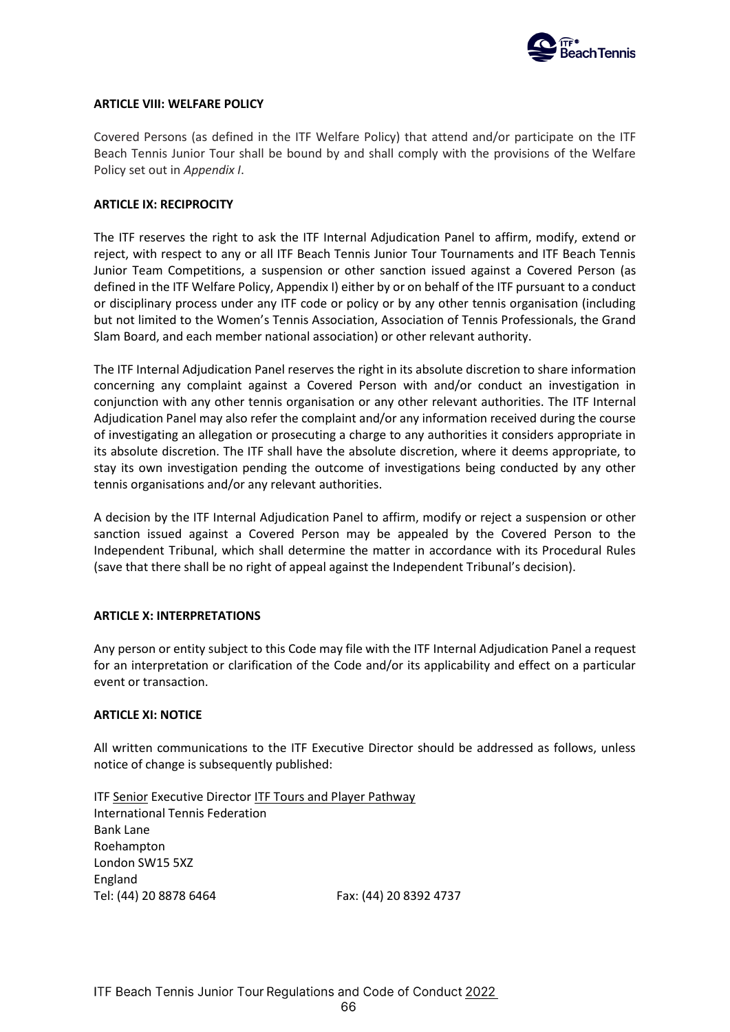**ARTICLE VIII: WELFARE POLICY**

Covered Persons (as defined in the ITF Welfare Policy) that attend and/or participate on the ITF Beach Tennis Junior Tour shall be bound by and shall comply with the provisions of the Welfare Policy set out in *Appendix I*.

**ARTICLE IX: RECIPROCITY**

The ITF reserves the right to ask the ITF Internal Adjudication Panel to affirm, modify, extend or reject, with respect to any or all ITF Beach Tennis Junior Tour Tournaments and ITF Beach Tennis Junior Team Competitions, a suspension or other sanction issued against a Covered Person (as defined in the ITF Welfare Policy, Appendix I) either by or on behalf of the ITF pursuant to a conduct or disciplinary process under any ITF code or policy or by any other tennis organisation (including but not limited to the Women's Tennis Association, Association of Tennis Professionals, the Grand Slam Board, and each member national association) or other relevant authority.

The ITF Internal Adjudication Panel reserves the right in its absolute discretion to share information concerning any complaint against a Covered Person with and/or conduct an investigation in conjunction with any other tennis organisation or any other relevant authorities. The ITF Internal Adjudication Panel may also refer the complaint and/or any information received during the course of investigating an allegation or prosecuting a charge to any authorities it considers appropriate in its absolute discretion. The ITF shall have the absolute discretion, where it deems appropriate, to stay its own investigation pending the outcome of investigations being conducted by any other tennis organisations and/or any relevant authorities.

A decision by the ITF Internal Adjudication Panel to affirm, modify or reject a suspension or other sanction issued against a Covered Person may be appealed by the Covered Person to the Independent Tribunal, which shall determine the matter in accordance with its Procedural Rules (save that there shall be no right of appeal against the Independent Tribunal's decision).

**ARTICLE X: INTERPRETATIONS**

Any person or entity subject to this Code may file with the ITF Internal Adjudication Panel a request for an interpretation or clarification of the Code and/or its applicability and effect on a particular event or transaction.

**ARTICLE XI: NOTICE**

All written communications to the ITF Executive Director should be addressed as follows, unless notice of change is subsequently published:

ITF Senior Executive Director ITF Tours and Player Pathway
International Tennis Federation
Bank Lane
Roehampton
London SW15 5XZ
England
Tel: (44) 20 8878 6464 Fax: (44) 20 8392 4737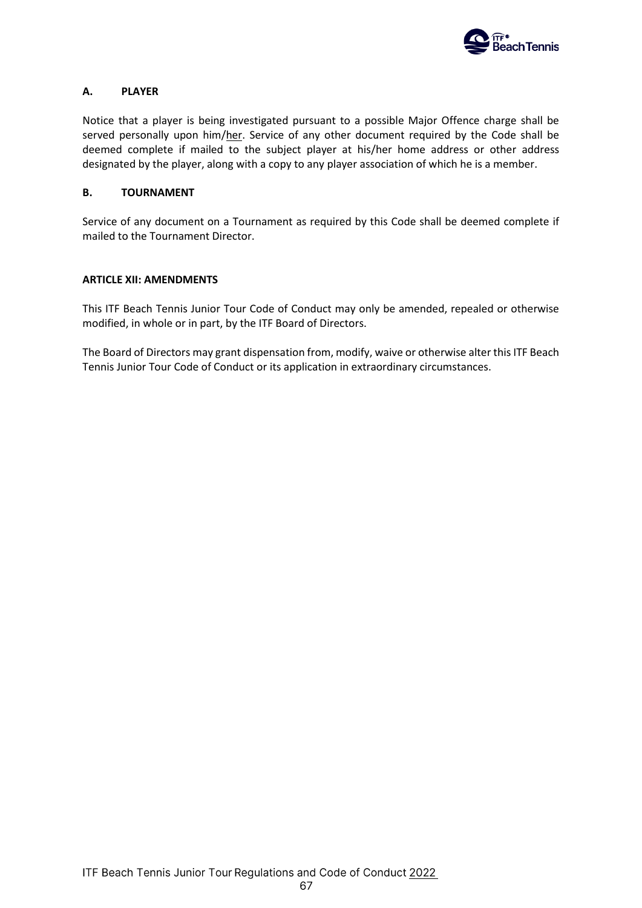### A. PLAYER

Notice that a player is being investigated pursuant to a possible Major Offence charge shall be served personally upon him/her. Service of any other document required by the Code shall be deemed complete if mailed to the subject player at his/her home address or other address designated by the player, along with a copy to any player association of which he is a member.

### B. TOURNAMENT

Service of any document on a Tournament as required by this Code shall be deemed complete if mailed to the Tournament Director.

## ARTICLE XII: AMENDMENTS

This ITF Beach Tennis Junior Tour Code of Conduct may only be amended, repealed or otherwise modified, in whole or in part, by the ITF Board of Directors.

The Board of Directors may grant dispensation from, modify, waive or otherwise alter this ITF Beach Tennis Junior Tour Code of Conduct or its application in extraordinary circumstances.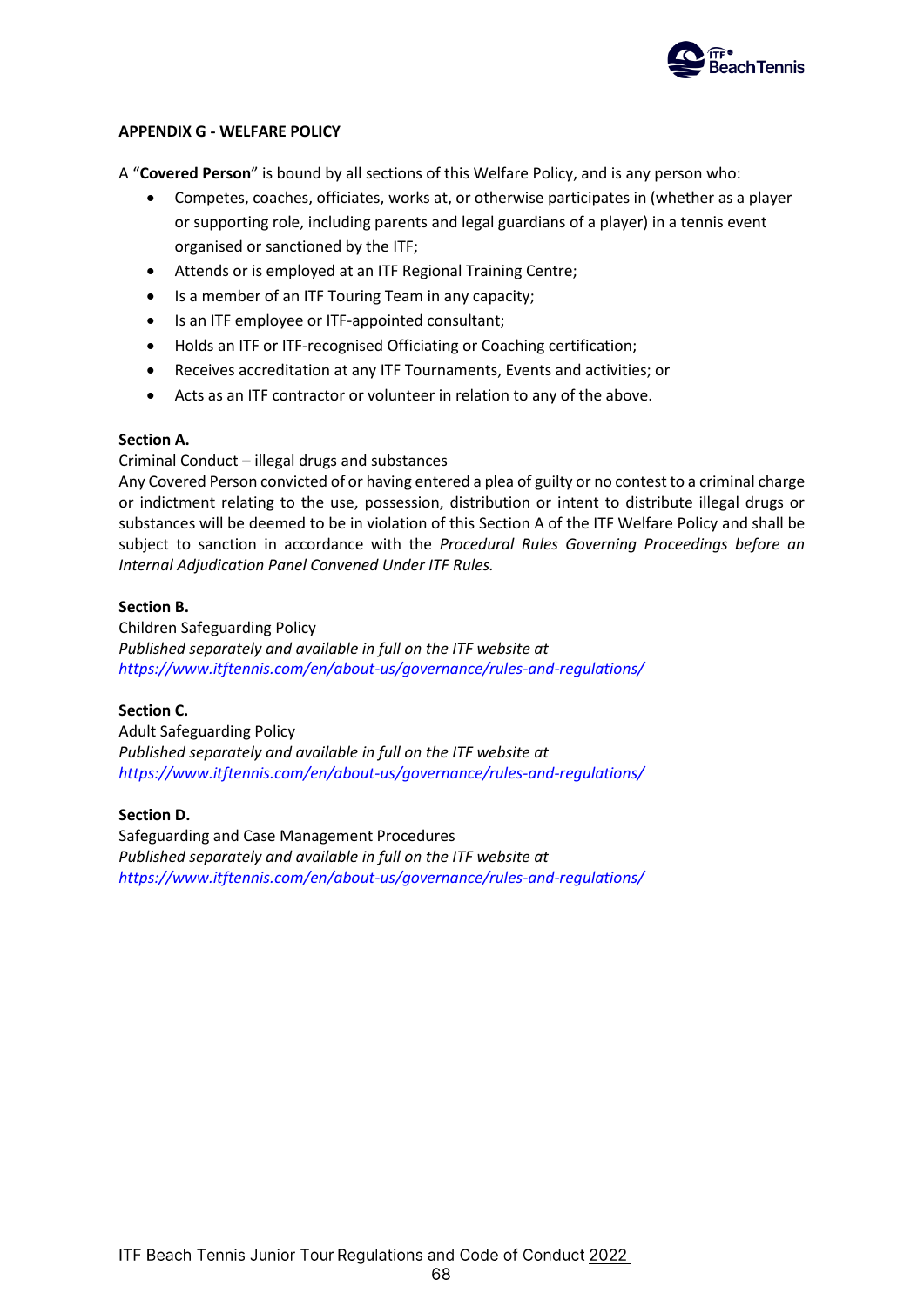## APPENDIX G - WELFARE POLICY

A "**Covered Person**" is bound by all sections of this Welfare Policy, and is any person who:

- Competes, coaches, officiates, works at, or otherwise participates in (whether as a player or supporting role, including parents and legal guardians of a player) in a tennis event organised or sanctioned by the ITF;
- Attends or is employed at an ITF Regional Training Centre;
- Is a member of an ITF Touring Team in any capacity;
- Is an ITF employee or ITF-appointed consultant;
- Holds an ITF or ITF-recognised Officiating or Coaching certification;
- Receives accreditation at any ITF Tournaments, Events and activities; or
- Acts as an ITF contractor or volunteer in relation to any of the above.

**Section A.**
Criminal Conduct – illegal drugs and substances
Any Covered Person convicted of or having entered a plea of guilty or no contest to a criminal charge or indictment relating to the use, possession, distribution or intent to distribute illegal drugs or substances will be deemed to be in violation of this Section A of the ITF Welfare Policy and shall be subject to sanction in accordance with the *Procedural Rules Governing Proceedings before an Internal Adjudication Panel Convened Under ITF Rules.*

**Section B.**
Children Safeguarding Policy
*Published separately and available in full on the ITF website at*
*https://www.itftennis.com/en/about-us/governance/rules-and-regulations/*

**Section C.**
Adult Safeguarding Policy
*Published separately and available in full on the ITF website at*
*https://www.itftennis.com/en/about-us/governance/rules-and-regulations/*

**Section D.**
Safeguarding and Case Management Procedures
*Published separately and available in full on the ITF website at*
*https://www.itftennis.com/en/about-us/governance/rules-and-regulations/*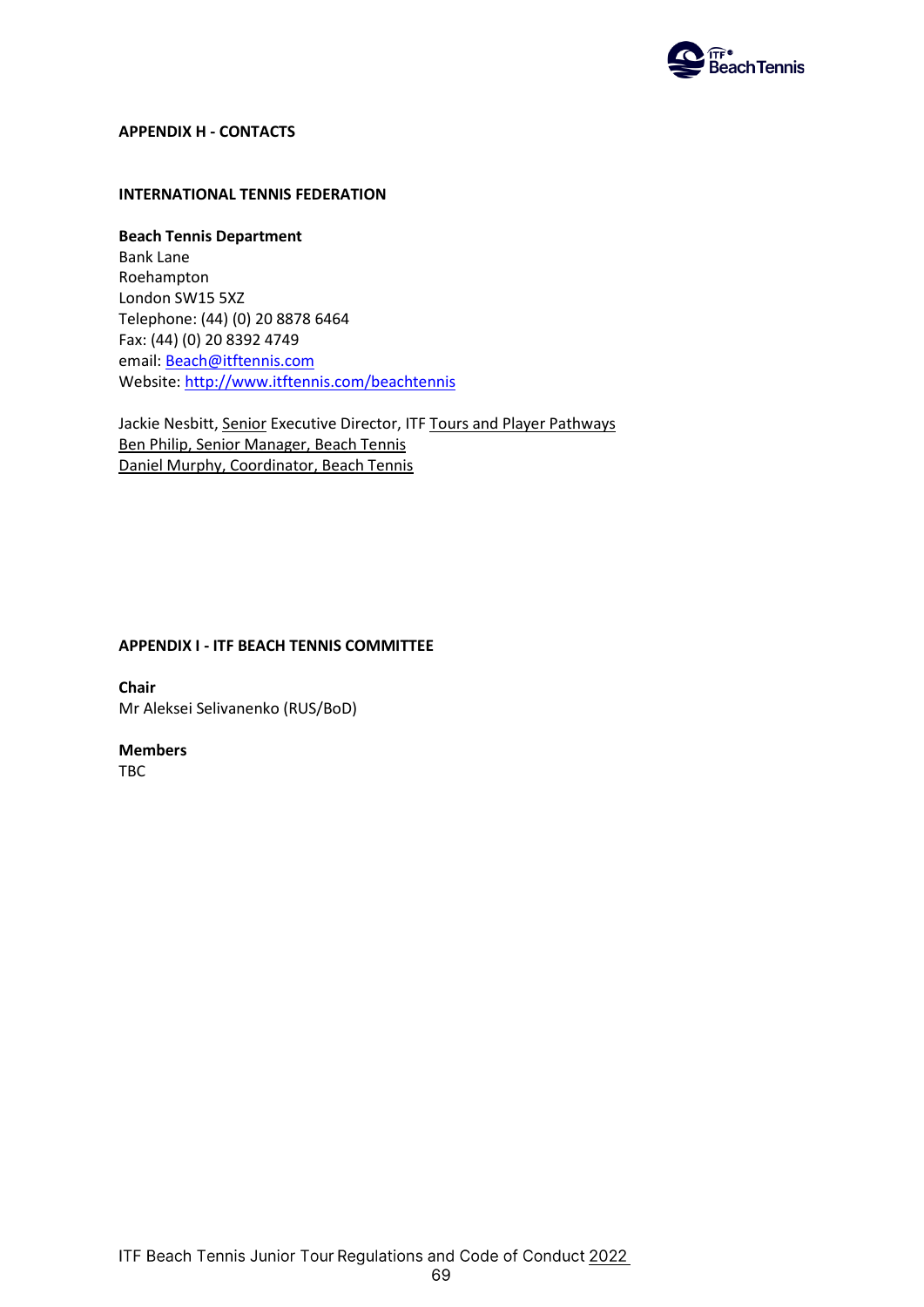## APPENDIX H - CONTACTS

### INTERNATIONAL TENNIS FEDERATION

**Beach Tennis Department**
Bank Lane
Roehampton
London SW15 5XZ
Telephone: (44) (0) 20 8878 6464
Fax: (44) (0) 20 8392 4749
email: Beach@itftennis.com
Website: http://www.itftennis.com/beachtennis

Jackie Nesbitt, Senior Executive Director, ITF Tours and Player Pathways
Ben Philip, Senior Manager, Beach Tennis
Daniel Murphy, Coordinator, Beach Tennis

## APPENDIX I - ITF BEACH TENNIS COMMITTEE

**Chair**
Mr Aleksei Selivanenko (RUS/BoD)

**Members**
TBC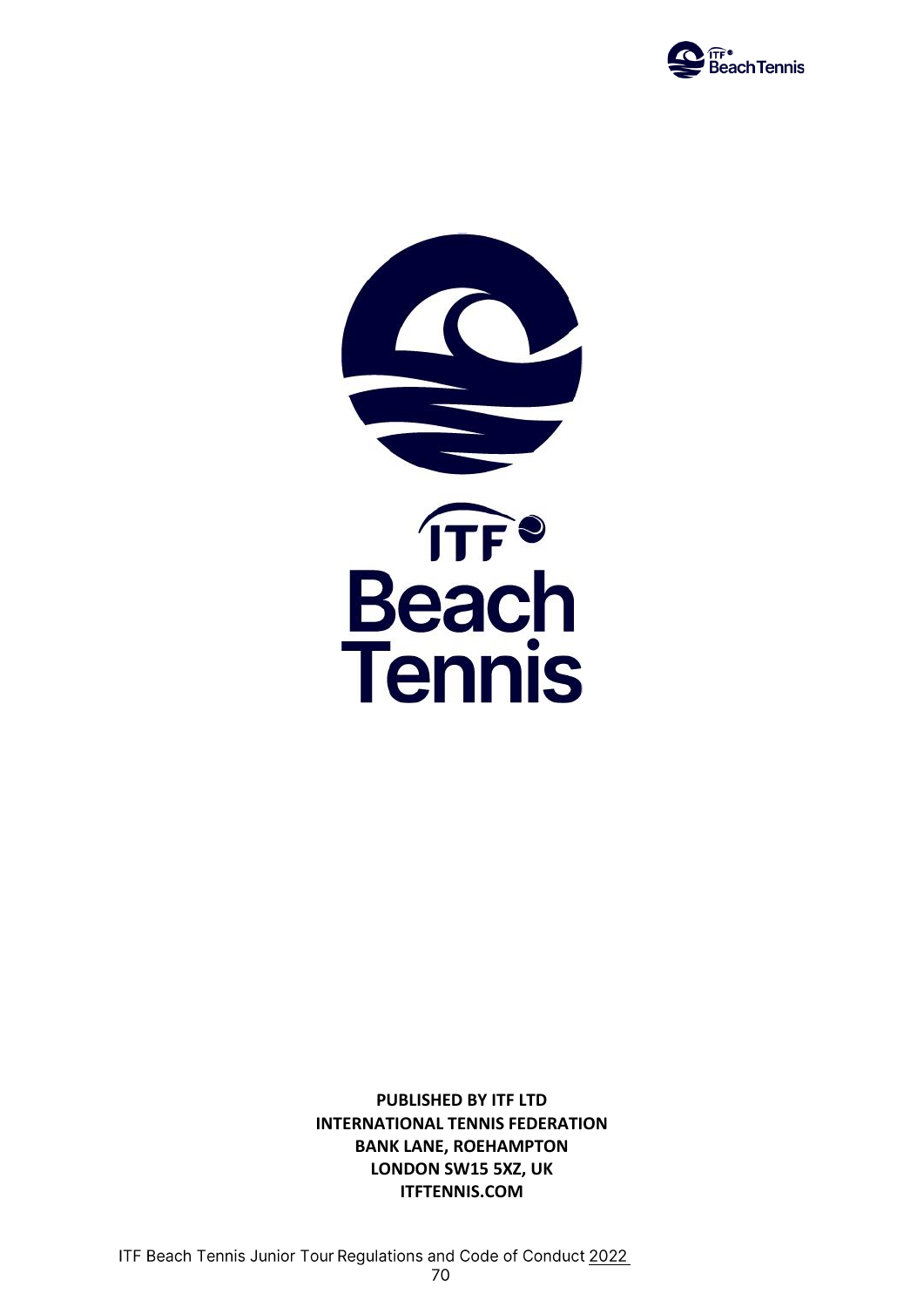ITF Beach Tennis

**PUBLISHED BY ITF LTD**
**INTERNATIONAL TENNIS FEDERATION**
**BANK LANE, ROEHAMPTON**
**LONDON SW15 5XZ, UK**
**ITFTENNIS.COM**